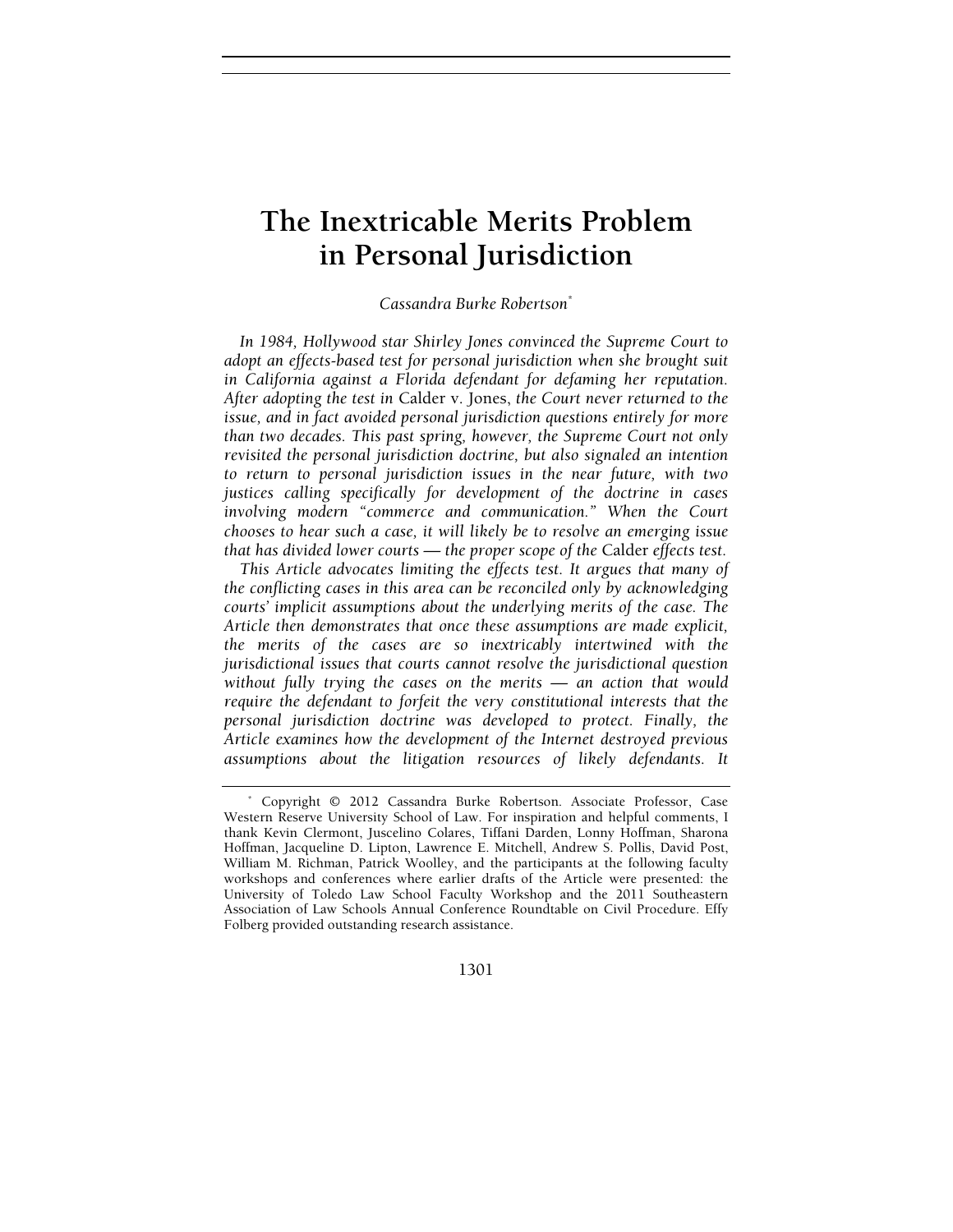# The Inextricable Merits Problem in Personal Jurisdiction

*Cassandra Burke Robertson*[*]

*In 1984, Hollywood star Shirley Jones convinced the Supreme Court to adopt an effects-based test for personal jurisdiction when she brought suit in California against a Florida defendant for defaming her reputation. After adopting the test in* Calder v. Jones, *the Court never returned to the issue, and in fact avoided personal jurisdiction questions entirely for more than two decades. This past spring, however, the Supreme Court not only revisited the personal jurisdiction doctrine, but also signaled an intention to return to personal jurisdiction issues in the near future, with two justices calling specifically for development of the doctrine in cases involving modern "commerce and communication." When the Court chooses to hear such a case, it will likely be to resolve an emerging issue that has divided lower courts — the proper scope of the* Calder *effects test.*

*This Article advocates limiting the effects test. It argues that many of the conflicting cases in this area can be reconciled only by acknowledging courts' implicit assumptions about the underlying merits of the case. The Article then demonstrates that once these assumptions are made explicit, the merits of the cases are so inextricably intertwined with the jurisdictional issues that courts cannot resolve the jurisdictional question without fully trying the cases on the merits — an action that would require the defendant to forfeit the very constitutional interests that the personal jurisdiction doctrine was developed to protect. Finally, the Article examines how the development of the Internet destroyed previous assumptions about the litigation resources of likely defendants. It*

[*] Copyright © 2012 Cassandra Burke Robertson. Associate Professor, Case Western Reserve University School of Law. For inspiration and helpful comments, I thank Kevin Clermont, Juscelino Colares, Tiffani Darden, Lonny Hoffman, Sharona Hoffman, Jacqueline D. Lipton, Lawrence E. Mitchell, Andrew S. Pollis, David Post, William M. Richman, Patrick Woolley, and the participants at the following faculty workshops and conferences where earlier drafts of the Article were presented: the University of Toledo Law School Faculty Workshop and the 2011 Southeastern Association of Law Schools Annual Conference Roundtable on Civil Procedure. Effy Folberg provided outstanding research assistance.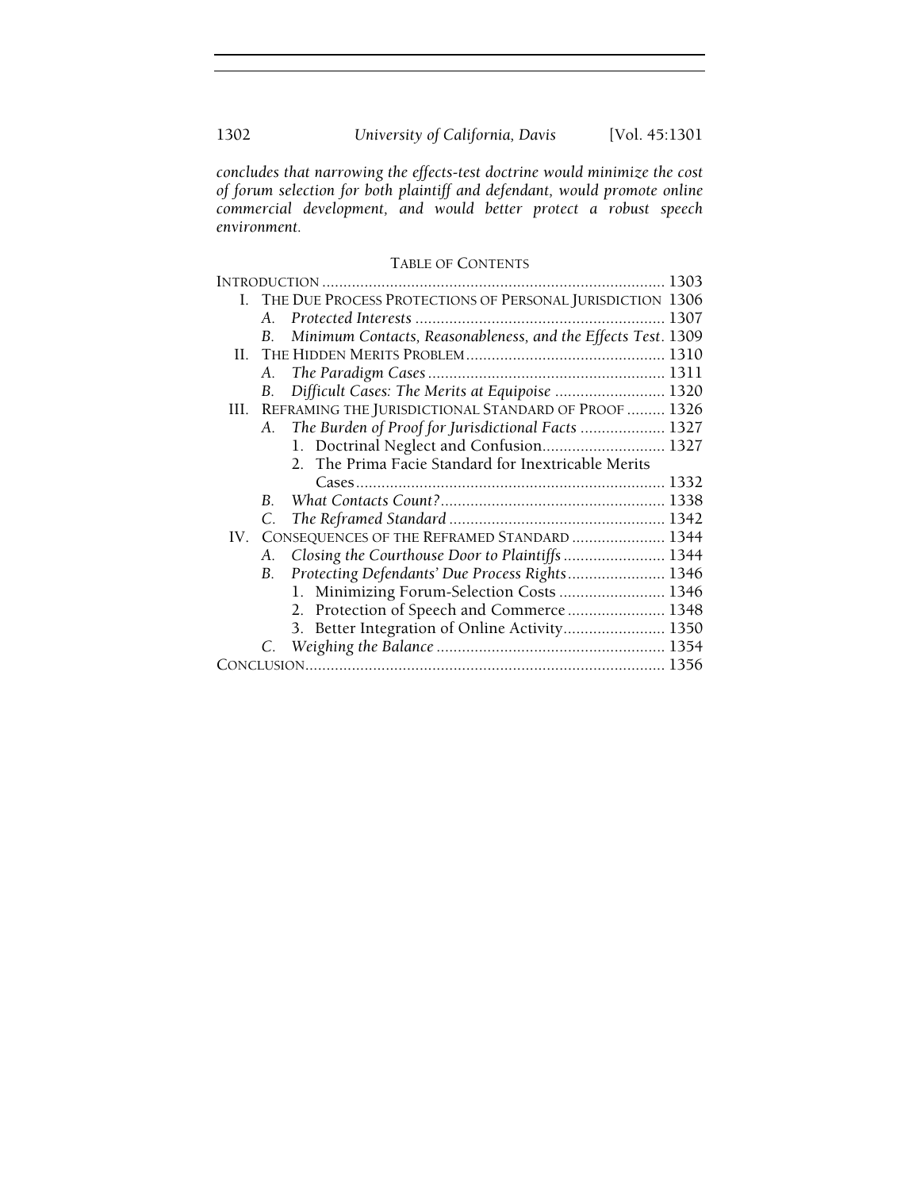*concludes that narrowing the effects-test doctrine would minimize the cost of forum selection for both plaintiff and defendant, would promote online commercial development, and would better protect a robust speech environment.*

## TABLE OF CONTENTS

INTRODUCTION ........ 1303

I. THE DUE PROCESS PROTECTIONS OF PERSONAL JURISDICTION 1306
   - A. *Protected Interests* ........ 1307
   - B. *Minimum Contacts, Reasonableness, and the Effects Test*. 1309

II. THE HIDDEN MERITS PROBLEM ........ 1310
   - A. *The Paradigm Cases* ........ 1311
   - B. *Difficult Cases: The Merits at Equipoise* ........ 1320

III. REFRAMING THE JURISDICTIONAL STANDARD OF PROOF ........ 1326
   - A. *The Burden of Proof for Jurisdictional Facts* ........ 1327
     1. Doctrinal Neglect and Confusion ........ 1327
     2. The Prima Facie Standard for Inextricable Merits Cases ........ 1332
   - B. *What Contacts Count?* ........ 1338
   - C. *The Reframed Standard* ........ 1342

IV. CONSEQUENCES OF THE REFRAMED STANDARD ........ 1344
   - A. *Closing the Courthouse Door to Plaintiffs* ........ 1344
   - B. *Protecting Defendants' Due Process Rights* ........ 1346
     1. Minimizing Forum-Selection Costs ........ 1346
     2. Protection of Speech and Commerce ........ 1348
     3. Better Integration of Online Activity ........ 1350
   - C. *Weighing the Balance* ........ 1354

CONCLUSION ........ 1356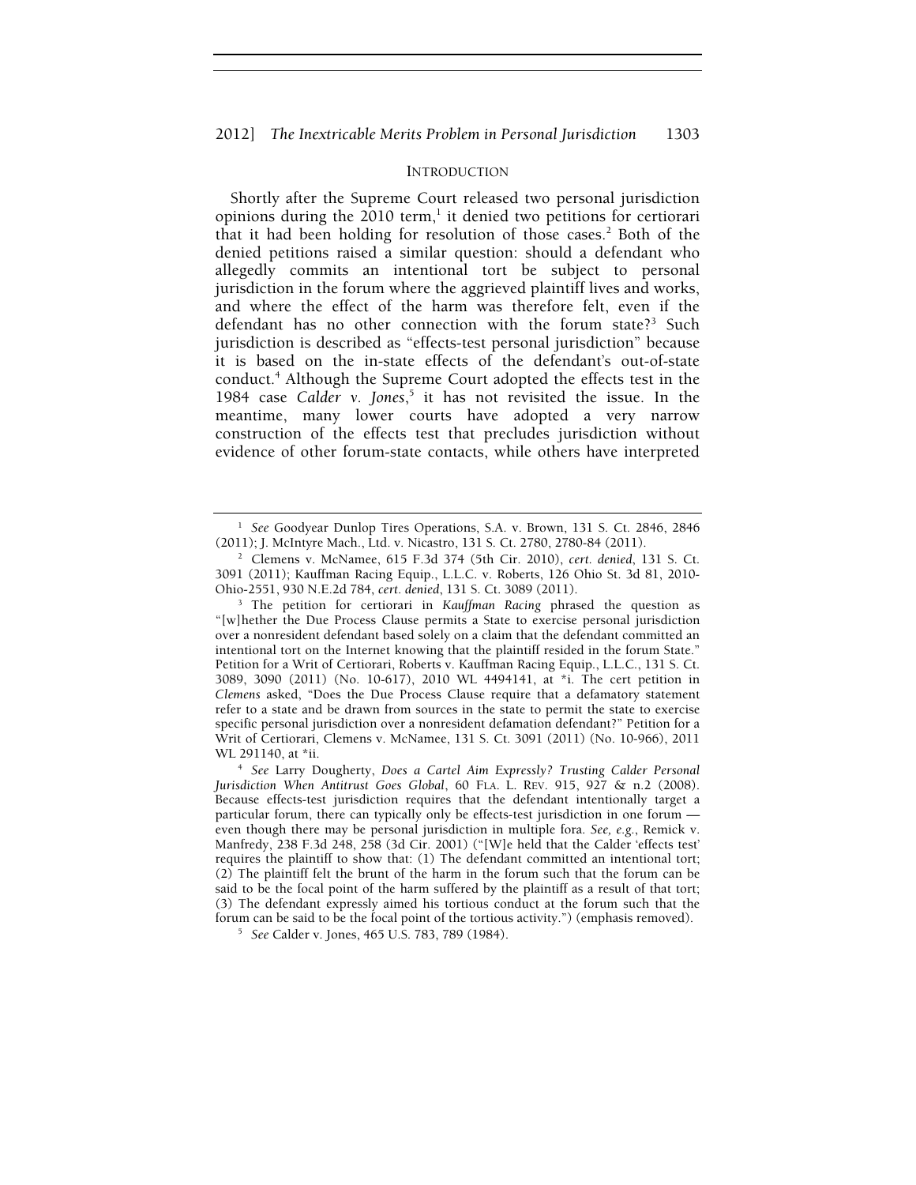## INTRODUCTION

Shortly after the Supreme Court released two personal jurisdiction opinions during the 2010 term,[1] it denied two petitions for certiorari that it had been holding for resolution of those cases.[2] Both of the denied petitions raised a similar question: should a defendant who allegedly commits an intentional tort be subject to personal jurisdiction in the forum where the aggrieved plaintiff lives and works, and where the effect of the harm was therefore felt, even if the defendant has no other connection with the forum state?[3] Such jurisdiction is described as "effects-test personal jurisdiction" because it is based on the in-state effects of the defendant's out-of-state conduct.[4] Although the Supreme Court adopted the effects test in the 1984 case *Calder v. Jones*,[5] it has not revisited the issue. In the meantime, many lower courts have adopted a very narrow construction of the effects test that precludes jurisdiction without evidence of other forum-state contacts, while others have interpreted

---

[1] *See* Goodyear Dunlop Tires Operations, S.A. v. Brown, 131 S. Ct. 2846, 2846 (2011); J. McIntyre Mach., Ltd. v. Nicastro, 131 S. Ct. 2780, 2780-84 (2011).

[2] Clemens v. McNamee, 615 F.3d 374 (5th Cir. 2010), *cert. denied*, 131 S. Ct. 3091 (2011); Kauffman Racing Equip., L.L.C. v. Roberts, 126 Ohio St. 3d 81, 2010-Ohio-2551, 930 N.E.2d 784, *cert. denied*, 131 S. Ct. 3089 (2011).

[3] The petition for certiorari in *Kauffman Racing* phrased the question as "[w]hether the Due Process Clause permits a State to exercise personal jurisdiction over a nonresident defendant based solely on a claim that the defendant committed an intentional tort on the Internet knowing that the plaintiff resided in the forum State." Petition for a Writ of Certiorari, Roberts v. Kauffman Racing Equip., L.L.C., 131 S. Ct. 3089, 3090 (2011) (No. 10-617), 2010 WL 4494141, at *i. The cert petition in *Clemens* asked, "Does the Due Process Clause require that a defamatory statement refer to a state and be drawn from sources in the state to permit the state to exercise specific personal jurisdiction over a nonresident defamation defendant?" Petition for a Writ of Certiorari, Clemens v. McNamee, 131 S. Ct. 3091 (2011) (No. 10-966), 2011 WL 291140, at *ii.

[4] *See* Larry Dougherty, *Does a Cartel Aim Expressly? Trusting Calder Personal Jurisdiction When Antitrust Goes Global*, 60 FLA. L. REV. 915, 927 & n.2 (2008). Because effects-test jurisdiction requires that the defendant intentionally target a particular forum, there can typically only be effects-test jurisdiction in one forum — even though there may be personal jurisdiction in multiple fora. *See, e.g.*, Remick v. Manfredy, 238 F.3d 248, 258 (3d Cir. 2001) ("[W]e held that the Calder 'effects test' requires the plaintiff to show that: (1) The defendant committed an intentional tort; (2) The plaintiff felt the brunt of the harm in the forum such that the forum can be said to be the focal point of the harm suffered by the plaintiff as a result of that tort; (3) The defendant expressly aimed his tortious conduct at the forum such that the forum can be said to be the focal point of the tortious activity.") (emphasis removed).

[5] *See* Calder v. Jones, 465 U.S. 783, 789 (1984).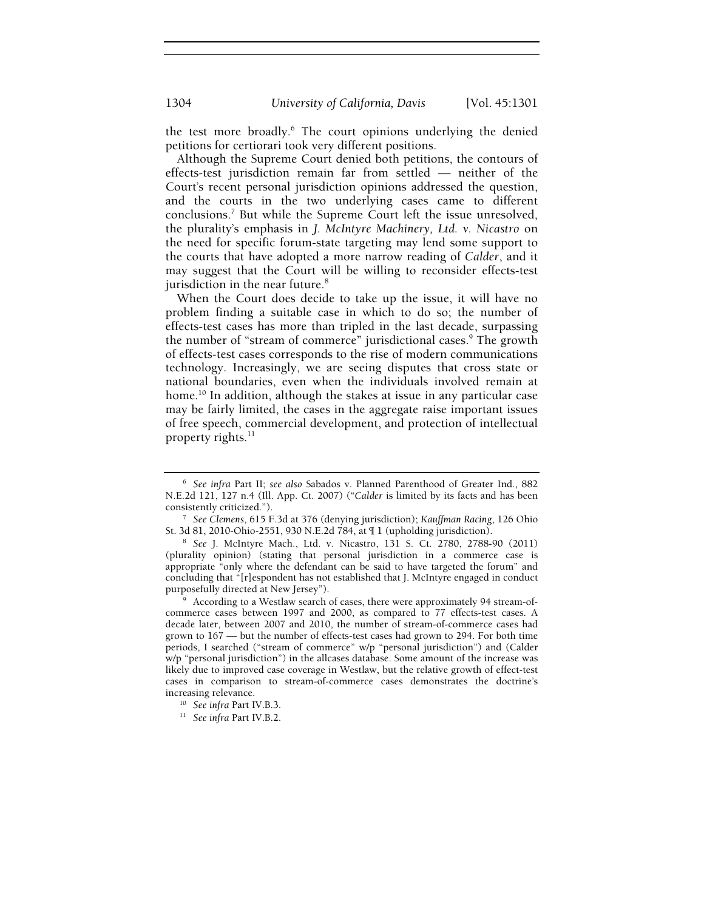the test more broadly.[6] The court opinions underlying the denied petitions for certiorari took very different positions.

Although the Supreme Court denied both petitions, the contours of effects-test jurisdiction remain far from settled — neither of the Court's recent personal jurisdiction opinions addressed the question, and the courts in the two underlying cases came to different conclusions.[7] But while the Supreme Court left the issue unresolved, the plurality's emphasis in *J. McIntyre Machinery, Ltd. v. Nicastro* on the need for specific forum-state targeting may lend some support to the courts that have adopted a more narrow reading of *Calder*, and it may suggest that the Court will be willing to reconsider effects-test jurisdiction in the near future.[8]

When the Court does decide to take up the issue, it will have no problem finding a suitable case in which to do so; the number of effects-test cases has more than tripled in the last decade, surpassing the number of "stream of commerce" jurisdictional cases.[9] The growth of effects-test cases corresponds to the rise of modern communications technology. Increasingly, we are seeing disputes that cross state or national boundaries, even when the individuals involved remain at home.[10] In addition, although the stakes at issue in any particular case may be fairly limited, the cases in the aggregate raise important issues of free speech, commercial development, and protection of intellectual property rights.[11]

---

[6] *See infra* Part II; *see also* Sabados v. Planned Parenthood of Greater Ind., 882 N.E.2d 121, 127 n.4 (Ill. App. Ct. 2007) ("*Calder* is limited by its facts and has been consistently criticized.").

[7] *See Clemens*, 615 F.3d at 376 (denying jurisdiction); *Kauffman Racing*, 126 Ohio St. 3d 81, 2010-Ohio-2551, 930 N.E.2d 784, at ¶ 1 (upholding jurisdiction).

[8] *See* J. McIntyre Mach., Ltd. v. Nicastro, 131 S. Ct. 2780, 2788-90 (2011) (plurality opinion) (stating that personal jurisdiction in a commerce case is appropriate "only where the defendant can be said to have targeted the forum" and concluding that "[r]espondent has not established that J. McIntyre engaged in conduct purposefully directed at New Jersey").

[9] According to a Westlaw search of cases, there were approximately 94 stream-of-commerce cases between 1997 and 2000, as compared to 77 effects-test cases. A decade later, between 2007 and 2010, the number of stream-of-commerce cases had grown to 167 — but the number of effects-test cases had grown to 294. For both time periods, I searched ("stream of commerce" w/p "personal jurisdiction") and (Calder w/p "personal jurisdiction") in the allcases database. Some amount of the increase was likely due to improved case coverage in Westlaw, but the relative growth of effect-test cases in comparison to stream-of-commerce cases demonstrates the doctrine's increasing relevance.

[10] *See infra* Part IV.B.3.

[11] *See infra* Part IV.B.2.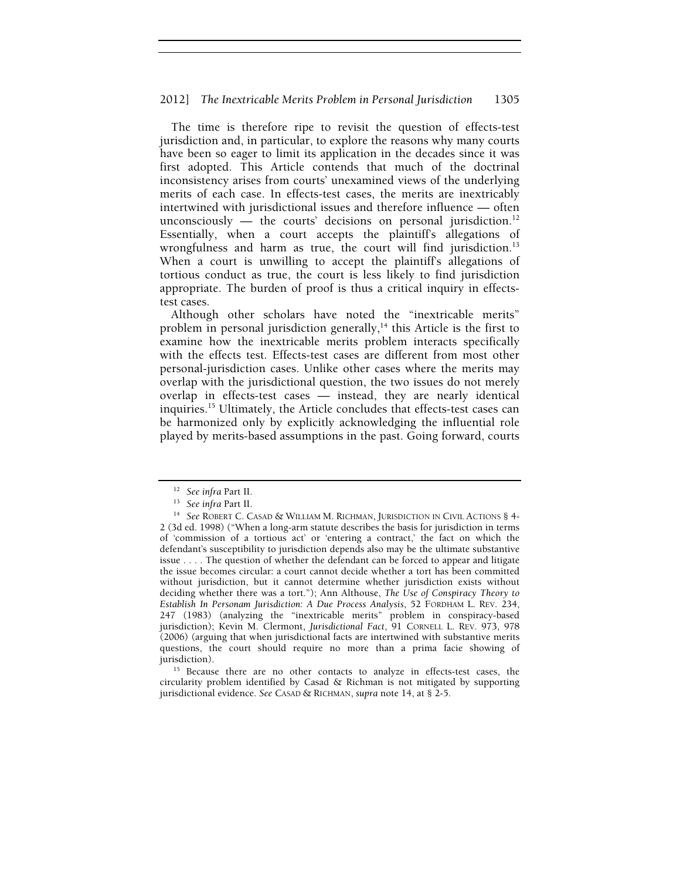The time is therefore ripe to revisit the question of effects-test jurisdiction and, in particular, to explore the reasons why many courts have been so eager to limit its application in the decades since it was first adopted. This Article contends that much of the doctrinal inconsistency arises from courts' unexamined views of the underlying merits of each case. In effects-test cases, the merits are inextricably intertwined with jurisdictional issues and therefore influence — often unconsciously — the courts' decisions on personal jurisdiction.[12] Essentially, when a court accepts the plaintiff's allegations of wrongfulness and harm as true, the court will find jurisdiction.[13] When a court is unwilling to accept the plaintiff's allegations of tortious conduct as true, the court is less likely to find jurisdiction appropriate. The burden of proof is thus a critical inquiry in effects-test cases.

Although other scholars have noted the "inextricable merits" problem in personal jurisdiction generally,[14] this Article is the first to examine how the inextricable merits problem interacts specifically with the effects test. Effects-test cases are different from most other personal-jurisdiction cases. Unlike other cases where the merits may overlap with the jurisdictional question, the two issues do not merely overlap in effects-test cases — instead, they are nearly identical inquiries.[15] Ultimately, the Article concludes that effects-test cases can be harmonized only by explicitly acknowledging the influential role played by merits-based assumptions in the past. Going forward, courts

---

[12] *See infra* Part II.

[13] *See infra* Part II.

[14] *See* ROBERT C. CASAD & WILLIAM M. RICHMAN, JURISDICTION IN CIVIL ACTIONS § 4-2 (3d ed. 1998) ("When a long-arm statute describes the basis for jurisdiction in terms of 'commission of a tortious act' or 'entering a contract,' the fact on which the defendant's susceptibility to jurisdiction depends also may be the ultimate substantive issue . . . . The question of whether the defendant can be forced to appear and litigate the issue becomes circular: a court cannot decide whether a tort has been committed without jurisdiction, but it cannot determine whether jurisdiction exists without deciding whether there was a tort."); Ann Althouse, *The Use of Conspiracy Theory to Establish In Personam Jurisdiction: A Due Process Analysis*, 52 FORDHAM L. REV. 234, 247 (1983) (analyzing the "inextricable merits" problem in conspiracy-based jurisdiction); Kevin M. Clermont, *Jurisdictional Fact*, 91 CORNELL L. REV. 973, 978 (2006) (arguing that when jurisdictional facts are intertwined with substantive merits questions, the court should require no more than a prima facie showing of jurisdiction).

[15] Because there are no other contacts to analyze in effects-test cases, the circularity problem identified by Casad & Richman is not mitigated by supporting jurisdictional evidence. *See* CASAD & RICHMAN, *supra* note 14, at § 2-5.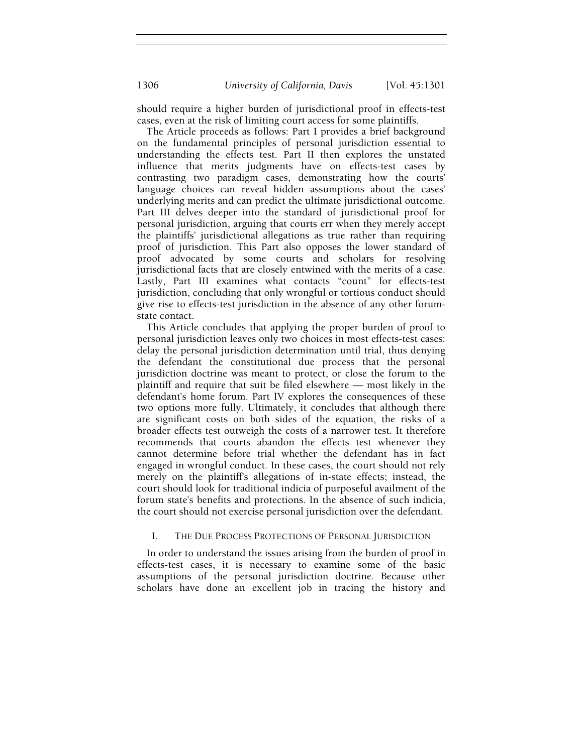should require a higher burden of jurisdictional proof in effects-test cases, even at the risk of limiting court access for some plaintiffs.

The Article proceeds as follows: Part I provides a brief background on the fundamental principles of personal jurisdiction essential to understanding the effects test. Part II then explores the unstated influence that merits judgments have on effects-test cases by contrasting two paradigm cases, demonstrating how the courts' language choices can reveal hidden assumptions about the cases' underlying merits and can predict the ultimate jurisdictional outcome. Part III delves deeper into the standard of jurisdictional proof for personal jurisdiction, arguing that courts err when they merely accept the plaintiffs' jurisdictional allegations as true rather than requiring proof of jurisdiction. This Part also opposes the lower standard of proof advocated by some courts and scholars for resolving jurisdictional facts that are closely entwined with the merits of a case. Lastly, Part III examines what contacts "count" for effects-test jurisdiction, concluding that only wrongful or tortious conduct should give rise to effects-test jurisdiction in the absence of any other forum-state contact.

This Article concludes that applying the proper burden of proof to personal jurisdiction leaves only two choices in most effects-test cases: delay the personal jurisdiction determination until trial, thus denying the defendant the constitutional due process that the personal jurisdiction doctrine was meant to protect, or close the forum to the plaintiff and require that suit be filed elsewhere — most likely in the defendant's home forum. Part IV explores the consequences of these two options more fully. Ultimately, it concludes that although there are significant costs on both sides of the equation, the risks of a broader effects test outweigh the costs of a narrower test. It therefore recommends that courts abandon the effects test whenever they cannot determine before trial whether the defendant has in fact engaged in wrongful conduct. In these cases, the court should not rely merely on the plaintiff's allegations of in-state effects; instead, the court should look for traditional indicia of purposeful availment of the forum state's benefits and protections. In the absence of such indicia, the court should not exercise personal jurisdiction over the defendant.

## I. THE DUE PROCESS PROTECTIONS OF PERSONAL JURISDICTION

In order to understand the issues arising from the burden of proof in effects-test cases, it is necessary to examine some of the basic assumptions of the personal jurisdiction doctrine. Because other scholars have done an excellent job in tracing the history and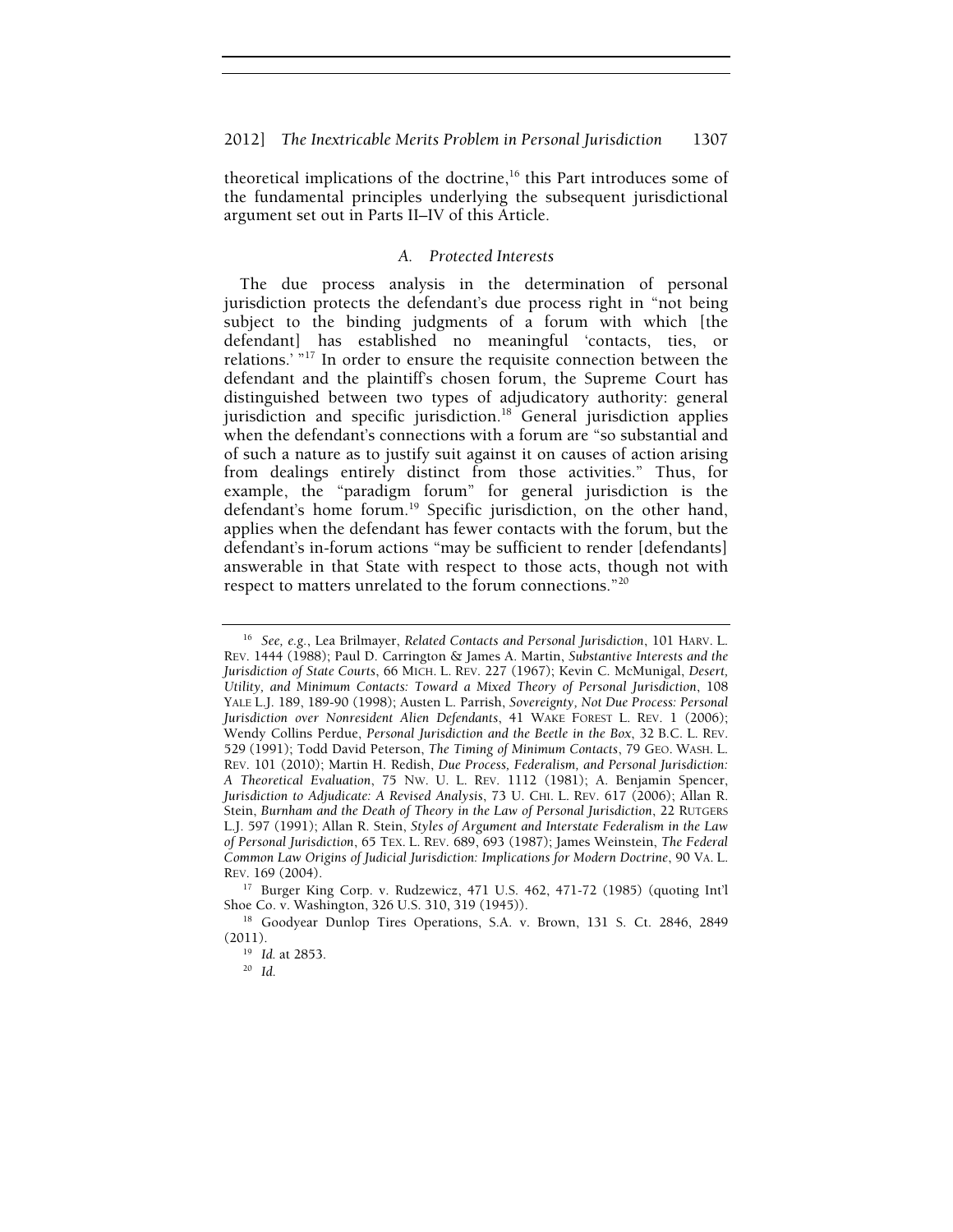theoretical implications of the doctrine,[16] this Part introduces some of the fundamental principles underlying the subsequent jurisdictional argument set out in Parts II–IV of this Article.

### *A. Protected Interests*

The due process analysis in the determination of personal jurisdiction protects the defendant's due process right in "not being subject to the binding judgments of a forum with which [the defendant] has established no meaningful 'contacts, ties, or relations.' "[17] In order to ensure the requisite connection between the defendant and the plaintiff's chosen forum, the Supreme Court has distinguished between two types of adjudicatory authority: general jurisdiction and specific jurisdiction.[18] General jurisdiction applies when the defendant's connections with a forum are "so substantial and of such a nature as to justify suit against it on causes of action arising from dealings entirely distinct from those activities." Thus, for example, the "paradigm forum" for general jurisdiction is the defendant's home forum.[19] Specific jurisdiction, on the other hand, applies when the defendant has fewer contacts with the forum, but the defendant's in-forum actions "may be sufficient to render [defendants] answerable in that State with respect to those acts, though not with respect to matters unrelated to the forum connections."[20]

---

[16] *See, e.g.*, Lea Brilmayer, *Related Contacts and Personal Jurisdiction*, 101 HARV. L. REV. 1444 (1988); Paul D. Carrington & James A. Martin, *Substantive Interests and the Jurisdiction of State Courts*, 66 MICH. L. REV. 227 (1967); Kevin C. McMunigal, *Desert, Utility, and Minimum Contacts: Toward a Mixed Theory of Personal Jurisdiction*, 108 YALE L.J. 189, 189-90 (1998); Austen L. Parrish, *Sovereignty, Not Due Process: Personal Jurisdiction over Nonresident Alien Defendants*, 41 WAKE FOREST L. REV. 1 (2006); Wendy Collins Perdue, *Personal Jurisdiction and the Beetle in the Box*, 32 B.C. L. REV. 529 (1991); Todd David Peterson, *The Timing of Minimum Contacts*, 79 GEO. WASH. L. REV. 101 (2010); Martin H. Redish, *Due Process, Federalism, and Personal Jurisdiction: A Theoretical Evaluation*, 75 NW. U. L. REV. 1112 (1981); A. Benjamin Spencer, *Jurisdiction to Adjudicate: A Revised Analysis*, 73 U. CHI. L. REV. 617 (2006); Allan R. Stein, *Burnham and the Death of Theory in the Law of Personal Jurisdiction*, 22 RUTGERS L.J. 597 (1991); Allan R. Stein, *Styles of Argument and Interstate Federalism in the Law of Personal Jurisdiction*, 65 TEX. L. REV. 689, 693 (1987); James Weinstein, *The Federal Common Law Origins of Judicial Jurisdiction: Implications for Modern Doctrine*, 90 VA. L. REV. 169 (2004).

[17] Burger King Corp. v. Rudzewicz, 471 U.S. 462, 471-72 (1985) (quoting Int'l Shoe Co. v. Washington, 326 U.S. 310, 319 (1945)).

[18] Goodyear Dunlop Tires Operations, S.A. v. Brown, 131 S. Ct. 2846, 2849 (2011).

[19] *Id.* at 2853.

[20] *Id.*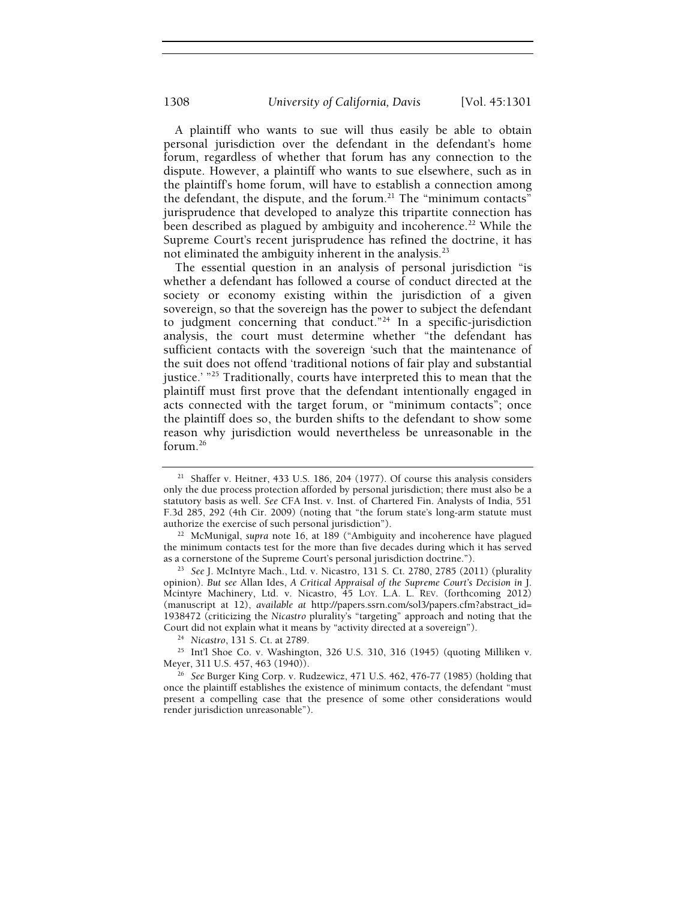A plaintiff who wants to sue will thus easily be able to obtain personal jurisdiction over the defendant in the defendant's home forum, regardless of whether that forum has any connection to the dispute. However, a plaintiff who wants to sue elsewhere, such as in the plaintiff's home forum, will have to establish a connection among the defendant, the dispute, and the forum.[21] The "minimum contacts" jurisprudence that developed to analyze this tripartite connection has been described as plagued by ambiguity and incoherence.[22] While the Supreme Court's recent jurisprudence has refined the doctrine, it has not eliminated the ambiguity inherent in the analysis.[23]

The essential question in an analysis of personal jurisdiction "is whether a defendant has followed a course of conduct directed at the society or economy existing within the jurisdiction of a given sovereign, so that the sovereign has the power to subject the defendant to judgment concerning that conduct."[24] In a specific-jurisdiction analysis, the court must determine whether "the defendant has sufficient contacts with the sovereign 'such that the maintenance of the suit does not offend 'traditional notions of fair play and substantial justice.' "[25] Traditionally, courts have interpreted this to mean that the plaintiff must first prove that the defendant intentionally engaged in acts connected with the target forum, or "minimum contacts"; once the plaintiff does so, the burden shifts to the defendant to show some reason why jurisdiction would nevertheless be unreasonable in the forum.[26]

---

[21] Shaffer v. Heitner, 433 U.S. 186, 204 (1977). Of course this analysis considers only the due process protection afforded by personal jurisdiction; there must also be a statutory basis as well. *See* CFA Inst. v. Inst. of Chartered Fin. Analysts of India, 551 F.3d 285, 292 (4th Cir. 2009) (noting that "the forum state's long-arm statute must authorize the exercise of such personal jurisdiction").

[22] McMunigal, *supra* note 16, at 189 ("Ambiguity and incoherence have plagued the minimum contacts test for the more than five decades during which it has served as a cornerstone of the Supreme Court's personal jurisdiction doctrine.").

[23] *See* J. McIntyre Mach., Ltd. v. Nicastro, 131 S. Ct. 2780, 2785 (2011) (plurality opinion). *But see* Allan Ides, *A Critical Appraisal of the Supreme Court's Decision in* J. Mcintyre Machinery, Ltd. v. Nicastro, 45 LOY. L.A. L. REV. (forthcoming 2012) (manuscript at 12), *available at* http://papers.ssrn.com/sol3/papers.cfm?abstract_id=1938472 (criticizing the *Nicastro* plurality's "targeting" approach and noting that the Court did not explain what it means by "activity directed at a sovereign").

[24] *Nicastro*, 131 S. Ct. at 2789.

[25] Int'l Shoe Co. v. Washington, 326 U.S. 310, 316 (1945) (quoting Milliken v. Meyer, 311 U.S. 457, 463 (1940)).

[26] *See* Burger King Corp. v. Rudzewicz, 471 U.S. 462, 476-77 (1985) (holding that once the plaintiff establishes the existence of minimum contacts, the defendant "must present a compelling case that the presence of some other considerations would render jurisdiction unreasonable").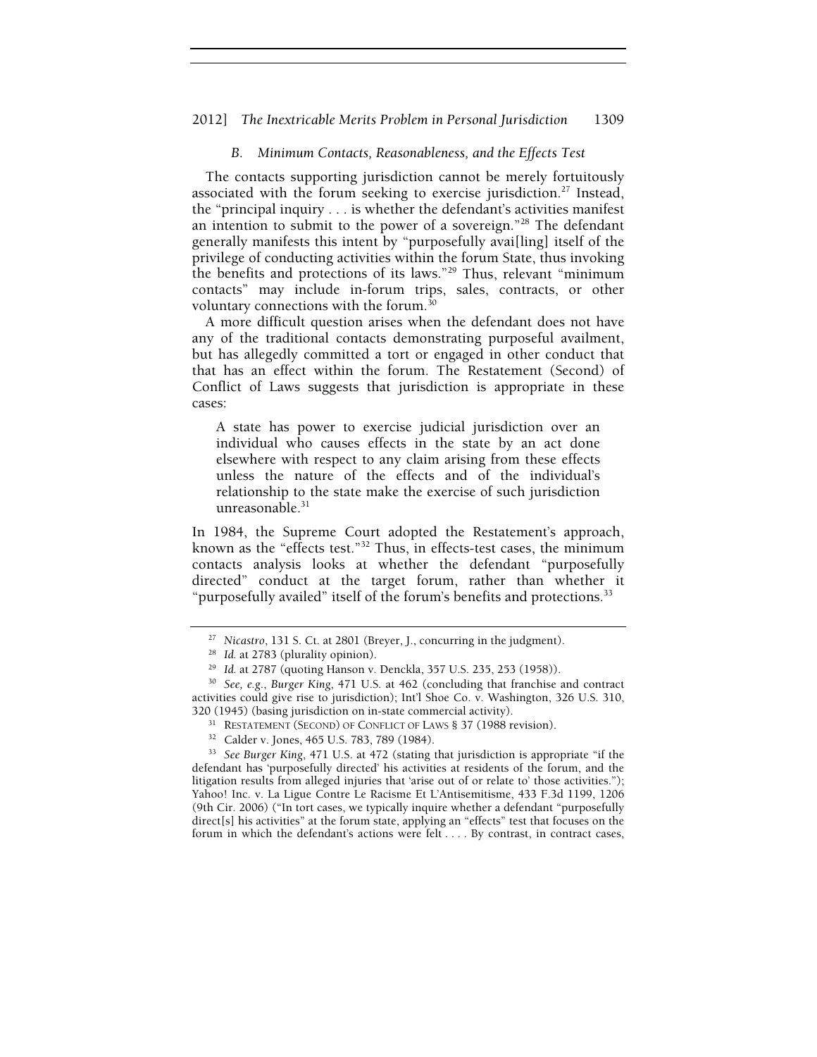### *B. Minimum Contacts, Reasonableness, and the Effects Test*

The contacts supporting jurisdiction cannot be merely fortuitously associated with the forum seeking to exercise jurisdiction.[27] Instead, the "principal inquiry . . . is whether the defendant's activities manifest an intention to submit to the power of a sovereign."[28] The defendant generally manifests this intent by "purposefully avai[ling] itself of the privilege of conducting activities within the forum State, thus invoking the benefits and protections of its laws."[29] Thus, relevant "minimum contacts" may include in-forum trips, sales, contracts, or other voluntary connections with the forum.[30]

A more difficult question arises when the defendant does not have any of the traditional contacts demonstrating purposeful availment, but has allegedly committed a tort or engaged in other conduct that that has an effect within the forum. The Restatement (Second) of Conflict of Laws suggests that jurisdiction is appropriate in these cases:

> A state has power to exercise judicial jurisdiction over an individual who causes effects in the state by an act done elsewhere with respect to any claim arising from these effects unless the nature of the effects and of the individual's relationship to the state make the exercise of such jurisdiction unreasonable.[31]

In 1984, the Supreme Court adopted the Restatement's approach, known as the "effects test."[32] Thus, in effects-test cases, the minimum contacts analysis looks at whether the defendant "purposefully directed" conduct at the target forum, rather than whether it "purposefully availed" itself of the forum's benefits and protections.[33]

---

[27] *Nicastro*, 131 S. Ct. at 2801 (Breyer, J., concurring in the judgment).

[28] *Id.* at 2783 (plurality opinion).

[29] *Id.* at 2787 (quoting Hanson v. Denckla, 357 U.S. 235, 253 (1958)).

[30] *See, e.g.*, *Burger King*, 471 U.S. at 462 (concluding that franchise and contract activities could give rise to jurisdiction); Int'l Shoe Co. v. Washington, 326 U.S. 310, 320 (1945) (basing jurisdiction on in-state commercial activity).

[31] RESTATEMENT (SECOND) OF CONFLICT OF LAWS § 37 (1988 revision).

[32] Calder v. Jones, 465 U.S. 783, 789 (1984).

[33] *See Burger King*, 471 U.S. at 472 (stating that jurisdiction is appropriate "if the defendant has 'purposefully directed' his activities at residents of the forum, and the litigation results from alleged injuries that 'arise out of or relate to' those activities."); Yahoo! Inc. v. La Ligue Contre Le Racisme Et L'Antisemitisme, 433 F.3d 1199, 1206 (9th Cir. 2006) ("In tort cases, we typically inquire whether a defendant "purposefully direct[s] his activities" at the forum state, applying an "effects" test that focuses on the forum in which the defendant's actions were felt . . . . By contrast, in contract cases,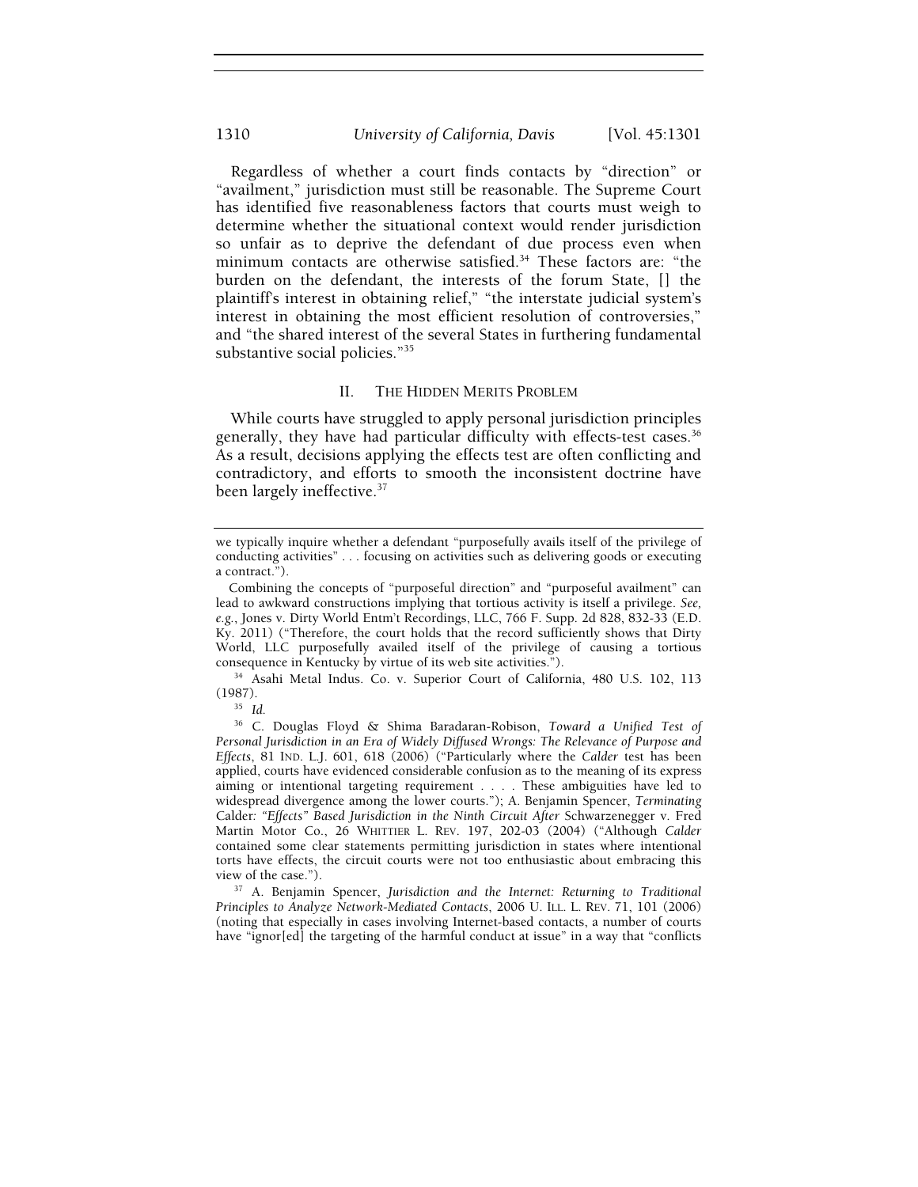Regardless of whether a court finds contacts by "direction" or "availment," jurisdiction must still be reasonable. The Supreme Court has identified five reasonableness factors that courts must weigh to determine whether the situational context would render jurisdiction so unfair as to deprive the defendant of due process even when minimum contacts are otherwise satisfied.[34] These factors are: "the burden on the defendant, the interests of the forum State, [] the plaintiff's interest in obtaining relief," "the interstate judicial system's interest in obtaining the most efficient resolution of controversies," and "the shared interest of the several States in furthering fundamental substantive social policies."[35]

## II. THE HIDDEN MERITS PROBLEM

While courts have struggled to apply personal jurisdiction principles generally, they have had particular difficulty with effects-test cases.[36] As a result, decisions applying the effects test are often conflicting and contradictory, and efforts to smooth the inconsistent doctrine have been largely ineffective.[37]

---

we typically inquire whether a defendant "purposefully avails itself of the privilege of conducting activities" . . . focusing on activities such as delivering goods or executing a contract.").

Combining the concepts of "purposeful direction" and "purposeful availment" can lead to awkward constructions implying that tortious activity is itself a privilege. *See, e.g.*, Jones v. Dirty World Entm't Recordings, LLC, 766 F. Supp. 2d 828, 832-33 (E.D. Ky. 2011) ("Therefore, the court holds that the record sufficiently shows that Dirty World, LLC purposefully availed itself of the privilege of causing a tortious consequence in Kentucky by virtue of its web site activities.").

[34] Asahi Metal Indus. Co. v. Superior Court of California, 480 U.S. 102, 113 (1987).

[35] *Id.*

[36] C. Douglas Floyd & Shima Baradaran-Robison, *Toward a Unified Test of Personal Jurisdiction in an Era of Widely Diffused Wrongs: The Relevance of Purpose and Effects*, 81 IND. L.J. 601, 618 (2006) ("Particularly where the *Calder* test has been applied, courts have evidenced considerable confusion as to the meaning of its express aiming or intentional targeting requirement . . . . These ambiguities have led to widespread divergence among the lower courts."); A. Benjamin Spencer, *Terminating* Calder*: "Effects" Based Jurisdiction in the Ninth Circuit After* Schwarzenegger v. Fred Martin Motor Co., 26 WHITTIER L. REV. 197, 202-03 (2004) ("Although *Calder* contained some clear statements permitting jurisdiction in states where intentional torts have effects, the circuit courts were not too enthusiastic about embracing this view of the case.").

[37] A. Benjamin Spencer, *Jurisdiction and the Internet: Returning to Traditional Principles to Analyze Network-Mediated Contacts*, 2006 U. ILL. L. REV. 71, 101 (2006) (noting that especially in cases involving Internet-based contacts, a number of courts have "ignor[ed] the targeting of the harmful conduct at issue" in a way that "conflicts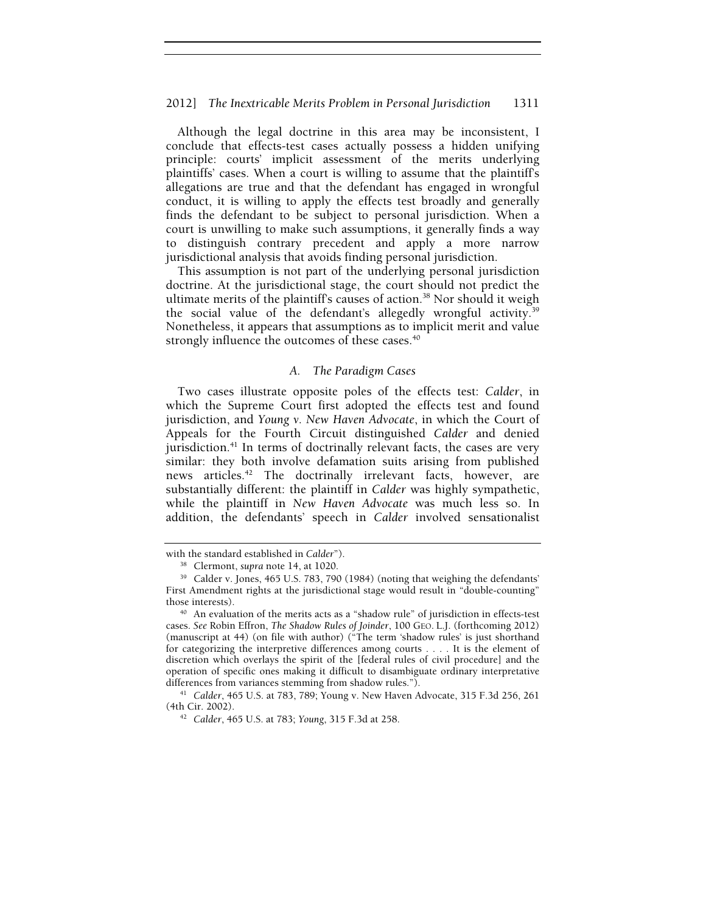Although the legal doctrine in this area may be inconsistent, I conclude that effects-test cases actually possess a hidden unifying principle: courts' implicit assessment of the merits underlying plaintiffs' cases. When a court is willing to assume that the plaintiff's allegations are true and that the defendant has engaged in wrongful conduct, it is willing to apply the effects test broadly and generally finds the defendant to be subject to personal jurisdiction. When a court is unwilling to make such assumptions, it generally finds a way to distinguish contrary precedent and apply a more narrow jurisdictional analysis that avoids finding personal jurisdiction.

This assumption is not part of the underlying personal jurisdiction doctrine. At the jurisdictional stage, the court should not predict the ultimate merits of the plaintiff's causes of action.[38] Nor should it weigh the social value of the defendant's allegedly wrongful activity.[39] Nonetheless, it appears that assumptions as to implicit merit and value strongly influence the outcomes of these cases.[40]

### *A. The Paradigm Cases*

Two cases illustrate opposite poles of the effects test: *Calder*, in which the Supreme Court first adopted the effects test and found jurisdiction, and *Young v. New Haven Advocate*, in which the Court of Appeals for the Fourth Circuit distinguished *Calder* and denied jurisdiction.[41] In terms of doctrinally relevant facts, the cases are very similar: they both involve defamation suits arising from published news articles.[42] The doctrinally irrelevant facts, however, are substantially different: the plaintiff in *Calder* was highly sympathetic, while the plaintiff in *New Haven Advocate* was much less so. In addition, the defendants' speech in *Calder* involved sensationalist

---

with the standard established in *Calder*").

[38] Clermont, *supra* note 14, at 1020.

[39] Calder v. Jones, 465 U.S. 783, 790 (1984) (noting that weighing the defendants' First Amendment rights at the jurisdictional stage would result in "double-counting" those interests).

[40] An evaluation of the merits acts as a "shadow rule" of jurisdiction in effects-test cases. *See* Robin Effron, *The Shadow Rules of Joinder*, 100 GEO. L.J. (forthcoming 2012) (manuscript at 44) (on file with author) ("The term 'shadow rules' is just shorthand for categorizing the interpretive differences among courts . . . . It is the element of discretion which overlays the spirit of the [federal rules of civil procedure] and the operation of specific ones making it difficult to disambiguate ordinary interpretative differences from variances stemming from shadow rules.").

[41] *Calder*, 465 U.S. at 783, 789; Young v. New Haven Advocate, 315 F.3d 256, 261 (4th Cir. 2002).

[42] *Calder*, 465 U.S. at 783; *Young*, 315 F.3d at 258.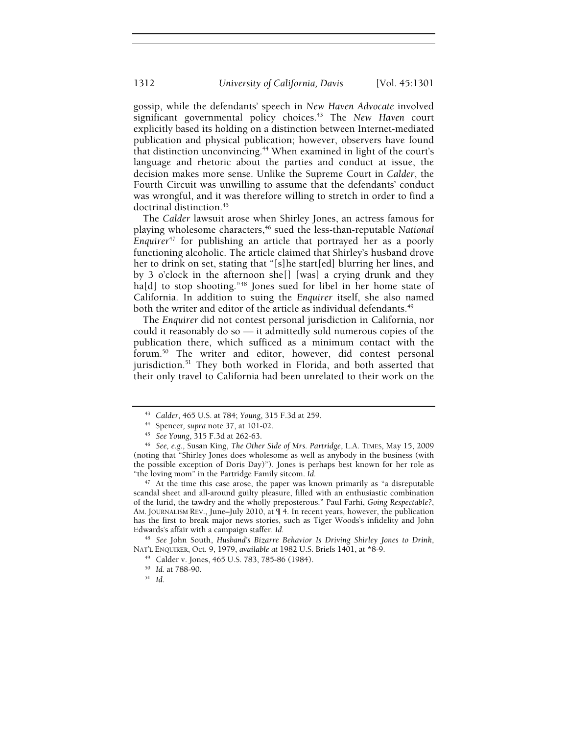gossip, while the defendants' speech in *New Haven Advocate* involved significant governmental policy choices.[43] The *New Haven* court explicitly based its holding on a distinction between Internet-mediated publication and physical publication; however, observers have found that distinction unconvincing.[44] When examined in light of the court's language and rhetoric about the parties and conduct at issue, the decision makes more sense. Unlike the Supreme Court in *Calder*, the Fourth Circuit was unwilling to assume that the defendants' conduct was wrongful, and it was therefore willing to stretch in order to find a doctrinal distinction.[45]

The *Calder* lawsuit arose when Shirley Jones, an actress famous for playing wholesome characters,[46] sued the less-than-reputable *National Enquirer*[47] for publishing an article that portrayed her as a poorly functioning alcoholic. The article claimed that Shirley's husband drove her to drink on set, stating that "[s]he start[ed] blurring her lines, and by 3 o'clock in the afternoon she[] [was] a crying drunk and they ha[d] to stop shooting."[48] Jones sued for libel in her home state of California. In addition to suing the *Enquirer* itself, she also named both the writer and editor of the article as individual defendants.[49]

The *Enquirer* did not contest personal jurisdiction in California, nor could it reasonably do so — it admittedly sold numerous copies of the publication there, which sufficed as a minimum contact with the forum.[50] The writer and editor, however, did contest personal jurisdiction.[51] They both worked in Florida, and both asserted that their only travel to California had been unrelated to their work on the

---

[43] *Calder*, 465 U.S. at 784; *Young*, 315 F.3d at 259.

[44] Spencer, *supra* note 37, at 101-02.

[45] *See Young*, 315 F.3d at 262-63.

[46] *See, e.g.*, Susan King, *The Other Side of Mrs. Partridge*, L.A. TIMES, May 15, 2009 (noting that "Shirley Jones does wholesome as well as anybody in the business (with the possible exception of Doris Day)"). Jones is perhaps best known for her role as "the loving mom" in the Partridge Family sitcom. *Id.*

[47] At the time this case arose, the paper was known primarily as "a disreputable scandal sheet and all-around guilty pleasure, filled with an enthusiastic combination of the lurid, the tawdry and the wholly preposterous." Paul Farhi, *Going Respectable?*, AM. JOURNALISM REV., June–July 2010, at ¶ 4. In recent years, however, the publication has the first to break major news stories, such as Tiger Woods's infidelity and John Edwards's affair with a campaign staffer. *Id.*

[48] *See* John South, *Husband's Bizarre Behavior Is Driving Shirley Jones to Drink*, NAT'L ENQUIRER, Oct. 9, 1979, *available at* 1982 U.S. Briefs 1401, at *8-9.

[49] Calder v. Jones, 465 U.S. 783, 785-86 (1984).

[50] *Id.* at 788-90.

[51] *Id.*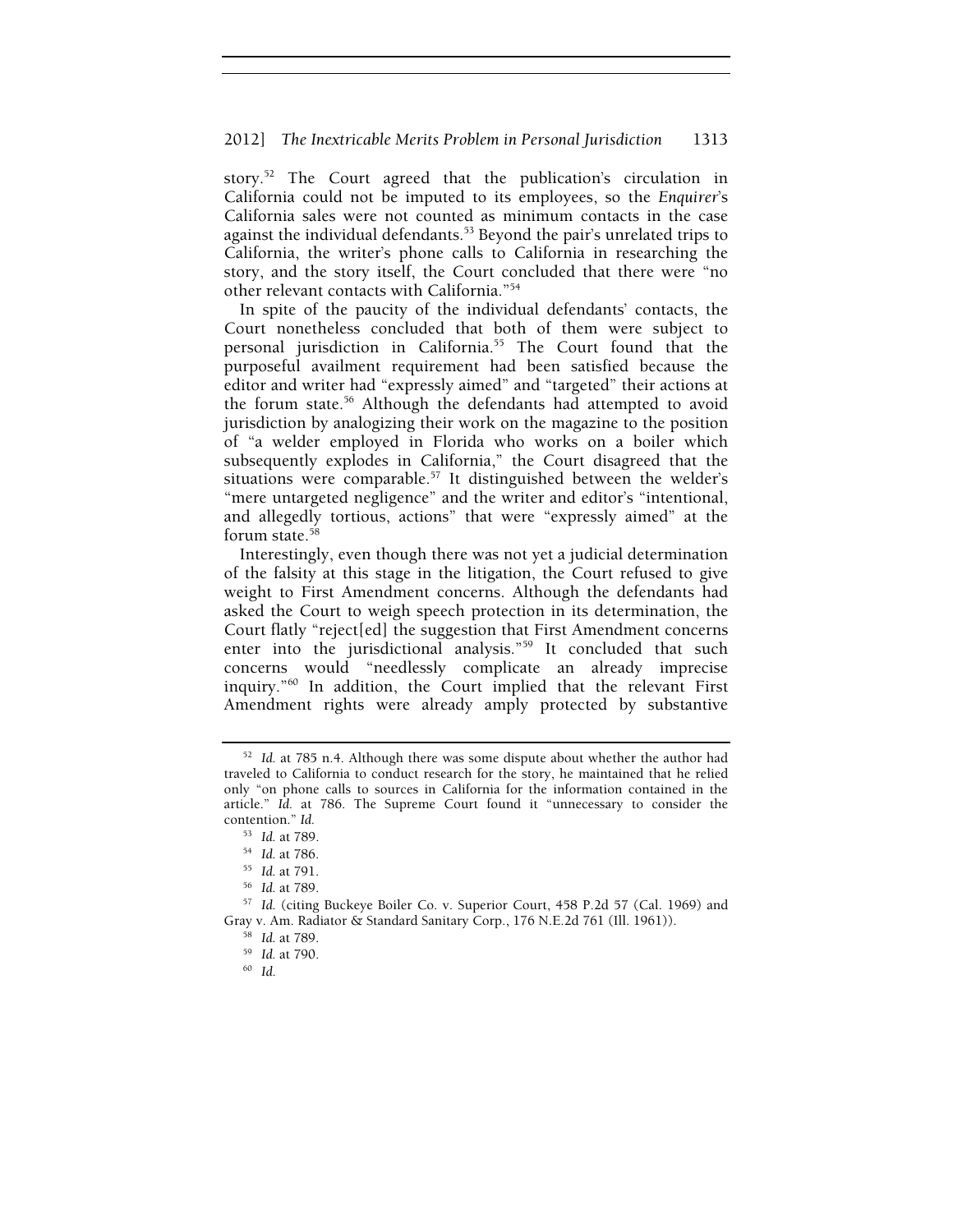story.[52] The Court agreed that the publication's circulation in California could not be imputed to its employees, so the *Enquirer*'s California sales were not counted as minimum contacts in the case against the individual defendants.[53] Beyond the pair's unrelated trips to California, the writer's phone calls to California in researching the story, and the story itself, the Court concluded that there were "no other relevant contacts with California."[54]

In spite of the paucity of the individual defendants' contacts, the Court nonetheless concluded that both of them were subject to personal jurisdiction in California.[55] The Court found that the purposeful availment requirement had been satisfied because the editor and writer had "expressly aimed" and "targeted" their actions at the forum state.[56] Although the defendants had attempted to avoid jurisdiction by analogizing their work on the magazine to the position of "a welder employed in Florida who works on a boiler which subsequently explodes in California," the Court disagreed that the situations were comparable.[57] It distinguished between the welder's "mere untargeted negligence" and the writer and editor's "intentional, and allegedly tortious, actions" that were "expressly aimed" at the forum state.[58]

Interestingly, even though there was not yet a judicial determination of the falsity at this stage in the litigation, the Court refused to give weight to First Amendment concerns. Although the defendants had asked the Court to weigh speech protection in its determination, the Court flatly "reject[ed] the suggestion that First Amendment concerns enter into the jurisdictional analysis."[59] It concluded that such concerns would "needlessly complicate an already imprecise inquiry."[60] In addition, the Court implied that the relevant First Amendment rights were already amply protected by substantive

---

[52] *Id.* at 785 n.4. Although there was some dispute about whether the author had traveled to California to conduct research for the story, he maintained that he relied only "on phone calls to sources in California for the information contained in the article." *Id.* at 786. The Supreme Court found it "unnecessary to consider the contention." *Id.*

[53] *Id.* at 789.

[54] *Id.* at 786.

[55] *Id.* at 791.

[56] *Id.* at 789.

[57] *Id.* (citing Buckeye Boiler Co. v. Superior Court, 458 P.2d 57 (Cal. 1969) and Gray v. Am. Radiator & Standard Sanitary Corp., 176 N.E.2d 761 (Ill. 1961)).

[58] *Id.* at 789.

[59] *Id.* at 790.

[60] *Id.*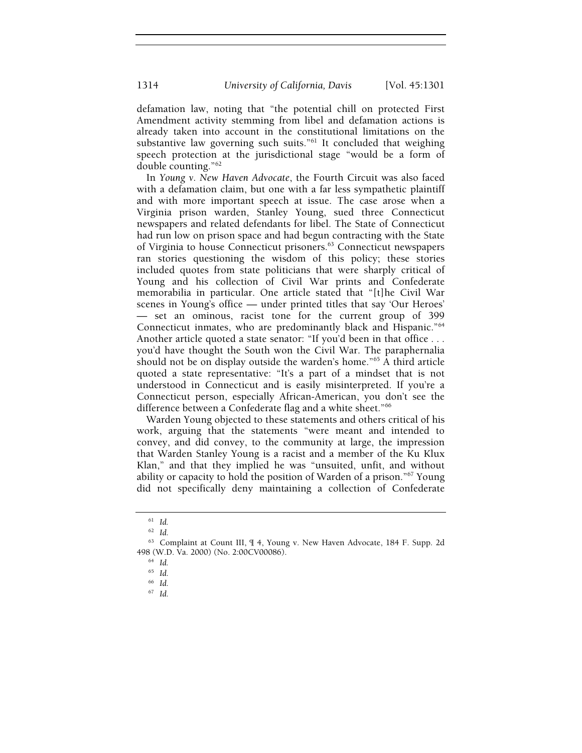defamation law, noting that "the potential chill on protected First Amendment activity stemming from libel and defamation actions is already taken into account in the constitutional limitations on the substantive law governing such suits."[61] It concluded that weighing speech protection at the jurisdictional stage "would be a form of double counting."[62]

In *Young v. New Haven Advocate*, the Fourth Circuit was also faced with a defamation claim, but one with a far less sympathetic plaintiff and with more important speech at issue. The case arose when a Virginia prison warden, Stanley Young, sued three Connecticut newspapers and related defendants for libel. The State of Connecticut had run low on prison space and had begun contracting with the State of Virginia to house Connecticut prisoners.[63] Connecticut newspapers ran stories questioning the wisdom of this policy; these stories included quotes from state politicians that were sharply critical of Young and his collection of Civil War prints and Confederate memorabilia in particular. One article stated that "[t]he Civil War scenes in Young's office — under printed titles that say 'Our Heroes' — set an ominous, racist tone for the current group of 399 Connecticut inmates, who are predominantly black and Hispanic."[64] Another article quoted a state senator: "If you'd been in that office . . . you'd have thought the South won the Civil War. The paraphernalia should not be on display outside the warden's home."[65] A third article quoted a state representative: "It's a part of a mindset that is not understood in Connecticut and is easily misinterpreted. If you're a Connecticut person, especially African-American, you don't see the difference between a Confederate flag and a white sheet."[66]

Warden Young objected to these statements and others critical of his work, arguing that the statements "were meant and intended to convey, and did convey, to the community at large, the impression that Warden Stanley Young is a racist and a member of the Ku Klux Klan," and that they implied he was "unsuited, unfit, and without ability or capacity to hold the position of Warden of a prison."[67] Young did not specifically deny maintaining a collection of Confederate

---

[61] *Id.*

[62] *Id.*

[63] Complaint at Count III, ¶ 4, Young v. New Haven Advocate, 184 F. Supp. 2d 498 (W.D. Va. 2000) (No. 2:00CV00086).

[64] *Id.*

[65] *Id.*

[66] *Id.*

[67] *Id.*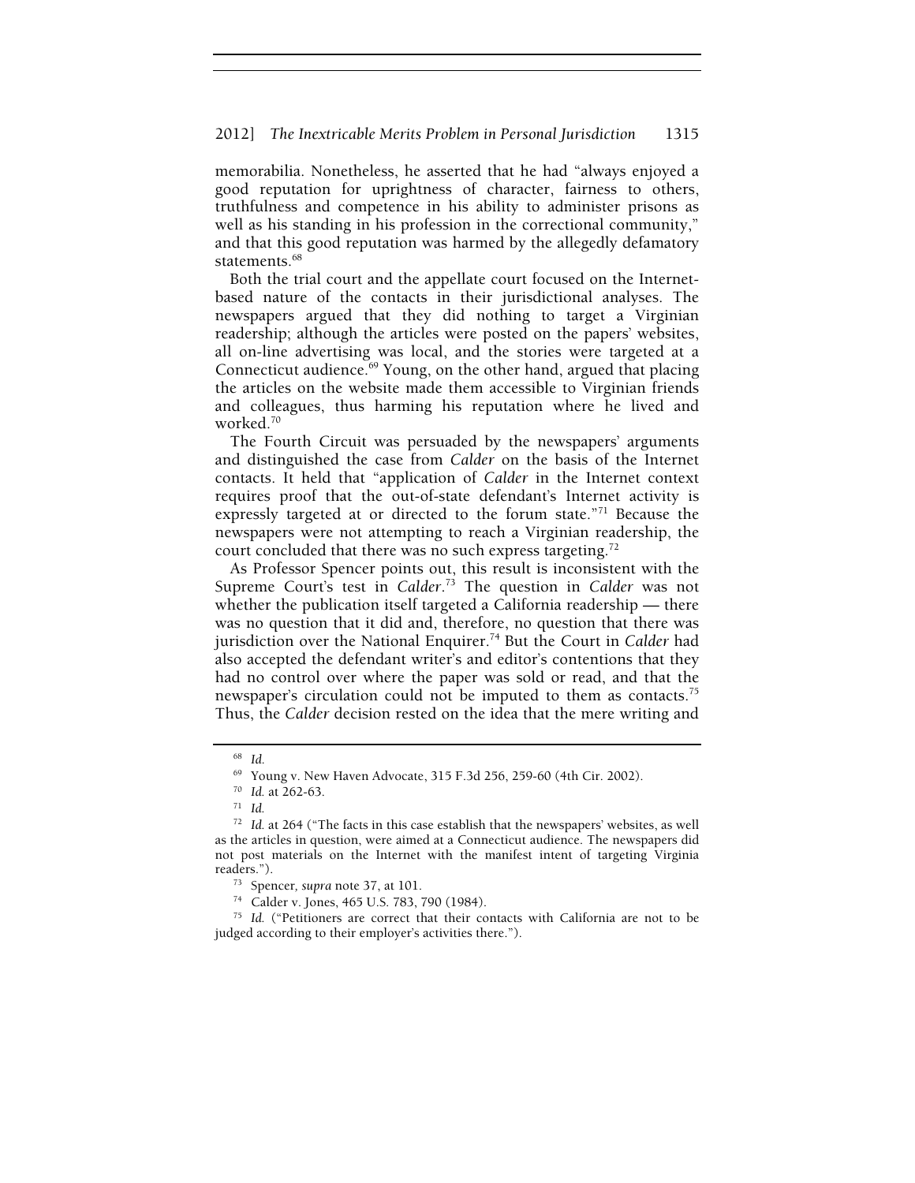memorabilia. Nonetheless, he asserted that he had "always enjoyed a good reputation for uprightness of character, fairness to others, truthfulness and competence in his ability to administer prisons as well as his standing in his profession in the correctional community," and that this good reputation was harmed by the allegedly defamatory statements.[68]

Both the trial court and the appellate court focused on the Internet-based nature of the contacts in their jurisdictional analyses. The newspapers argued that they did nothing to target a Virginian readership; although the articles were posted on the papers' websites, all on-line advertising was local, and the stories were targeted at a Connecticut audience.[69] Young, on the other hand, argued that placing the articles on the website made them accessible to Virginian friends and colleagues, thus harming his reputation where he lived and worked.[70]

The Fourth Circuit was persuaded by the newspapers' arguments and distinguished the case from *Calder* on the basis of the Internet contacts. It held that "application of *Calder* in the Internet context requires proof that the out-of-state defendant's Internet activity is expressly targeted at or directed to the forum state."[71] Because the newspapers were not attempting to reach a Virginian readership, the court concluded that there was no such express targeting.[72]

As Professor Spencer points out, this result is inconsistent with the Supreme Court's test in *Calder*.[73] The question in *Calder* was not whether the publication itself targeted a California readership — there was no question that it did and, therefore, no question that there was jurisdiction over the National Enquirer.[74] But the Court in *Calder* had also accepted the defendant writer's and editor's contentions that they had no control over where the paper was sold or read, and that the newspaper's circulation could not be imputed to them as contacts.[75] Thus, the *Calder* decision rested on the idea that the mere writing and

---

[68] *Id.*

[69] Young v. New Haven Advocate, 315 F.3d 256, 259-60 (4th Cir. 2002).

[70] *Id.* at 262-63.

[71] *Id.*

[72] *Id.* at 264 ("The facts in this case establish that the newspapers' websites, as well as the articles in question, were aimed at a Connecticut audience. The newspapers did not post materials on the Internet with the manifest intent of targeting Virginia readers.").

[73] Spencer, *supra* note 37, at 101.

[74] Calder v. Jones, 465 U.S. 783, 790 (1984).

[75] *Id.* ("Petitioners are correct that their contacts with California are not to be judged according to their employer's activities there.").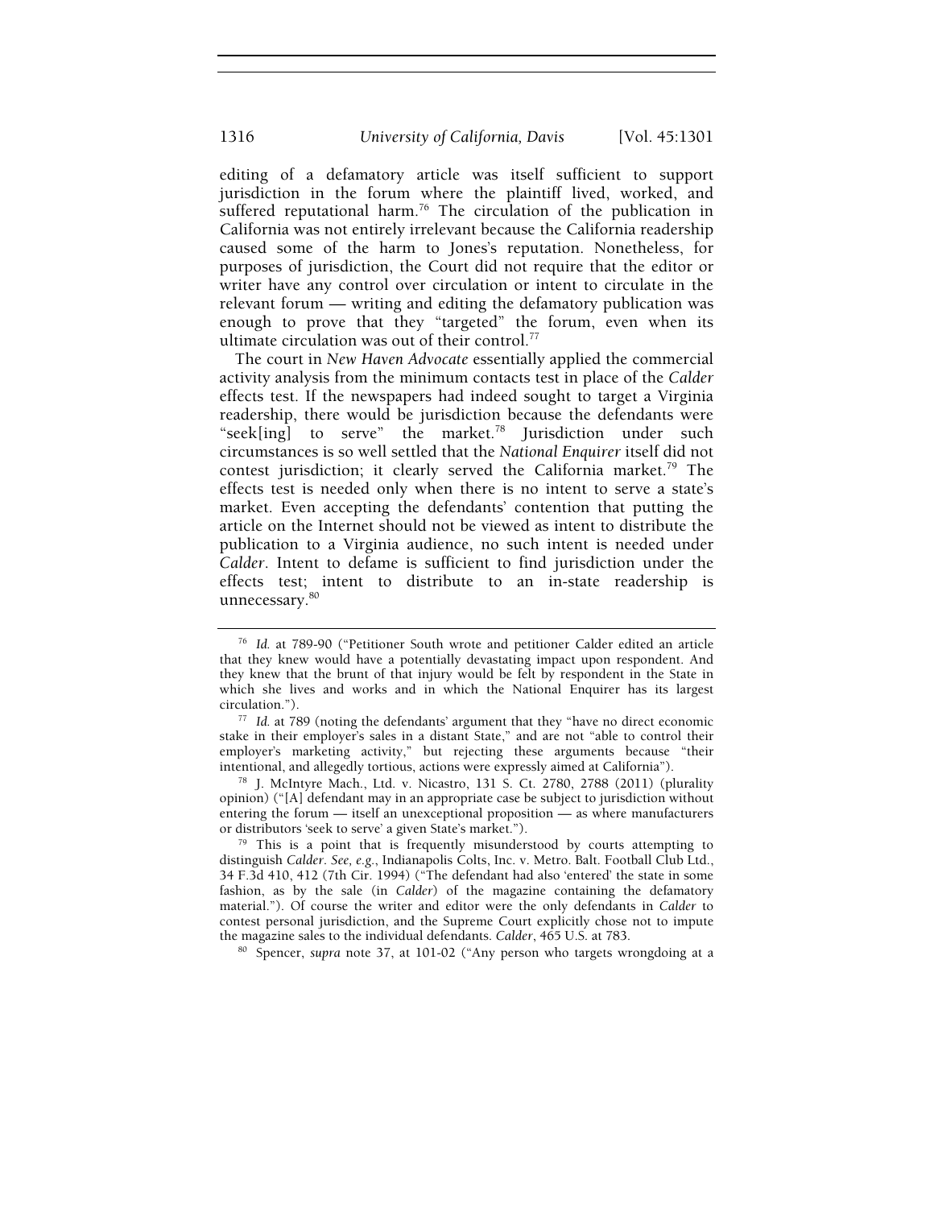editing of a defamatory article was itself sufficient to support jurisdiction in the forum where the plaintiff lived, worked, and suffered reputational harm.[76] The circulation of the publication in California was not entirely irrelevant because the California readership caused some of the harm to Jones's reputation. Nonetheless, for purposes of jurisdiction, the Court did not require that the editor or writer have any control over circulation or intent to circulate in the relevant forum — writing and editing the defamatory publication was enough to prove that they "targeted" the forum, even when its ultimate circulation was out of their control.[77]

The court in *New Haven Advocate* essentially applied the commercial activity analysis from the minimum contacts test in place of the *Calder* effects test. If the newspapers had indeed sought to target a Virginia readership, there would be jurisdiction because the defendants were "seek[ing] to serve" the market.[78] Jurisdiction under such circumstances is so well settled that the *National Enquirer* itself did not contest jurisdiction; it clearly served the California market.[79] The effects test is needed only when there is no intent to serve a state's market. Even accepting the defendants' contention that putting the article on the Internet should not be viewed as intent to distribute the publication to a Virginia audience, no such intent is needed under *Calder*. Intent to defame is sufficient to find jurisdiction under the effects test; intent to distribute to an in-state readership is unnecessary.[80]

---

[76] *Id.* at 789-90 ("Petitioner South wrote and petitioner Calder edited an article that they knew would have a potentially devastating impact upon respondent. And they knew that the brunt of that injury would be felt by respondent in the State in which she lives and works and in which the National Enquirer has its largest circulation.").

[77] *Id.* at 789 (noting the defendants' argument that they "have no direct economic stake in their employer's sales in a distant State," and are not "able to control their employer's marketing activity," but rejecting these arguments because "their intentional, and allegedly tortious, actions were expressly aimed at California").

[78] J. McIntyre Mach., Ltd. v. Nicastro, 131 S. Ct. 2780, 2788 (2011) (plurality opinion) ("[A] defendant may in an appropriate case be subject to jurisdiction without entering the forum — itself an unexceptional proposition — as where manufacturers or distributors 'seek to serve' a given State's market.").

[79] This is a point that is frequently misunderstood by courts attempting to distinguish *Calder*. *See, e.g.*, Indianapolis Colts, Inc. v. Metro. Balt. Football Club Ltd., 34 F.3d 410, 412 (7th Cir. 1994) ("The defendant had also 'entered' the state in some fashion, as by the sale (in *Calder*) of the magazine containing the defamatory material."). Of course the writer and editor were the only defendants in *Calder* to contest personal jurisdiction, and the Supreme Court explicitly chose not to impute the magazine sales to the individual defendants. *Calder*, 465 U.S. at 783.

[80] Spencer, *supra* note 37, at 101-02 ("Any person who targets wrongdoing at a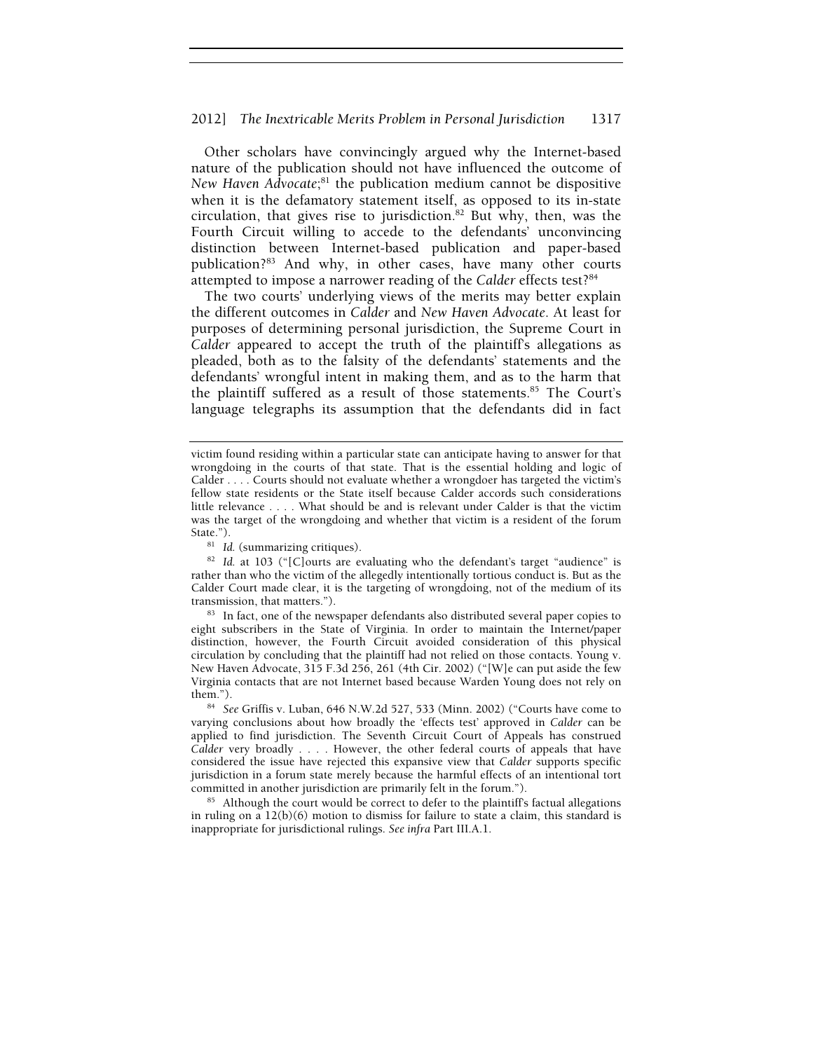Other scholars have convincingly argued why the Internet-based nature of the publication should not have influenced the outcome of *New Haven Advocate*;[81] the publication medium cannot be dispositive when it is the defamatory statement itself, as opposed to its in-state circulation, that gives rise to jurisdiction.[82] But why, then, was the Fourth Circuit willing to accede to the defendants' unconvincing distinction between Internet-based publication and paper-based publication?[83] And why, in other cases, have many other courts attempted to impose a narrower reading of the *Calder* effects test?[84]

The two courts' underlying views of the merits may better explain the different outcomes in *Calder* and *New Haven Advocate*. At least for purposes of determining personal jurisdiction, the Supreme Court in *Calder* appeared to accept the truth of the plaintiff's allegations as pleaded, both as to the falsity of the defendants' statements and the defendants' wrongful intent in making them, and as to the harm that the plaintiff suffered as a result of those statements.[85] The Court's language telegraphs its assumption that the defendants did in fact

---

victim found residing within a particular state can anticipate having to answer for that wrongdoing in the courts of that state. That is the essential holding and logic of Calder . . . . Courts should not evaluate whether a wrongdoer has targeted the victim's fellow state residents or the State itself because Calder accords such considerations little relevance . . . . What should be and is relevant under Calder is that the victim was the target of the wrongdoing and whether that victim is a resident of the forum State.").

[81] *Id.* (summarizing critiques).

[82] *Id.* at 103 ("[C]ourts are evaluating who the defendant's target "audience" is rather than who the victim of the allegedly intentionally tortious conduct is. But as the Calder Court made clear, it is the targeting of wrongdoing, not of the medium of its transmission, that matters.").

[83] In fact, one of the newspaper defendants also distributed several paper copies to eight subscribers in the State of Virginia. In order to maintain the Internet/paper distinction, however, the Fourth Circuit avoided consideration of this physical circulation by concluding that the plaintiff had not relied on those contacts. Young v. New Haven Advocate, 315 F.3d 256, 261 (4th Cir. 2002) ("[W]e can put aside the few Virginia contacts that are not Internet based because Warden Young does not rely on them.").

[84] *See* Griffis v. Luban, 646 N.W.2d 527, 533 (Minn. 2002) ("Courts have come to varying conclusions about how broadly the 'effects test' approved in *Calder* can be applied to find jurisdiction. The Seventh Circuit Court of Appeals has construed *Calder* very broadly . . . . However, the other federal courts of appeals that have considered the issue have rejected this expansive view that *Calder* supports specific jurisdiction in a forum state merely because the harmful effects of an intentional tort committed in another jurisdiction are primarily felt in the forum.").

[85] Although the court would be correct to defer to the plaintiff's factual allegations in ruling on a 12(b)(6) motion to dismiss for failure to state a claim, this standard is inappropriate for jurisdictional rulings. *See infra* Part III.A.1.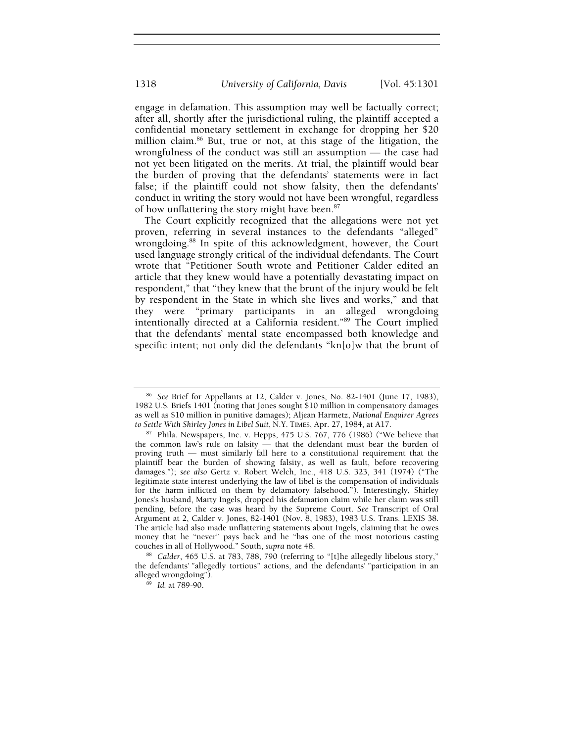engage in defamation. This assumption may well be factually correct; after all, shortly after the jurisdictional ruling, the plaintiff accepted a confidential monetary settlement in exchange for dropping her $20 million claim.[86] But, true or not, at this stage of the litigation, the wrongfulness of the conduct was still an assumption — the case had not yet been litigated on the merits. At trial, the plaintiff would bear the burden of proving that the defendants' statements were in fact false; if the plaintiff could not show falsity, then the defendants' conduct in writing the story would not have been wrongful, regardless of how unflattering the story might have been.[87]

The Court explicitly recognized that the allegations were not yet proven, referring in several instances to the defendants "alleged" wrongdoing.[88] In spite of this acknowledgment, however, the Court used language strongly critical of the individual defendants. The Court wrote that "Petitioner South wrote and Petitioner Calder edited an article that they knew would have a potentially devastating impact on respondent," that "they knew that the brunt of the injury would be felt by respondent in the State in which she lives and works," and that they were "primary participants in an alleged wrongdoing intentionally directed at a California resident."[89] The Court implied that the defendants' mental state encompassed both knowledge and specific intent; not only did the defendants "kn[o]w that the brunt of

---

[86] *See* Brief for Appellants at 12, Calder v. Jones, No. 82-1401 (June 17, 1983), 1982 U.S. Briefs 1401 (noting that Jones sought $10 million in compensatory damages as well as $10 million in punitive damages); Aljean Harmetz, *National Enquirer Agrees to Settle With Shirley Jones in Libel Suit*, N.Y. TIMES, Apr. 27, 1984, at A17.

[87] Phila. Newspapers, Inc. v. Hepps, 475 U.S. 767, 776 (1986) ("We believe that the common law's rule on falsity — that the defendant must bear the burden of proving truth — must similarly fall here to a constitutional requirement that the plaintiff bear the burden of showing falsity, as well as fault, before recovering damages."); *see also* Gertz v. Robert Welch, Inc., 418 U.S. 323, 341 (1974) ("The legitimate state interest underlying the law of libel is the compensation of individuals for the harm inflicted on them by defamatory falsehood."). Interestingly, Shirley Jones's husband, Marty Ingels, dropped his defamation claim while her claim was still pending, before the case was heard by the Supreme Court. *See* Transcript of Oral Argument at 2, Calder v. Jones, 82-1401 (Nov. 8, 1983), 1983 U.S. Trans. LEXIS 38. The article had also made unflattering statements about Ingels, claiming that he owes money that he "never" pays back and he "has one of the most notorious casting couches in all of Hollywood." South, *supra* note 48.

[88] *Calder*, 465 U.S. at 783, 788, 790 (referring to "[t]he allegedly libelous story," the defendants' "allegedly tortious" actions, and the defendants' "participation in an alleged wrongdoing").

[89] *Id.* at 789-90.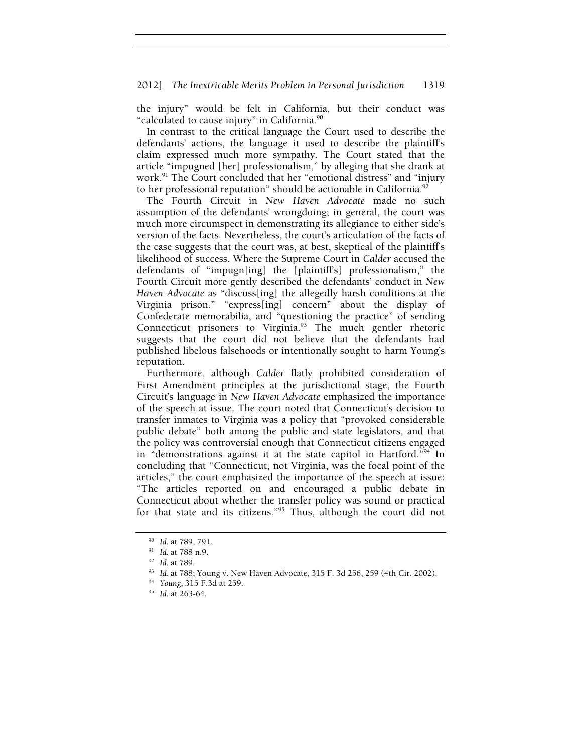the injury" would be felt in California, but their conduct was "calculated to cause injury" in California.[90]

In contrast to the critical language the Court used to describe the defendants' actions, the language it used to describe the plaintiff's claim expressed much more sympathy. The Court stated that the article "impugned [her] professionalism," by alleging that she drank at work.[91] The Court concluded that her "emotional distress" and "injury to her professional reputation" should be actionable in California.[92]

The Fourth Circuit in *New Haven Advocate* made no such assumption of the defendants' wrongdoing; in general, the court was much more circumspect in demonstrating its allegiance to either side's version of the facts. Nevertheless, the court's articulation of the facts of the case suggests that the court was, at best, skeptical of the plaintiff's likelihood of success. Where the Supreme Court in *Calder* accused the defendants of "impugn[ing] the [plaintiff's] professionalism," the Fourth Circuit more gently described the defendants' conduct in *New Haven Advocate* as "discuss[ing] the allegedly harsh conditions at the Virginia prison," "express[ing] concern" about the display of Confederate memorabilia, and "questioning the practice" of sending Connecticut prisoners to Virginia.[93] The much gentler rhetoric suggests that the court did not believe that the defendants had published libelous falsehoods or intentionally sought to harm Young's reputation.

Furthermore, although *Calder* flatly prohibited consideration of First Amendment principles at the jurisdictional stage, the Fourth Circuit's language in *New Haven Advocate* emphasized the importance of the speech at issue. The court noted that Connecticut's decision to transfer inmates to Virginia was a policy that "provoked considerable public debate" both among the public and state legislators, and that the policy was controversial enough that Connecticut citizens engaged in "demonstrations against it at the state capitol in Hartford."[94] In concluding that "Connecticut, not Virginia, was the focal point of the articles," the court emphasized the importance of the speech at issue: "The articles reported on and encouraged a public debate in Connecticut about whether the transfer policy was sound or practical for that state and its citizens."[95] Thus, although the court did not

---

[90] *Id.* at 789, 791.

[91] *Id.* at 788 n.9.

[92] *Id.* at 789.

[93] *Id.* at 788; Young v. New Haven Advocate, 315 F. 3d 256, 259 (4th Cir. 2002).

[94] *Young*, 315 F.3d at 259.

[95] *Id.* at 263-64.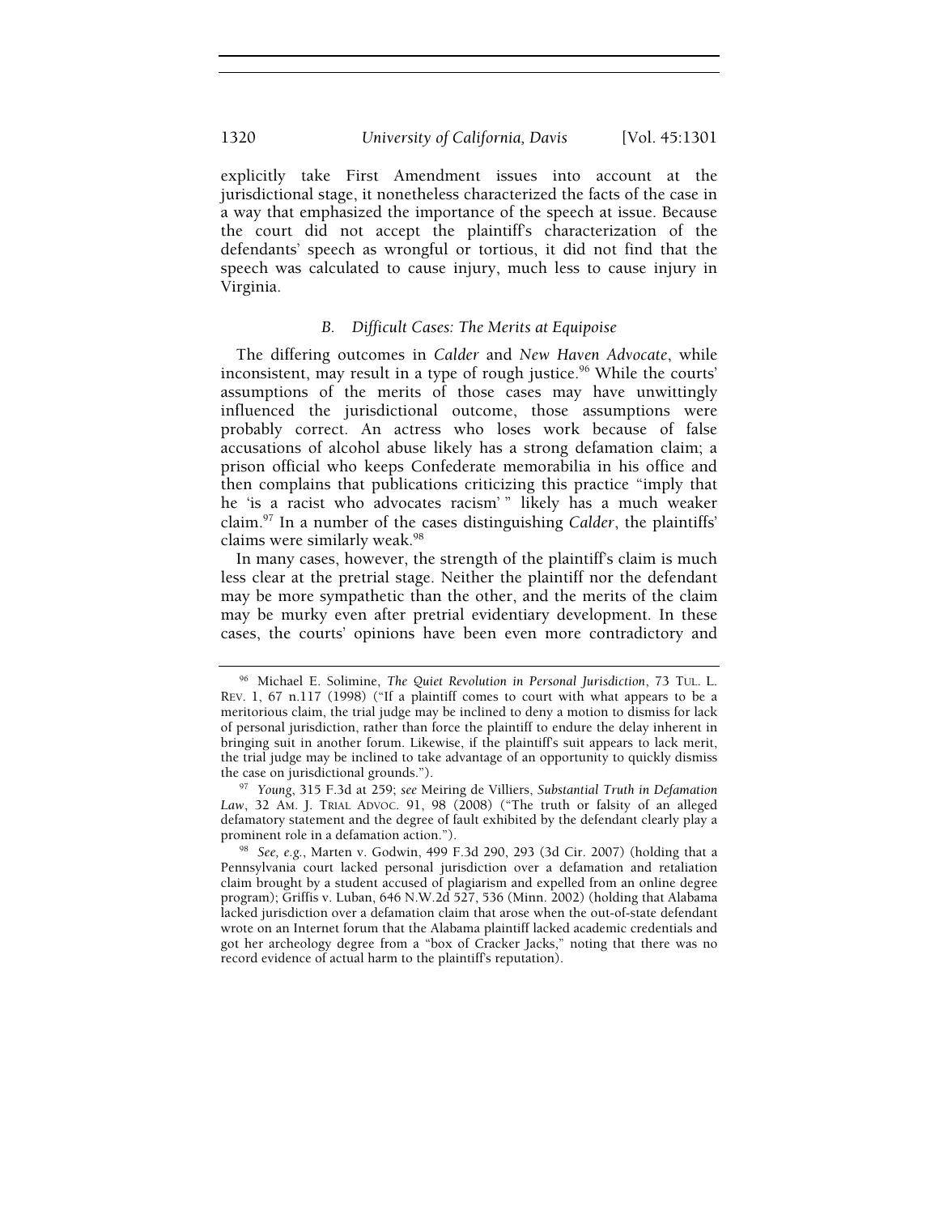explicitly take First Amendment issues into account at the jurisdictional stage, it nonetheless characterized the facts of the case in a way that emphasized the importance of the speech at issue. Because the court did not accept the plaintiff's characterization of the defendants' speech as wrongful or tortious, it did not find that the speech was calculated to cause injury, much less to cause injury in Virginia.

### *B. Difficult Cases: The Merits at Equipoise*

The differing outcomes in *Calder* and *New Haven Advocate*, while inconsistent, may result in a type of rough justice.[96] While the courts' assumptions of the merits of those cases may have unwittingly influenced the jurisdictional outcome, those assumptions were probably correct. An actress who loses work because of false accusations of alcohol abuse likely has a strong defamation claim; a prison official who keeps Confederate memorabilia in his office and then complains that publications criticizing this practice "imply that he 'is a racist who advocates racism' " likely has a much weaker claim.[97] In a number of the cases distinguishing *Calder*, the plaintiffs' claims were similarly weak.[98]

In many cases, however, the strength of the plaintiff's claim is much less clear at the pretrial stage. Neither the plaintiff nor the defendant may be more sympathetic than the other, and the merits of the claim may be murky even after pretrial evidentiary development. In these cases, the courts' opinions have been even more contradictory and

---

[96] Michael E. Solimine, *The Quiet Revolution in Personal Jurisdiction*, 73 TUL. L. REV. 1, 67 n.117 (1998) ("If a plaintiff comes to court with what appears to be a meritorious claim, the trial judge may be inclined to deny a motion to dismiss for lack of personal jurisdiction, rather than force the plaintiff to endure the delay inherent in bringing suit in another forum. Likewise, if the plaintiff's suit appears to lack merit, the trial judge may be inclined to take advantage of an opportunity to quickly dismiss the case on jurisdictional grounds.").

[97] *Young*, 315 F.3d at 259; *see* Meiring de Villiers, *Substantial Truth in Defamation Law*, 32 AM. J. TRIAL ADVOC. 91, 98 (2008) ("The truth or falsity of an alleged defamatory statement and the degree of fault exhibited by the defendant clearly play a prominent role in a defamation action.").

[98] *See, e.g.*, Marten v. Godwin, 499 F.3d 290, 293 (3d Cir. 2007) (holding that a Pennsylvania court lacked personal jurisdiction over a defamation and retaliation claim brought by a student accused of plagiarism and expelled from an online degree program); Griffis v. Luban, 646 N.W.2d 527, 536 (Minn. 2002) (holding that Alabama lacked jurisdiction over a defamation claim that arose when the out-of-state defendant wrote on an Internet forum that the Alabama plaintiff lacked academic credentials and got her archeology degree from a "box of Cracker Jacks," noting that there was no record evidence of actual harm to the plaintiff's reputation).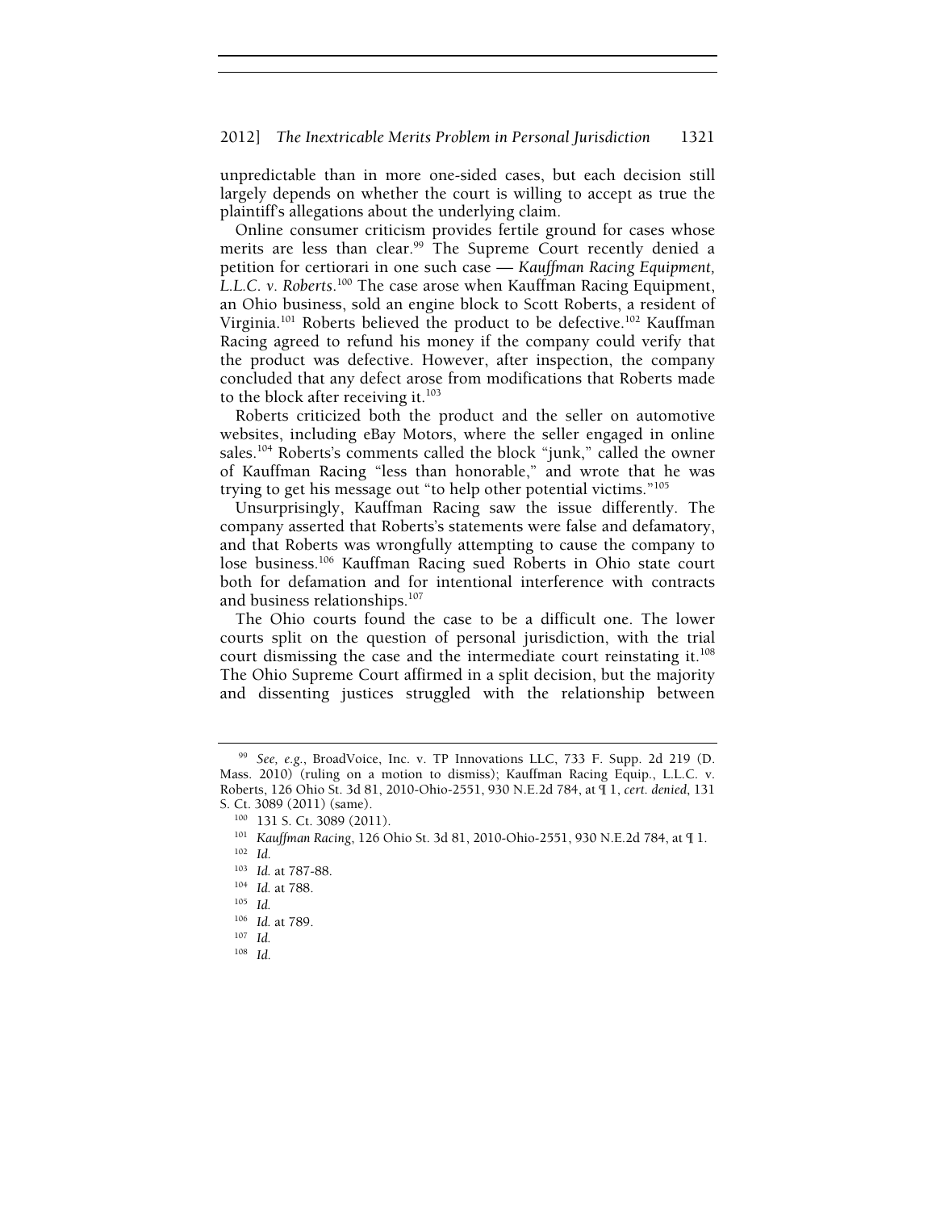unpredictable than in more one-sided cases, but each decision still largely depends on whether the court is willing to accept as true the plaintiff's allegations about the underlying claim.

Online consumer criticism provides fertile ground for cases whose merits are less than clear.[99] The Supreme Court recently denied a petition for certiorari in one such case — *Kauffman Racing Equipment, L.L.C. v. Roberts*.[100] The case arose when Kauffman Racing Equipment, an Ohio business, sold an engine block to Scott Roberts, a resident of Virginia.[101] Roberts believed the product to be defective.[102] Kauffman Racing agreed to refund his money if the company could verify that the product was defective. However, after inspection, the company concluded that any defect arose from modifications that Roberts made to the block after receiving it.[103]

Roberts criticized both the product and the seller on automotive websites, including eBay Motors, where the seller engaged in online sales.[104] Roberts's comments called the block "junk," called the owner of Kauffman Racing "less than honorable," and wrote that he was trying to get his message out "to help other potential victims."[105]

Unsurprisingly, Kauffman Racing saw the issue differently. The company asserted that Roberts's statements were false and defamatory, and that Roberts was wrongfully attempting to cause the company to lose business.[106] Kauffman Racing sued Roberts in Ohio state court both for defamation and for intentional interference with contracts and business relationships.[107]

The Ohio courts found the case to be a difficult one. The lower courts split on the question of personal jurisdiction, with the trial court dismissing the case and the intermediate court reinstating it.[108] The Ohio Supreme Court affirmed in a split decision, but the majority and dissenting justices struggled with the relationship between

---

[99] *See, e.g.*, BroadVoice, Inc. v. TP Innovations LLC, 733 F. Supp. 2d 219 (D. Mass. 2010) (ruling on a motion to dismiss); Kauffman Racing Equip., L.L.C. v. Roberts, 126 Ohio St. 3d 81, 2010-Ohio-2551, 930 N.E.2d 784, at ¶ 1, *cert. denied*, 131 S. Ct. 3089 (2011) (same).

[100] 131 S. Ct. 3089 (2011).

[101] *Kauffman Racing*, 126 Ohio St. 3d 81, 2010-Ohio-2551, 930 N.E.2d 784, at ¶ 1.

[102] *Id.*

[103] *Id.* at 787-88.

[104] *Id.* at 788.

[105] *Id.*

[106] *Id.* at 789.

[107] *Id.*

[108] *Id.*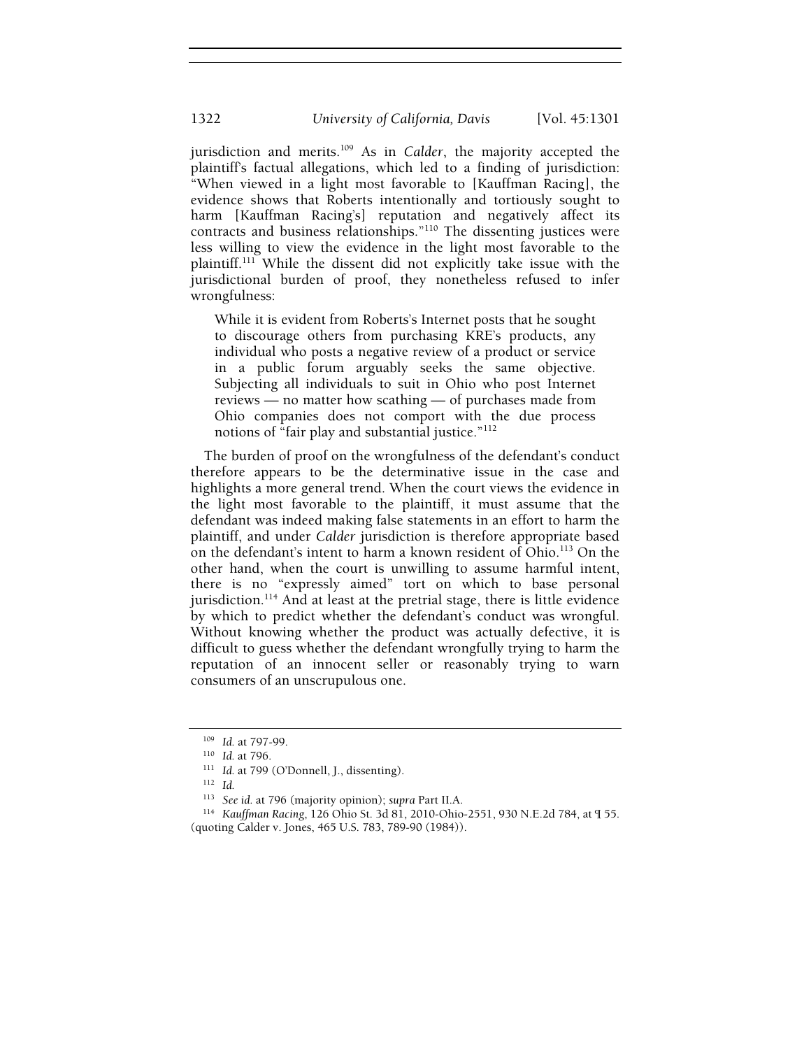jurisdiction and merits.[109] As in *Calder*, the majority accepted the plaintiff's factual allegations, which led to a finding of jurisdiction: "When viewed in a light most favorable to [Kauffman Racing], the evidence shows that Roberts intentionally and tortiously sought to harm [Kauffman Racing's] reputation and negatively affect its contracts and business relationships."[110] The dissenting justices were less willing to view the evidence in the light most favorable to the plaintiff.[111] While the dissent did not explicitly take issue with the jurisdictional burden of proof, they nonetheless refused to infer wrongfulness:

> While it is evident from Roberts's Internet posts that he sought to discourage others from purchasing KRE's products, any individual who posts a negative review of a product or service in a public forum arguably seeks the same objective. Subjecting all individuals to suit in Ohio who post Internet reviews — no matter how scathing — of purchases made from Ohio companies does not comport with the due process notions of "fair play and substantial justice."[112]

The burden of proof on the wrongfulness of the defendant's conduct therefore appears to be the determinative issue in the case and highlights a more general trend. When the court views the evidence in the light most favorable to the plaintiff, it must assume that the defendant was indeed making false statements in an effort to harm the plaintiff, and under *Calder* jurisdiction is therefore appropriate based on the defendant's intent to harm a known resident of Ohio.[113] On the other hand, when the court is unwilling to assume harmful intent, there is no "expressly aimed" tort on which to base personal jurisdiction.[114] And at least at the pretrial stage, there is little evidence by which to predict whether the defendant's conduct was wrongful. Without knowing whether the product was actually defective, it is difficult to guess whether the defendant wrongfully trying to harm the reputation of an innocent seller or reasonably trying to warn consumers of an unscrupulous one.

---

[109] *Id.* at 797-99.

[110] *Id.* at 796.

[111] *Id.* at 799 (O'Donnell, J., dissenting).

[112] *Id.*

[113] *See id.* at 796 (majority opinion); *supra* Part II.A.

[114] *Kauffman Racing*, 126 Ohio St. 3d 81, 2010-Ohio-2551, 930 N.E.2d 784, at ¶ 55. (quoting Calder v. Jones, 465 U.S. 783, 789-90 (1984)).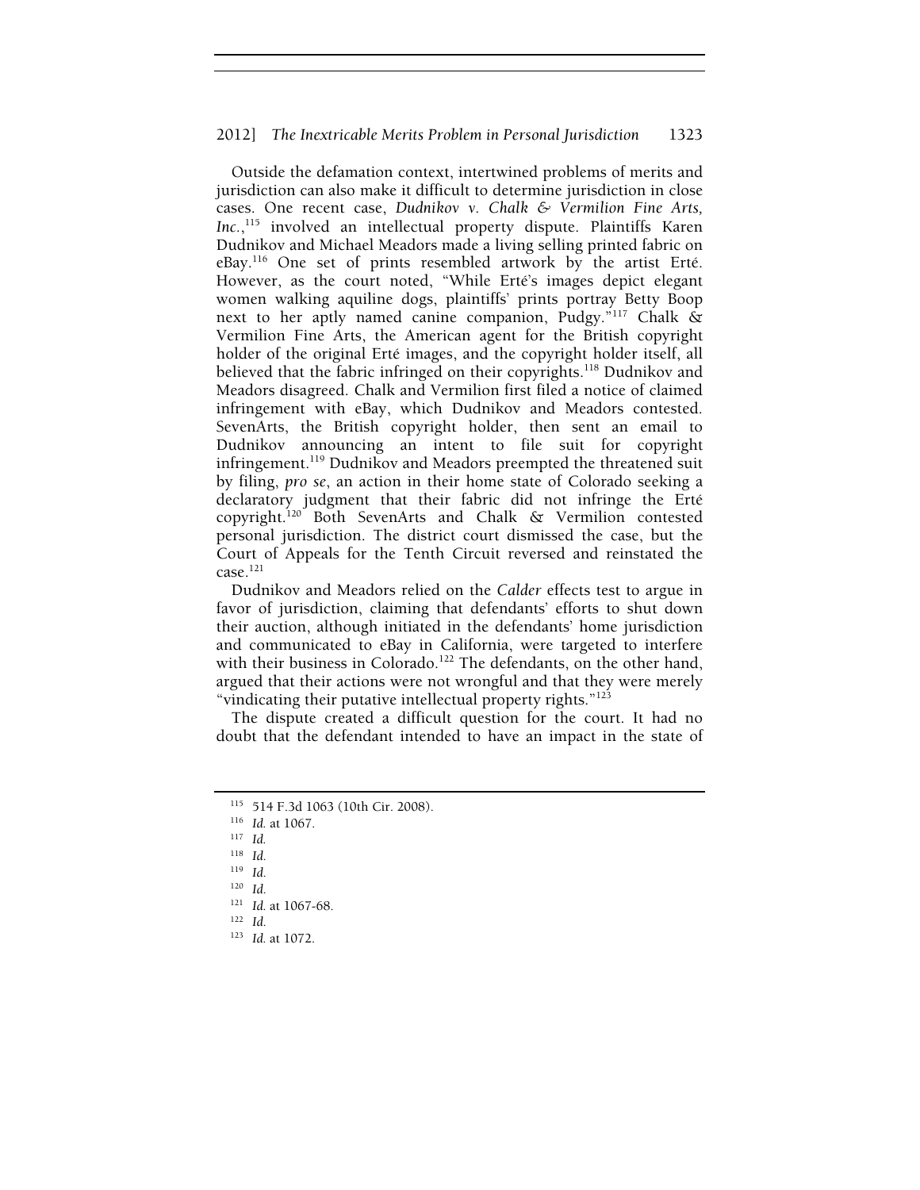Outside the defamation context, intertwined problems of merits and jurisdiction can also make it difficult to determine jurisdiction in close cases. One recent case, *Dudnikov v. Chalk & Vermilion Fine Arts, Inc.*,[115] involved an intellectual property dispute. Plaintiffs Karen Dudnikov and Michael Meadors made a living selling printed fabric on eBay.[116] One set of prints resembled artwork by the artist Erté. However, as the court noted, "While Erté's images depict elegant women walking aquiline dogs, plaintiffs' prints portray Betty Boop next to her aptly named canine companion, Pudgy."[117] Chalk & Vermilion Fine Arts, the American agent for the British copyright holder of the original Erté images, and the copyright holder itself, all believed that the fabric infringed on their copyrights.[118] Dudnikov and Meadors disagreed. Chalk and Vermilion first filed a notice of claimed infringement with eBay, which Dudnikov and Meadors contested. SevenArts, the British copyright holder, then sent an email to Dudnikov announcing an intent to file suit for copyright infringement.[119] Dudnikov and Meadors preempted the threatened suit by filing, *pro se*, an action in their home state of Colorado seeking a declaratory judgment that their fabric did not infringe the Erté copyright.[120] Both SevenArts and Chalk & Vermilion contested personal jurisdiction. The district court dismissed the case, but the Court of Appeals for the Tenth Circuit reversed and reinstated the case.[121]

Dudnikov and Meadors relied on the *Calder* effects test to argue in favor of jurisdiction, claiming that defendants' efforts to shut down their auction, although initiated in the defendants' home jurisdiction and communicated to eBay in California, were targeted to interfere with their business in Colorado.[122] The defendants, on the other hand, argued that their actions were not wrongful and that they were merely "vindicating their putative intellectual property rights."[123]

The dispute created a difficult question for the court. It had no doubt that the defendant intended to have an impact in the state of

---

[115] 514 F.3d 1063 (10th Cir. 2008).

[116] *Id.* at 1067.

[117] *Id.*

[118] *Id.*

[119] *Id.*

[120] *Id.*

[121] *Id.* at 1067-68.

[122] *Id.*

[123] *Id.* at 1072.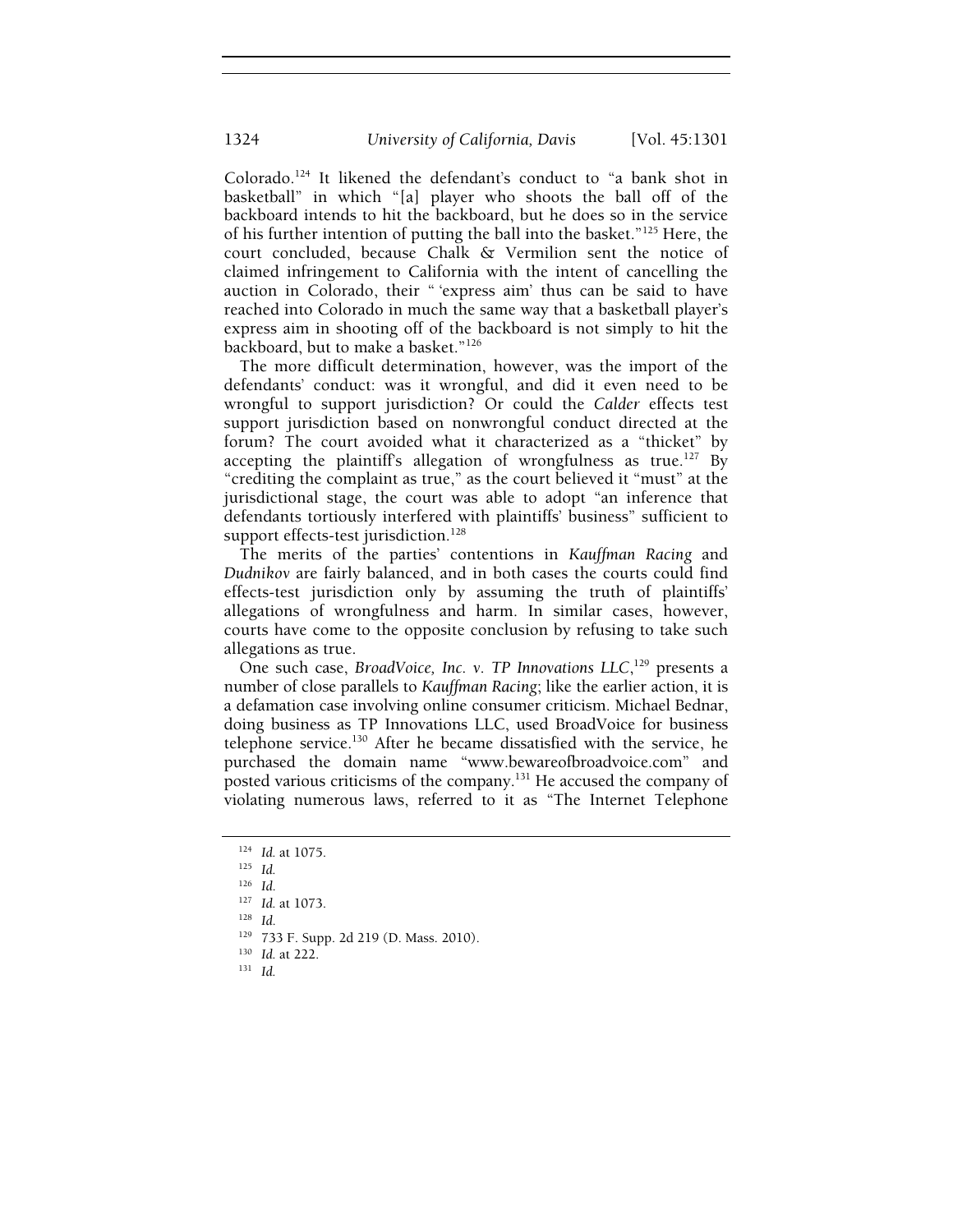Colorado.[124] It likened the defendant's conduct to "a bank shot in basketball" in which "[a] player who shoots the ball off of the backboard intends to hit the backboard, but he does so in the service of his further intention of putting the ball into the basket."[125] Here, the court concluded, because Chalk & Vermilion sent the notice of claimed infringement to California with the intent of cancelling the auction in Colorado, their " 'express aim' thus can be said to have reached into Colorado in much the same way that a basketball player's express aim in shooting off of the backboard is not simply to hit the backboard, but to make a basket."[126]

The more difficult determination, however, was the import of the defendants' conduct: was it wrongful, and did it even need to be wrongful to support jurisdiction? Or could the *Calder* effects test support jurisdiction based on nonwrongful conduct directed at the forum? The court avoided what it characterized as a "thicket" by accepting the plaintiff's allegation of wrongfulness as true.[127] By "crediting the complaint as true," as the court believed it "must" at the jurisdictional stage, the court was able to adopt "an inference that defendants tortiously interfered with plaintiffs' business" sufficient to support effects-test jurisdiction.[128]

The merits of the parties' contentions in *Kauffman Racing* and *Dudnikov* are fairly balanced, and in both cases the courts could find effects-test jurisdiction only by assuming the truth of plaintiffs' allegations of wrongfulness and harm. In similar cases, however, courts have come to the opposite conclusion by refusing to take such allegations as true.

One such case, *BroadVoice, Inc. v. TP Innovations LLC*,[129] presents a number of close parallels to *Kauffman Racing*; like the earlier action, it is a defamation case involving online consumer criticism. Michael Bednar, doing business as TP Innovations LLC, used BroadVoice for business telephone service.[130] After he became dissatisfied with the service, he purchased the domain name "www.bewareofbroadvoice.com" and posted various criticisms of the company.[131] He accused the company of violating numerous laws, referred to it as "The Internet Telephone

---

[124] *Id.* at 1075.

[125] *Id.*

[126] *Id.*

[127] *Id.* at 1073.

[128] *Id.*

[129] 733 F. Supp. 2d 219 (D. Mass. 2010).

[130] *Id.* at 222.

[131] *Id.*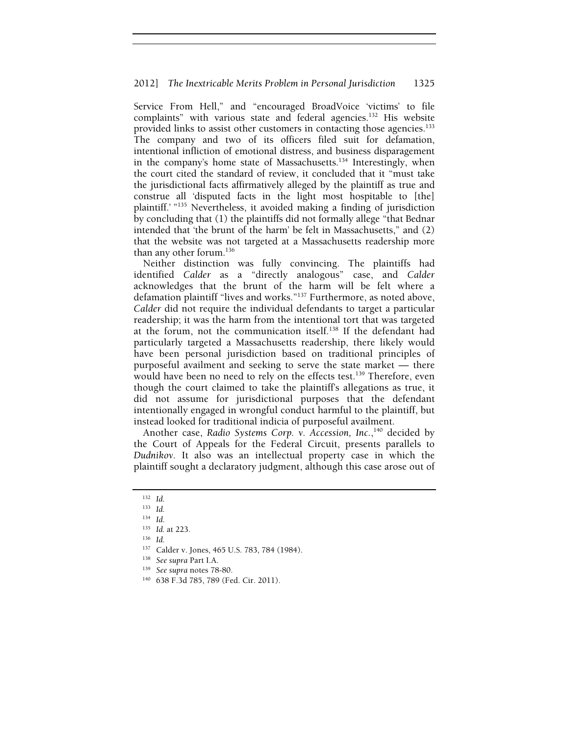Service From Hell," and "encouraged BroadVoice 'victims' to file complaints" with various state and federal agencies.[132] His website provided links to assist other customers in contacting those agencies.[133] The company and two of its officers filed suit for defamation, intentional infliction of emotional distress, and business disparagement in the company's home state of Massachusetts.[134] Interestingly, when the court cited the standard of review, it concluded that it "must take the jurisdictional facts affirmatively alleged by the plaintiff as true and construe all 'disputed facts in the light most hospitable to [the] plaintiff.' "[135] Nevertheless, it avoided making a finding of jurisdiction by concluding that (1) the plaintiffs did not formally allege "that Bednar intended that 'the brunt of the harm' be felt in Massachusetts," and (2) that the website was not targeted at a Massachusetts readership more than any other forum.[136]

Neither distinction was fully convincing. The plaintiffs had identified *Calder* as a "directly analogous" case, and *Calder* acknowledges that the brunt of the harm will be felt where a defamation plaintiff "lives and works."[137] Furthermore, as noted above, *Calder* did not require the individual defendants to target a particular readership; it was the harm from the intentional tort that was targeted at the forum, not the communication itself.[138] If the defendant had particularly targeted a Massachusetts readership, there likely would have been personal jurisdiction based on traditional principles of purposeful availment and seeking to serve the state market — there would have been no need to rely on the effects test.[139] Therefore, even though the court claimed to take the plaintiff's allegations as true, it did not assume for jurisdictional purposes that the defendant intentionally engaged in wrongful conduct harmful to the plaintiff, but instead looked for traditional indicia of purposeful availment.

Another case, *Radio Systems Corp. v. Accession, Inc.*,[140] decided by the Court of Appeals for the Federal Circuit, presents parallels to *Dudnikov*. It also was an intellectual property case in which the plaintiff sought a declaratory judgment, although this case arose out of

---

[132] *Id.*

[133] *Id.*

[134] *Id.*

[135] *Id.* at 223.

[136] *Id.*

[137] Calder v. Jones, 465 U.S. 783, 784 (1984).

[138] *See supra* Part I.A.

[139] *See supra* notes 78-80.

[140] 638 F.3d 785, 789 (Fed. Cir. 2011).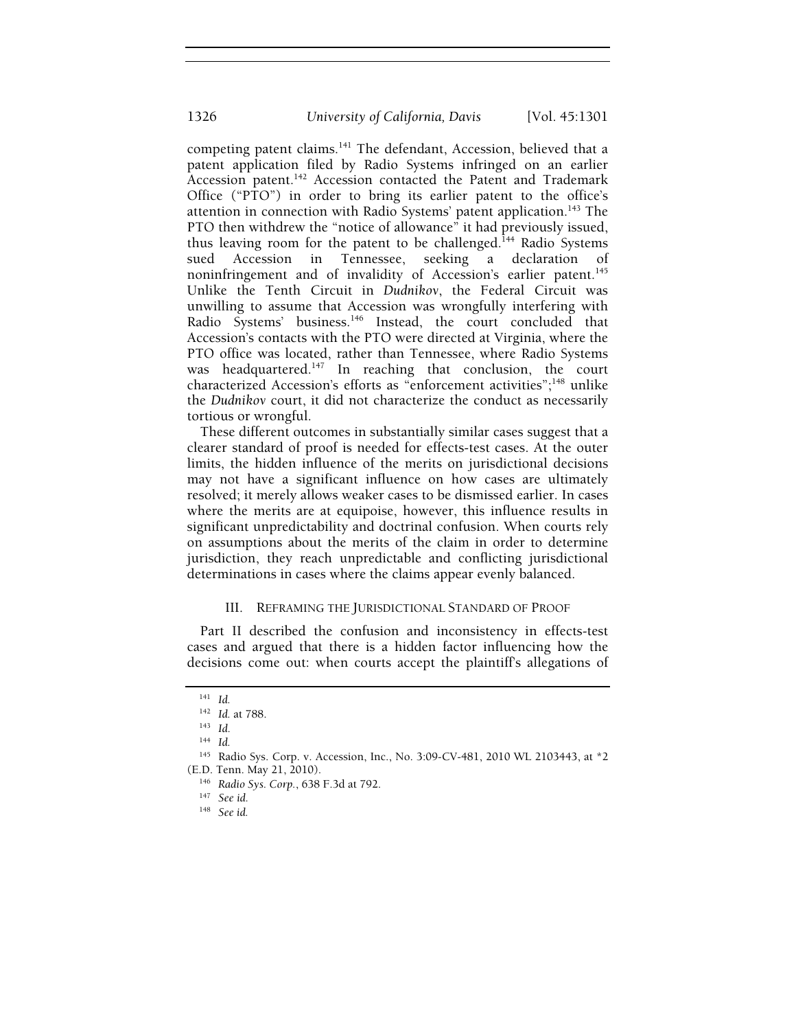competing patent claims.[141] The defendant, Accession, believed that a patent application filed by Radio Systems infringed on an earlier Accession patent.[142] Accession contacted the Patent and Trademark Office ("PTO") in order to bring its earlier patent to the office's attention in connection with Radio Systems' patent application.[143] The PTO then withdrew the "notice of allowance" it had previously issued, thus leaving room for the patent to be challenged.[144] Radio Systems sued Accession in Tennessee, seeking a declaration of noninfringement and of invalidity of Accession's earlier patent.[145] Unlike the Tenth Circuit in *Dudnikov*, the Federal Circuit was unwilling to assume that Accession was wrongfully interfering with Radio Systems' business.[146] Instead, the court concluded that Accession's contacts with the PTO were directed at Virginia, where the PTO office was located, rather than Tennessee, where Radio Systems was headquartered.[147] In reaching that conclusion, the court characterized Accession's efforts as "enforcement activities";[148] unlike the *Dudnikov* court, it did not characterize the conduct as necessarily tortious or wrongful.

These different outcomes in substantially similar cases suggest that a clearer standard of proof is needed for effects-test cases. At the outer limits, the hidden influence of the merits on jurisdictional decisions may not have a significant influence on how cases are ultimately resolved; it merely allows weaker cases to be dismissed earlier. In cases where the merits are at equipoise, however, this influence results in significant unpredictability and doctrinal confusion. When courts rely on assumptions about the merits of the claim in order to determine jurisdiction, they reach unpredictable and conflicting jurisdictional determinations in cases where the claims appear evenly balanced.

## III. REFRAMING THE JURISDICTIONAL STANDARD OF PROOF

Part II described the confusion and inconsistency in effects-test cases and argued that there is a hidden factor influencing how the decisions come out: when courts accept the plaintiff's allegations of

---

[141] *Id.*

[142] *Id.* at 788.

[143] *Id.*

[144] *Id.*

[145] Radio Sys. Corp. v. Accession, Inc., No. 3:09-CV-481, 2010 WL 2103443, at *2 (E.D. Tenn. May 21, 2010).

[146] *Radio Sys. Corp.*, 638 F.3d at 792.

[147] *See id.*

[148] *See id.*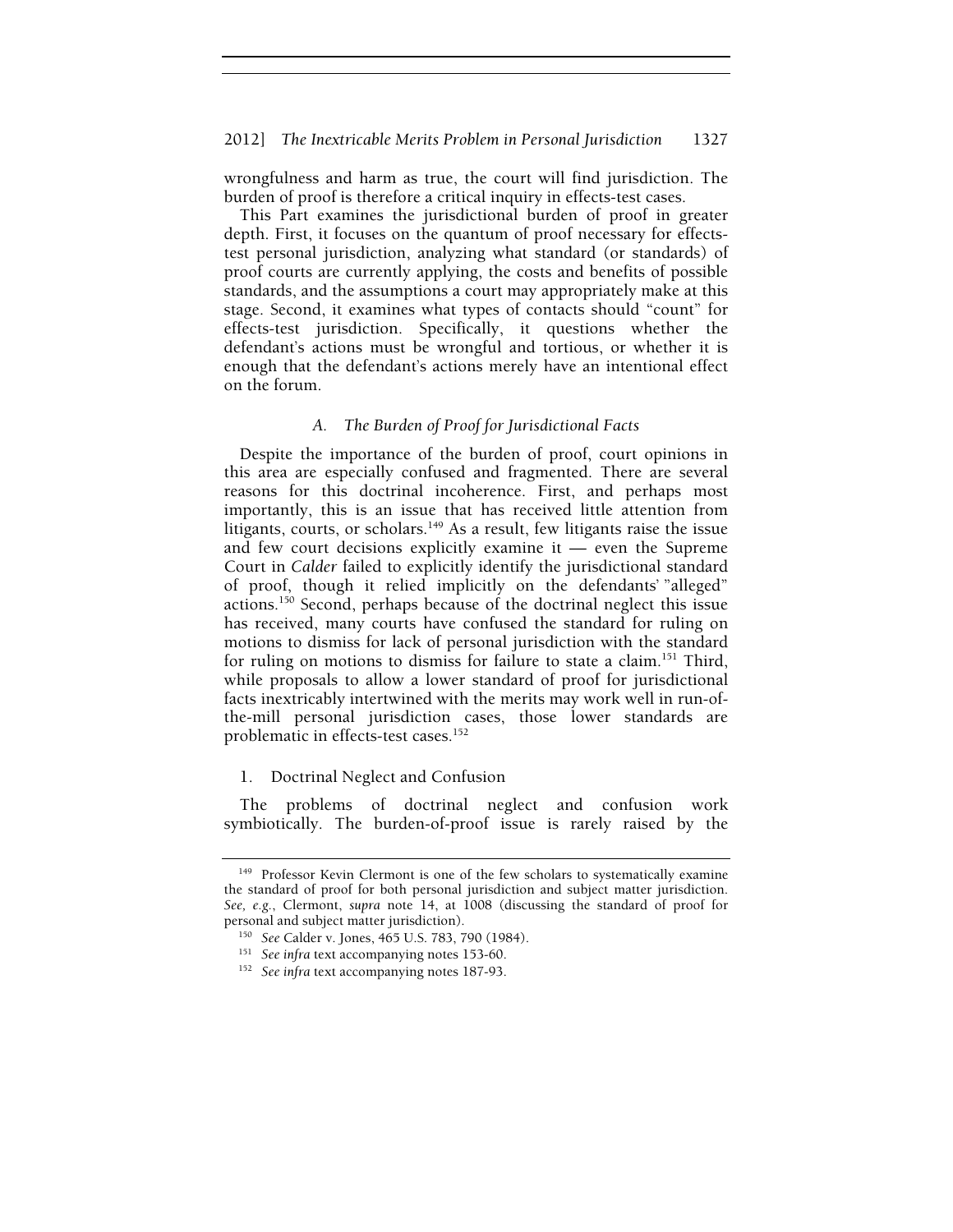wrongfulness and harm as true, the court will find jurisdiction. The burden of proof is therefore a critical inquiry in effects-test cases.

This Part examines the jurisdictional burden of proof in greater depth. First, it focuses on the quantum of proof necessary for effects-test personal jurisdiction, analyzing what standard (or standards) of proof courts are currently applying, the costs and benefits of possible standards, and the assumptions a court may appropriately make at this stage. Second, it examines what types of contacts should "count" for effects-test jurisdiction. Specifically, it questions whether the defendant's actions must be wrongful and tortious, or whether it is enough that the defendant's actions merely have an intentional effect on the forum.

### *A. The Burden of Proof for Jurisdictional Facts*

Despite the importance of the burden of proof, court opinions in this area are especially confused and fragmented. There are several reasons for this doctrinal incoherence. First, and perhaps most importantly, this is an issue that has received little attention from litigants, courts, or scholars.[149] As a result, few litigants raise the issue and few court decisions explicitly examine it — even the Supreme Court in *Calder* failed to explicitly identify the jurisdictional standard of proof, though it relied implicitly on the defendants' "alleged" actions.[150] Second, perhaps because of the doctrinal neglect this issue has received, many courts have confused the standard for ruling on motions to dismiss for lack of personal jurisdiction with the standard for ruling on motions to dismiss for failure to state a claim.[151] Third, while proposals to allow a lower standard of proof for jurisdictional facts inextricably intertwined with the merits may work well in run-of-the-mill personal jurisdiction cases, those lower standards are problematic in effects-test cases.[152]

#### 1. Doctrinal Neglect and Confusion

The problems of doctrinal neglect and confusion work symbiotically. The burden-of-proof issue is rarely raised by the

[149] Professor Kevin Clermont is one of the few scholars to systematically examine the standard of proof for both personal jurisdiction and subject matter jurisdiction. *See, e.g.*, Clermont, *supra* note 14, at 1008 (discussing the standard of proof for personal and subject matter jurisdiction).

[150] *See* Calder v. Jones, 465 U.S. 783, 790 (1984).

[151] *See infra* text accompanying notes 153-60.

[152] *See infra* text accompanying notes 187-93.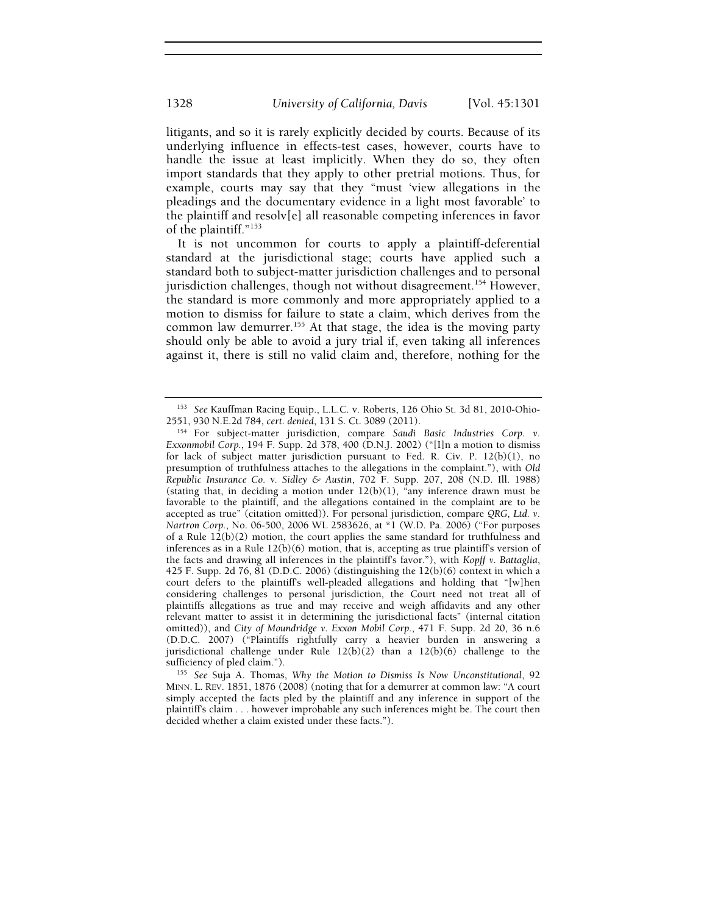litigants, and so it is rarely explicitly decided by courts. Because of its underlying influence in effects-test cases, however, courts have to handle the issue at least implicitly. When they do so, they often import standards that they apply to other pretrial motions. Thus, for example, courts may say that they "must 'view allegations in the pleadings and the documentary evidence in a light most favorable' to the plaintiff and resolv[e] all reasonable competing inferences in favor of the plaintiff."[153]

It is not uncommon for courts to apply a plaintiff-deferential standard at the jurisdictional stage; courts have applied such a standard both to subject-matter jurisdiction challenges and to personal jurisdiction challenges, though not without disagreement.[154] However, the standard is more commonly and more appropriately applied to a motion to dismiss for failure to state a claim, which derives from the common law demurrer.[155] At that stage, the idea is the moving party should only be able to avoid a jury trial if, even taking all inferences against it, there is still no valid claim and, therefore, nothing for the

---

[153] *See* Kauffman Racing Equip., L.L.C. v. Roberts, 126 Ohio St. 3d 81, 2010-Ohio-2551, 930 N.E.2d 784, *cert. denied*, 131 S. Ct. 3089 (2011).

[154] For subject-matter jurisdiction, compare *Saudi Basic Industries Corp. v. Exxonmobil Corp.*, 194 F. Supp. 2d 378, 400 (D.N.J. 2002) ("[I]n a motion to dismiss for lack of subject matter jurisdiction pursuant to Fed. R. Civ. P. 12(b)(1), no presumption of truthfulness attaches to the allegations in the complaint."), with *Old Republic Insurance Co. v. Sidley & Austin*, 702 F. Supp. 207, 208 (N.D. Ill. 1988) (stating that, in deciding a motion under 12(b)(1), "any inference drawn must be favorable to the plaintiff, and the allegations contained in the complaint are to be accepted as true" (citation omitted)). For personal jurisdiction, compare *QRG, Ltd. v. Nartron Corp.*, No. 06-500, 2006 WL 2583626, at *1 (W.D. Pa. 2006) ("For purposes of a Rule 12(b)(2) motion, the court applies the same standard for truthfulness and inferences as in a Rule 12(b)(6) motion, that is, accepting as true plaintiff's version of the facts and drawing all inferences in the plaintiff's favor."), with *Kopff v. Battaglia*, 425 F. Supp. 2d 76, 81 (D.D.C. 2006) (distinguishing the 12(b)(6) context in which a court defers to the plaintiff's well-pleaded allegations and holding that "[w]hen considering challenges to personal jurisdiction, the Court need not treat all of plaintiffs allegations as true and may receive and weigh affidavits and any other relevant matter to assist it in determining the jurisdictional facts" (internal citation omitted)), and *City of Moundridge v. Exxon Mobil Corp.*, 471 F. Supp. 2d 20, 36 n.6 (D.D.C. 2007) ("Plaintiffs rightfully carry a heavier burden in answering a jurisdictional challenge under Rule 12(b)(2) than a 12(b)(6) challenge to the sufficiency of pled claim.").

[155] *See* Suja A. Thomas, *Why the Motion to Dismiss Is Now Unconstitutional*, 92 MINN. L. REV. 1851, 1876 (2008) (noting that for a demurrer at common law: "A court simply accepted the facts pled by the plaintiff and any inference in support of the plaintiff's claim . . . however improbable any such inferences might be. The court then decided whether a claim existed under these facts.").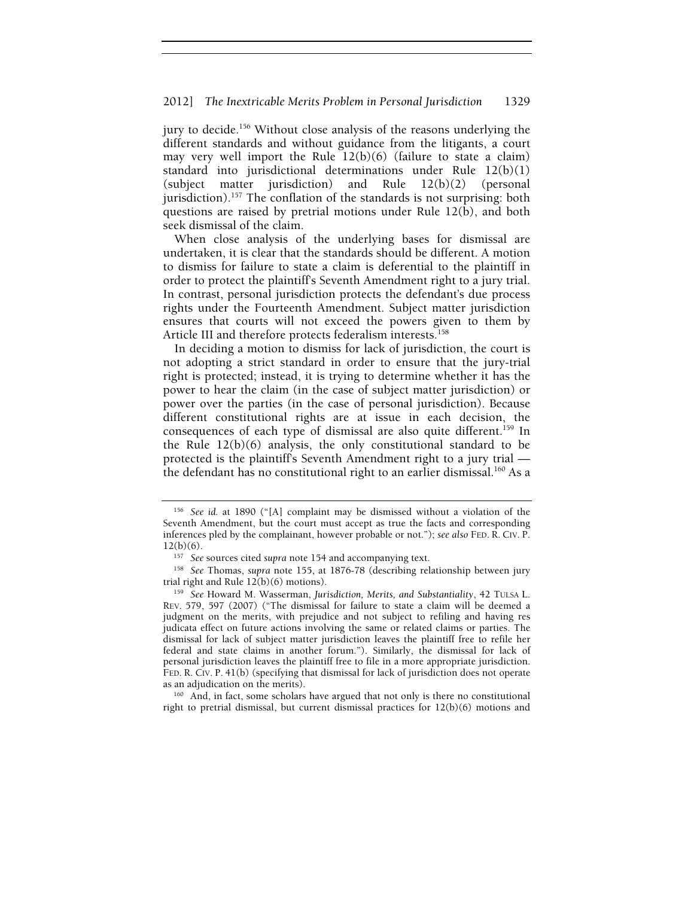jury to decide.[156] Without close analysis of the reasons underlying the different standards and without guidance from the litigants, a court may very well import the Rule 12(b)(6) (failure to state a claim) standard into jurisdictional determinations under Rule 12(b)(1) (subject matter jurisdiction) and Rule 12(b)(2) (personal jurisdiction).[157] The conflation of the standards is not surprising: both questions are raised by pretrial motions under Rule 12(b), and both seek dismissal of the claim.

When close analysis of the underlying bases for dismissal are undertaken, it is clear that the standards should be different. A motion to dismiss for failure to state a claim is deferential to the plaintiff in order to protect the plaintiff's Seventh Amendment right to a jury trial. In contrast, personal jurisdiction protects the defendant's due process rights under the Fourteenth Amendment. Subject matter jurisdiction ensures that courts will not exceed the powers given to them by Article III and therefore protects federalism interests.[158]

In deciding a motion to dismiss for lack of jurisdiction, the court is not adopting a strict standard in order to ensure that the jury-trial right is protected; instead, it is trying to determine whether it has the power to hear the claim (in the case of subject matter jurisdiction) or power over the parties (in the case of personal jurisdiction). Because different constitutional rights are at issue in each decision, the consequences of each type of dismissal are also quite different.[159] In the Rule 12(b)(6) analysis, the only constitutional standard to be protected is the plaintiff's Seventh Amendment right to a jury trial — the defendant has no constitutional right to an earlier dismissal.[160] As a

---

[156] *See id.* at 1890 ("[A] complaint may be dismissed without a violation of the Seventh Amendment, but the court must accept as true the facts and corresponding inferences pled by the complainant, however probable or not."); *see also* FED. R. CIV. P. 12(b)(6).

[157] *See* sources cited *supra* note 154 and accompanying text.

[158] *See* Thomas, *supra* note 155, at 1876-78 (describing relationship between jury trial right and Rule 12(b)(6) motions).

[159] *See* Howard M. Wasserman, *Jurisdiction, Merits, and Substantiality*, 42 TULSA L. REV. 579, 597 (2007) ("The dismissal for failure to state a claim will be deemed a judgment on the merits, with prejudice and not subject to refiling and having res judicata effect on future actions involving the same or related claims or parties. The dismissal for lack of subject matter jurisdiction leaves the plaintiff free to refile her federal and state claims in another forum."). Similarly, the dismissal for lack of personal jurisdiction leaves the plaintiff free to file in a more appropriate jurisdiction. FED. R. CIV. P. 41(b) (specifying that dismissal for lack of jurisdiction does not operate as an adjudication on the merits).

[160] And, in fact, some scholars have argued that not only is there no constitutional right to pretrial dismissal, but current dismissal practices for 12(b)(6) motions and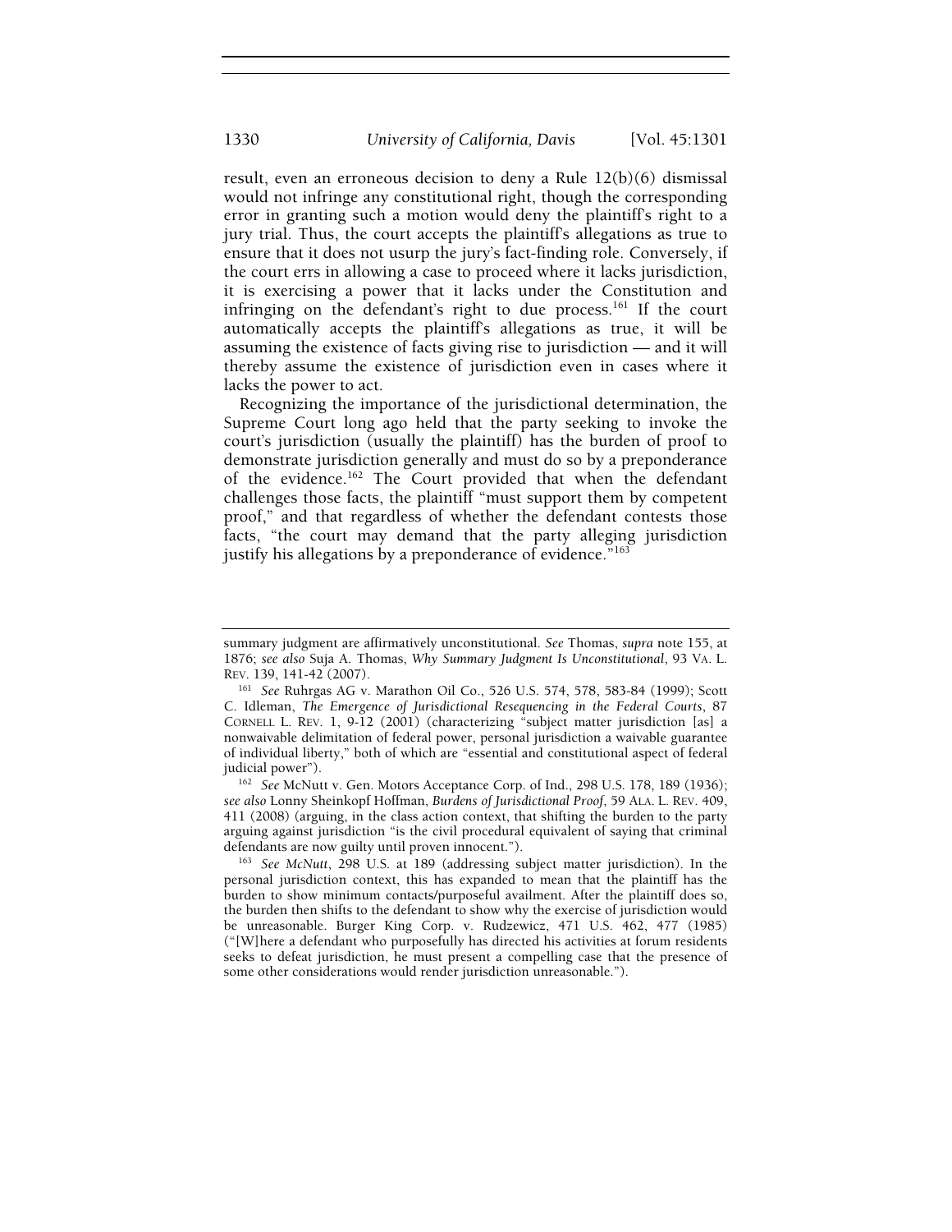result, even an erroneous decision to deny a Rule 12(b)(6) dismissal would not infringe any constitutional right, though the corresponding error in granting such a motion would deny the plaintiff's right to a jury trial. Thus, the court accepts the plaintiff's allegations as true to ensure that it does not usurp the jury's fact-finding role. Conversely, if the court errs in allowing a case to proceed where it lacks jurisdiction, it is exercising a power that it lacks under the Constitution and infringing on the defendant's right to due process.[161] If the court automatically accepts the plaintiff's allegations as true, it will be assuming the existence of facts giving rise to jurisdiction — and it will thereby assume the existence of jurisdiction even in cases where it lacks the power to act.

Recognizing the importance of the jurisdictional determination, the Supreme Court long ago held that the party seeking to invoke the court's jurisdiction (usually the plaintiff) has the burden of proof to demonstrate jurisdiction generally and must do so by a preponderance of the evidence.[162] The Court provided that when the defendant challenges those facts, the plaintiff "must support them by competent proof," and that regardless of whether the defendant contests those facts, "the court may demand that the party alleging jurisdiction justify his allegations by a preponderance of evidence."[163]

---

summary judgment are affirmatively unconstitutional. *See* Thomas, *supra* note 155, at 1876; *see also* Suja A. Thomas, *Why Summary Judgment Is Unconstitutional*, 93 VA. L. REV. 139, 141-42 (2007).

[161] *See* Ruhrgas AG v. Marathon Oil Co., 526 U.S. 574, 578, 583-84 (1999); Scott C. Idleman, *The Emergence of Jurisdictional Resequencing in the Federal Courts*, 87 CORNELL L. REV. 1, 9-12 (2001) (characterizing "subject matter jurisdiction [as] a nonwaivable delimitation of federal power, personal jurisdiction a waivable guarantee of individual liberty," both of which are "essential and constitutional aspect of federal judicial power").

[162] *See* McNutt v. Gen. Motors Acceptance Corp. of Ind., 298 U.S. 178, 189 (1936); *see also* Lonny Sheinkopf Hoffman, *Burdens of Jurisdictional Proof*, 59 ALA. L. REV. 409, 411 (2008) (arguing, in the class action context, that shifting the burden to the party arguing against jurisdiction "is the civil procedural equivalent of saying that criminal defendants are now guilty until proven innocent.").

[163] *See McNutt*, 298 U.S. at 189 (addressing subject matter jurisdiction). In the personal jurisdiction context, this has expanded to mean that the plaintiff has the burden to show minimum contacts/purposeful availment. After the plaintiff does so, the burden then shifts to the defendant to show why the exercise of jurisdiction would be unreasonable. Burger King Corp. v. Rudzewicz, 471 U.S. 462, 477 (1985) ("[W]here a defendant who purposefully has directed his activities at forum residents seeks to defeat jurisdiction, he must present a compelling case that the presence of some other considerations would render jurisdiction unreasonable.").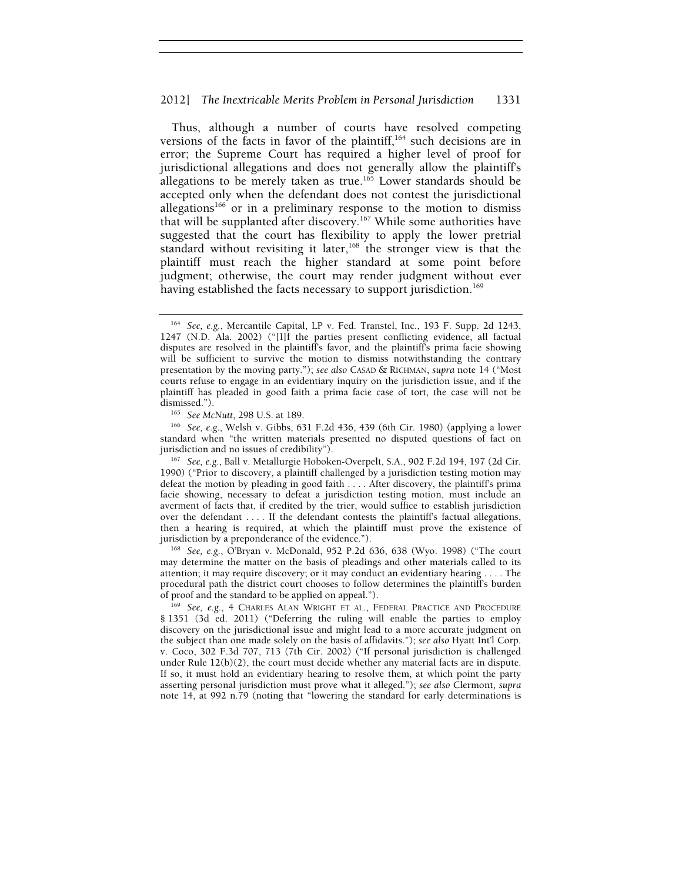Thus, although a number of courts have resolved competing versions of the facts in favor of the plaintiff,[164] such decisions are in error; the Supreme Court has required a higher level of proof for jurisdictional allegations and does not generally allow the plaintiff's allegations to be merely taken as true.[165] Lower standards should be accepted only when the defendant does not contest the jurisdictional allegations[166] or in a preliminary response to the motion to dismiss that will be supplanted after discovery.[167] While some authorities have suggested that the court has flexibility to apply the lower pretrial standard without revisiting it later,[168] the stronger view is that the plaintiff must reach the higher standard at some point before judgment; otherwise, the court may render judgment without ever having established the facts necessary to support jurisdiction.[169]

---

[164] *See, e.g.*, Mercantile Capital, LP v. Fed. Transtel, Inc., 193 F. Supp. 2d 1243, 1247 (N.D. Ala. 2002) ("[I]f the parties present conflicting evidence, all factual disputes are resolved in the plaintiff's favor, and the plaintiff's prima facie showing will be sufficient to survive the motion to dismiss notwithstanding the contrary presentation by the moving party."); *see also* CASAD & RICHMAN, *supra* note 14 ("Most courts refuse to engage in an evidentiary inquiry on the jurisdiction issue, and if the plaintiff has pleaded in good faith a prima facie case of tort, the case will not be dismissed.").

[165] *See McNutt*, 298 U.S. at 189.

[166] *See, e.g.*, Welsh v. Gibbs, 631 F.2d 436, 439 (6th Cir. 1980) (applying a lower standard when "the written materials presented no disputed questions of fact on jurisdiction and no issues of credibility").

[167] *See, e.g.*, Ball v. Metallurgie Hoboken-Overpelt, S.A., 902 F.2d 194, 197 (2d Cir. 1990) ("Prior to discovery, a plaintiff challenged by a jurisdiction testing motion may defeat the motion by pleading in good faith . . . . After discovery, the plaintiff's prima facie showing, necessary to defeat a jurisdiction testing motion, must include an averment of facts that, if credited by the trier, would suffice to establish jurisdiction over the defendant . . . . If the defendant contests the plaintiff's factual allegations, then a hearing is required, at which the plaintiff must prove the existence of jurisdiction by a preponderance of the evidence.").

[168] *See, e.g.*, O'Bryan v. McDonald, 952 P.2d 636, 638 (Wyo. 1998) ("The court may determine the matter on the basis of pleadings and other materials called to its attention; it may require discovery; or it may conduct an evidentiary hearing . . . . The procedural path the district court chooses to follow determines the plaintiff's burden of proof and the standard to be applied on appeal.").

[169] *See, e.g.*, 4 CHARLES ALAN WRIGHT ET AL., FEDERAL PRACTICE AND PROCEDURE § 1351 (3d ed. 2011) ("Deferring the ruling will enable the parties to employ discovery on the jurisdictional issue and might lead to a more accurate judgment on the subject than one made solely on the basis of affidavits."); *see also* Hyatt Int'l Corp. v. Coco, 302 F.3d 707, 713 (7th Cir. 2002) ("If personal jurisdiction is challenged under Rule 12(b)(2), the court must decide whether any material facts are in dispute. If so, it must hold an evidentiary hearing to resolve them, at which point the party asserting personal jurisdiction must prove what it alleged."); *see also* Clermont, *supra* note 14, at 992 n.79 (noting that "lowering the standard for early determinations is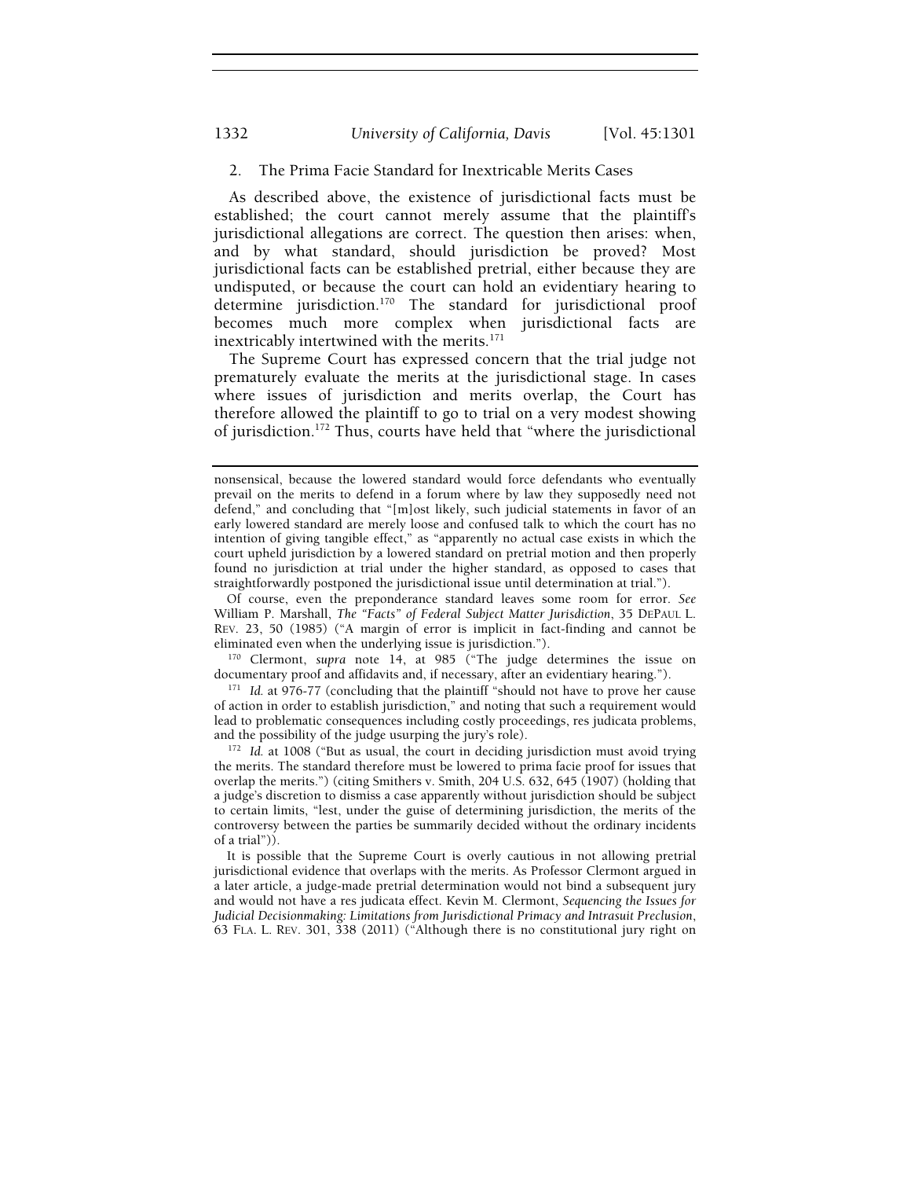### 2. The Prima Facie Standard for Inextricable Merits Cases

As described above, the existence of jurisdictional facts must be established; the court cannot merely assume that the plaintiff's jurisdictional allegations are correct. The question then arises: when, and by what standard, should jurisdiction be proved? Most jurisdictional facts can be established pretrial, either because they are undisputed, or because the court can hold an evidentiary hearing to determine jurisdiction.[170] The standard for jurisdictional proof becomes much more complex when jurisdictional facts are inextricably intertwined with the merits.[171]

The Supreme Court has expressed concern that the trial judge not prematurely evaluate the merits at the jurisdictional stage. In cases where issues of jurisdiction and merits overlap, the Court has therefore allowed the plaintiff to go to trial on a very modest showing of jurisdiction.[172] Thus, courts have held that "where the jurisdictional

---

nonsensical, because the lowered standard would force defendants who eventually prevail on the merits to defend in a forum where by law they supposedly need not defend," and concluding that "[m]ost likely, such judicial statements in favor of an early lowered standard are merely loose and confused talk to which the court has no intention of giving tangible effect," as "apparently no actual case exists in which the court upheld jurisdiction by a lowered standard on pretrial motion and then properly found no jurisdiction at trial under the higher standard, as opposed to cases that straightforwardly postponed the jurisdictional issue until determination at trial.").

Of course, even the preponderance standard leaves some room for error. *See* William P. Marshall, *The "Facts" of Federal Subject Matter Jurisdiction*, 35 DEPAUL L. REV. 23, 50 (1985) ("A margin of error is implicit in fact-finding and cannot be eliminated even when the underlying issue is jurisdiction.").

[170] Clermont, *supra* note 14, at 985 ("The judge determines the issue on documentary proof and affidavits and, if necessary, after an evidentiary hearing.").

[171] *Id.* at 976-77 (concluding that the plaintiff "should not have to prove her cause of action in order to establish jurisdiction," and noting that such a requirement would lead to problematic consequences including costly proceedings, res judicata problems, and the possibility of the judge usurping the jury's role).

[172] *Id.* at 1008 ("But as usual, the court in deciding jurisdiction must avoid trying the merits. The standard therefore must be lowered to prima facie proof for issues that overlap the merits.") (citing Smithers v. Smith, 204 U.S. 632, 645 (1907) (holding that a judge's discretion to dismiss a case apparently without jurisdiction should be subject to certain limits, "lest, under the guise of determining jurisdiction, the merits of the controversy between the parties be summarily decided without the ordinary incidents of a trial")).

It is possible that the Supreme Court is overly cautious in not allowing pretrial jurisdictional evidence that overlaps with the merits. As Professor Clermont argued in a later article, a judge-made pretrial determination would not bind a subsequent jury and would not have a res judicata effect. Kevin M. Clermont, *Sequencing the Issues for Judicial Decisionmaking: Limitations from Jurisdictional Primacy and Intrasuit Preclusion*, 63 FLA. L. REV. 301, 338 (2011) ("Although there is no constitutional jury right on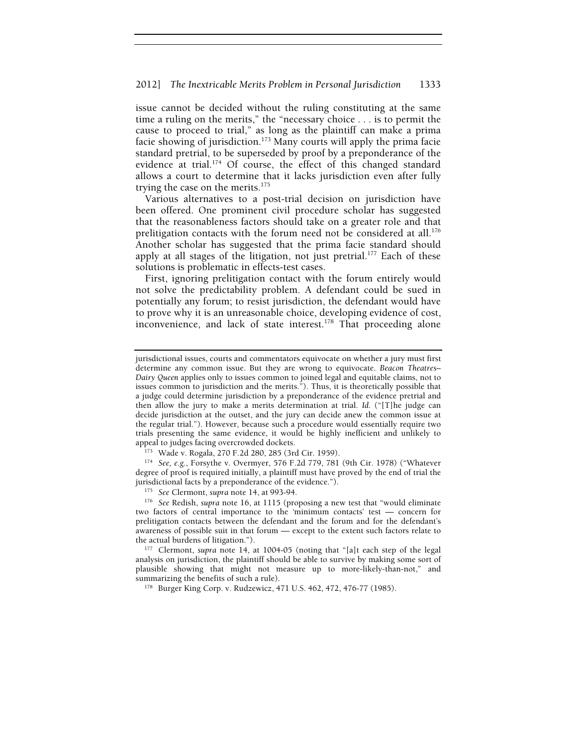issue cannot be decided without the ruling constituting at the same time a ruling on the merits," the "necessary choice . . . is to permit the cause to proceed to trial," as long as the plaintiff can make a prima facie showing of jurisdiction.[173] Many courts will apply the prima facie standard pretrial, to be superseded by proof by a preponderance of the evidence at trial.[174] Of course, the effect of this changed standard allows a court to determine that it lacks jurisdiction even after fully trying the case on the merits.[175]

Various alternatives to a post-trial decision on jurisdiction have been offered. One prominent civil procedure scholar has suggested that the reasonableness factors should take on a greater role and that prelitigation contacts with the forum need not be considered at all.[176] Another scholar has suggested that the prima facie standard should apply at all stages of the litigation, not just pretrial.[177] Each of these solutions is problematic in effects-test cases.

First, ignoring prelitigation contact with the forum entirely would not solve the predictability problem. A defendant could be sued in potentially any forum; to resist jurisdiction, the defendant would have to prove why it is an unreasonable choice, developing evidence of cost, inconvenience, and lack of state interest.[178] That proceeding alone

---

jurisdictional issues, courts and commentators equivocate on whether a jury must first determine any common issue. But they are wrong to equivocate. *Beacon Theatres–Dairy Queen* applies only to issues common to joined legal and equitable claims, not to issues common to jurisdiction and the merits."). Thus, it is theoretically possible that a judge could determine jurisdiction by a preponderance of the evidence pretrial and then allow the jury to make a merits determination at trial. *Id.* ("[T]he judge can decide jurisdiction at the outset, and the jury can decide anew the common issue at the regular trial."). However, because such a procedure would essentially require two trials presenting the same evidence, it would be highly inefficient and unlikely to appeal to judges facing overcrowded dockets.

[173] Wade v. Rogala, 270 F.2d 280, 285 (3rd Cir. 1959).

[174] *See, e.g.*, Forsythe v. Overmyer, 576 F.2d 779, 781 (9th Cir. 1978) ("Whatever degree of proof is required initially, a plaintiff must have proved by the end of trial the jurisdictional facts by a preponderance of the evidence.").

[175] *See* Clermont, *supra* note 14, at 993-94.

[176] *See* Redish, *supra* note 16, at 1115 (proposing a new test that "would eliminate two factors of central importance to the 'minimum contacts' test — concern for prelitigation contacts between the defendant and the forum and for the defendant's awareness of possible suit in that forum — except to the extent such factors relate to the actual burdens of litigation.").

[177] Clermont, *supra* note 14, at 1004-05 (noting that "[a]t each step of the legal analysis on jurisdiction, the plaintiff should be able to survive by making some sort of plausible showing that might not measure up to more-likely-than-not," and summarizing the benefits of such a rule).

[178] Burger King Corp. v. Rudzewicz, 471 U.S. 462, 472, 476-77 (1985).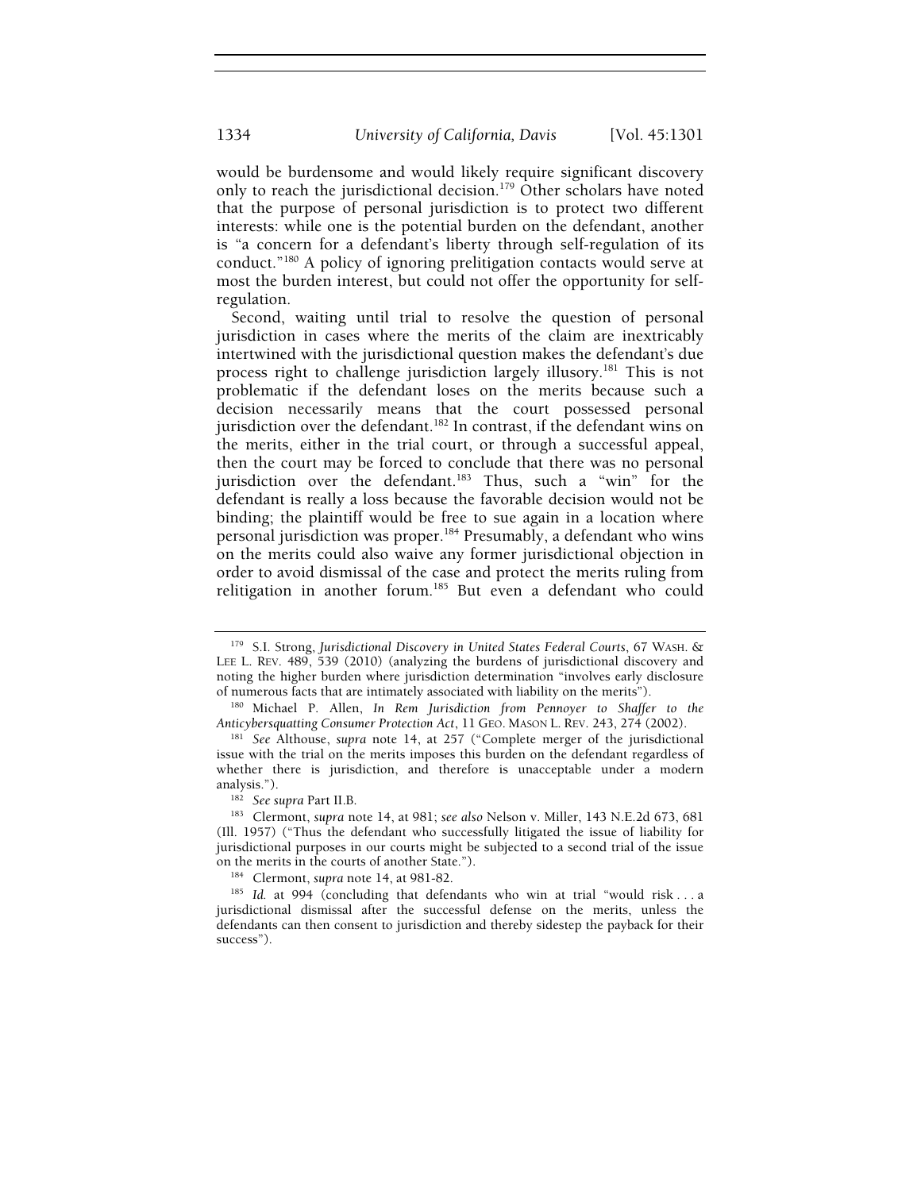would be burdensome and would likely require significant discovery only to reach the jurisdictional decision.[179] Other scholars have noted that the purpose of personal jurisdiction is to protect two different interests: while one is the potential burden on the defendant, another is "a concern for a defendant's liberty through self-regulation of its conduct."[180] A policy of ignoring prelitigation contacts would serve at most the burden interest, but could not offer the opportunity for self-regulation.

Second, waiting until trial to resolve the question of personal jurisdiction in cases where the merits of the claim are inextricably intertwined with the jurisdictional question makes the defendant's due process right to challenge jurisdiction largely illusory.[181] This is not problematic if the defendant loses on the merits because such a decision necessarily means that the court possessed personal jurisdiction over the defendant.[182] In contrast, if the defendant wins on the merits, either in the trial court, or through a successful appeal, then the court may be forced to conclude that there was no personal jurisdiction over the defendant.[183] Thus, such a "win" for the defendant is really a loss because the favorable decision would not be binding; the plaintiff would be free to sue again in a location where personal jurisdiction was proper.[184] Presumably, a defendant who wins on the merits could also waive any former jurisdictional objection in order to avoid dismissal of the case and protect the merits ruling from relitigation in another forum.[185] But even a defendant who could

---

[179] S.I. Strong, *Jurisdictional Discovery in United States Federal Courts*, 67 WASH. & LEE L. REV. 489, 539 (2010) (analyzing the burdens of jurisdictional discovery and noting the higher burden where jurisdiction determination "involves early disclosure of numerous facts that are intimately associated with liability on the merits").

[180] Michael P. Allen, *In Rem Jurisdiction from Pennoyer to Shaffer to the Anticybersquatting Consumer Protection Act*, 11 GEO. MASON L. REV. 243, 274 (2002).

[181] *See* Althouse, *supra* note 14, at 257 ("Complete merger of the jurisdictional issue with the trial on the merits imposes this burden on the defendant regardless of whether there is jurisdiction, and therefore is unacceptable under a modern analysis.").

[182] *See supra* Part II.B.

[183] Clermont, *supra* note 14, at 981; *see also* Nelson v. Miller, 143 N.E.2d 673, 681 (Ill. 1957) ("Thus the defendant who successfully litigated the issue of liability for jurisdictional purposes in our courts might be subjected to a second trial of the issue on the merits in the courts of another State.").

[184] Clermont, *supra* note 14, at 981-82.

[185] *Id.* at 994 (concluding that defendants who win at trial "would risk . . . a jurisdictional dismissal after the successful defense on the merits, unless the defendants can then consent to jurisdiction and thereby sidestep the payback for their success").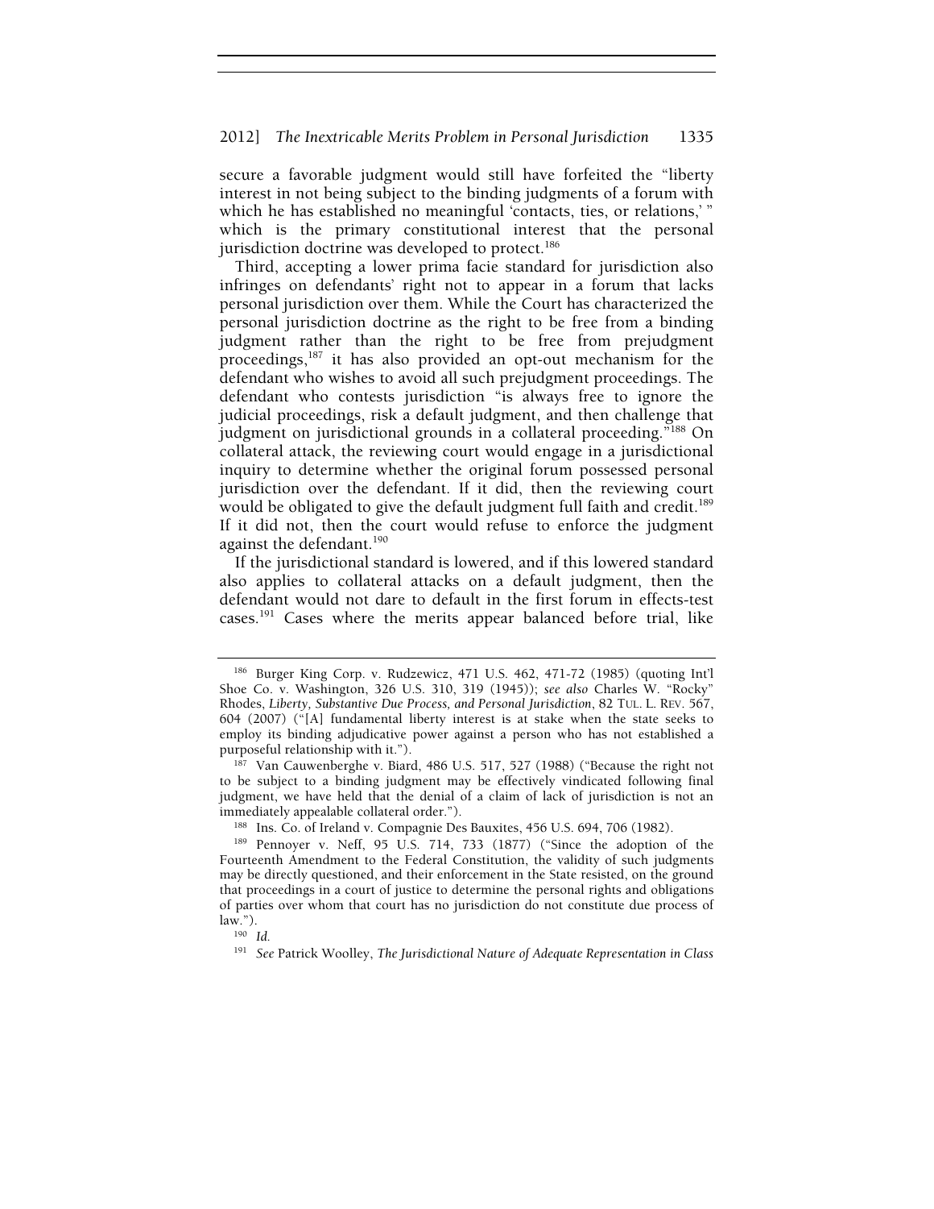secure a favorable judgment would still have forfeited the "liberty interest in not being subject to the binding judgments of a forum with which he has established no meaningful 'contacts, ties, or relations,' " which is the primary constitutional interest that the personal jurisdiction doctrine was developed to protect.[186]

Third, accepting a lower prima facie standard for jurisdiction also infringes on defendants' right not to appear in a forum that lacks personal jurisdiction over them. While the Court has characterized the personal jurisdiction doctrine as the right to be free from a binding judgment rather than the right to be free from prejudgment proceedings,[187] it has also provided an opt-out mechanism for the defendant who wishes to avoid all such prejudgment proceedings. The defendant who contests jurisdiction "is always free to ignore the judicial proceedings, risk a default judgment, and then challenge that judgment on jurisdictional grounds in a collateral proceeding."[188] On collateral attack, the reviewing court would engage in a jurisdictional inquiry to determine whether the original forum possessed personal jurisdiction over the defendant. If it did, then the reviewing court would be obligated to give the default judgment full faith and credit.[189] If it did not, then the court would refuse to enforce the judgment against the defendant.[190]

If the jurisdictional standard is lowered, and if this lowered standard also applies to collateral attacks on a default judgment, then the defendant would not dare to default in the first forum in effects-test cases.[191] Cases where the merits appear balanced before trial, like

---

[186] Burger King Corp. v. Rudzewicz, 471 U.S. 462, 471-72 (1985) (quoting Int'l Shoe Co. v. Washington, 326 U.S. 310, 319 (1945)); *see also* Charles W. "Rocky" Rhodes, *Liberty, Substantive Due Process, and Personal Jurisdiction*, 82 TUL. L. REV. 567, 604 (2007) ("[A] fundamental liberty interest is at stake when the state seeks to employ its binding adjudicative power against a person who has not established a purposeful relationship with it.").

[187] Van Cauwenberghe v. Biard, 486 U.S. 517, 527 (1988) ("Because the right not to be subject to a binding judgment may be effectively vindicated following final judgment, we have held that the denial of a claim of lack of jurisdiction is not an immediately appealable collateral order.").

[188] Ins. Co. of Ireland v. Compagnie Des Bauxites, 456 U.S. 694, 706 (1982).

[189] Pennoyer v. Neff, 95 U.S. 714, 733 (1877) ("Since the adoption of the Fourteenth Amendment to the Federal Constitution, the validity of such judgments may be directly questioned, and their enforcement in the State resisted, on the ground that proceedings in a court of justice to determine the personal rights and obligations of parties over whom that court has no jurisdiction do not constitute due process of law.").

[190] *Id.*

[191] *See* Patrick Woolley, *The Jurisdictional Nature of Adequate Representation in Class*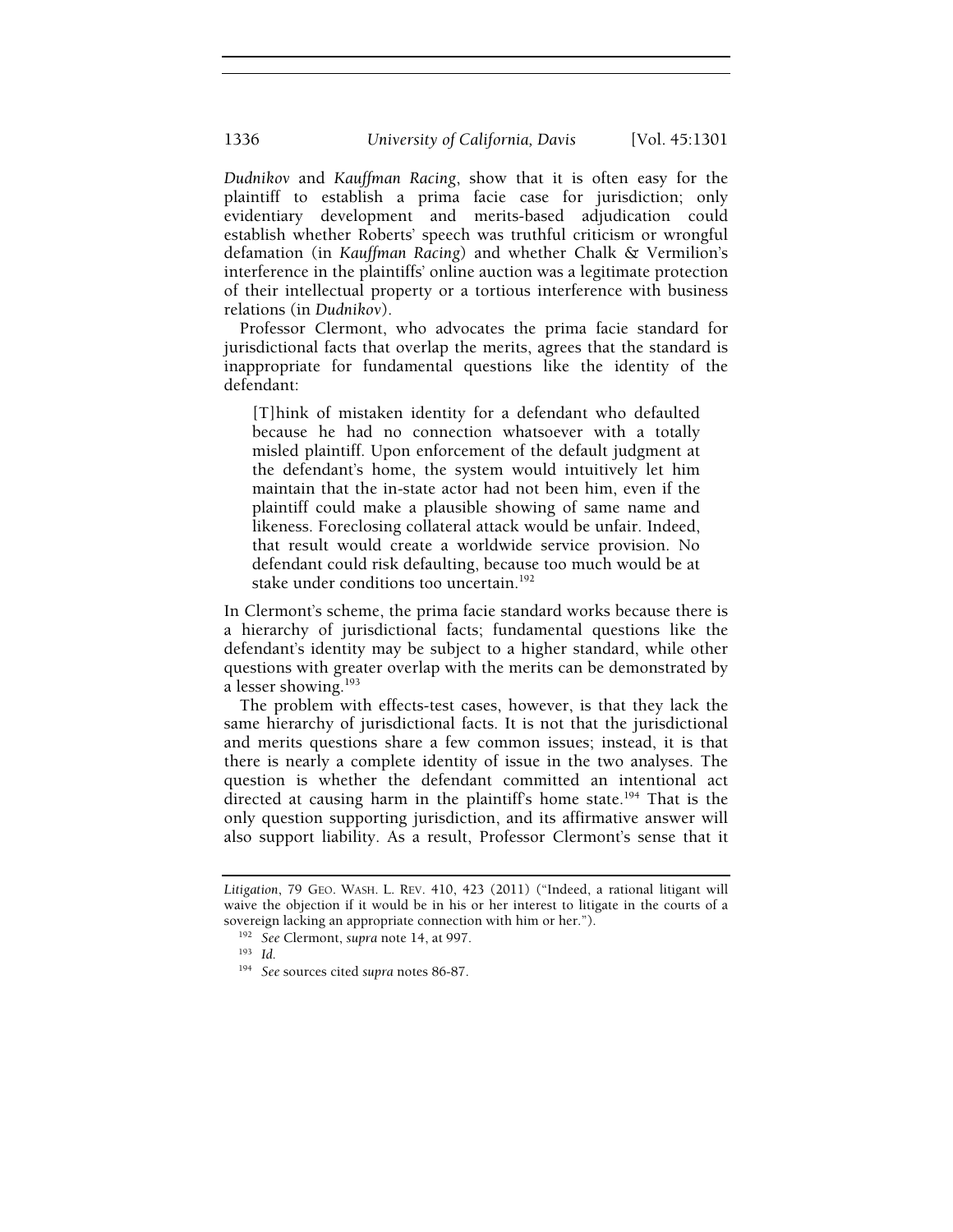*Dudnikov* and *Kauffman Racing*, show that it is often easy for the plaintiff to establish a prima facie case for jurisdiction; only evidentiary development and merits-based adjudication could establish whether Roberts' speech was truthful criticism or wrongful defamation (in *Kauffman Racing*) and whether Chalk & Vermilion's interference in the plaintiffs' online auction was a legitimate protection of their intellectual property or a tortious interference with business relations (in *Dudnikov*).

Professor Clermont, who advocates the prima facie standard for jurisdictional facts that overlap the merits, agrees that the standard is inappropriate for fundamental questions like the identity of the defendant:

> [T]hink of mistaken identity for a defendant who defaulted because he had no connection whatsoever with a totally misled plaintiff. Upon enforcement of the default judgment at the defendant's home, the system would intuitively let him maintain that the in-state actor had not been him, even if the plaintiff could make a plausible showing of same name and likeness. Foreclosing collateral attack would be unfair. Indeed, that result would create a worldwide service provision. No defendant could risk defaulting, because too much would be at stake under conditions too uncertain.[192]

In Clermont's scheme, the prima facie standard works because there is a hierarchy of jurisdictional facts; fundamental questions like the defendant's identity may be subject to a higher standard, while other questions with greater overlap with the merits can be demonstrated by a lesser showing.[193]

The problem with effects-test cases, however, is that they lack the same hierarchy of jurisdictional facts. It is not that the jurisdictional and merits questions share a few common issues; instead, it is that there is nearly a complete identity of issue in the two analyses. The question is whether the defendant committed an intentional act directed at causing harm in the plaintiff's home state.[194] That is the only question supporting jurisdiction, and its affirmative answer will also support liability. As a result, Professor Clermont's sense that it

---

*Litigation*, 79 GEO. WASH. L. REV. 410, 423 (2011) ("Indeed, a rational litigant will waive the objection if it would be in his or her interest to litigate in the courts of a sovereign lacking an appropriate connection with him or her.").

[192] *See* Clermont, *supra* note 14, at 997.

[193] *Id.*

[194] *See* sources cited *supra* notes 86-87.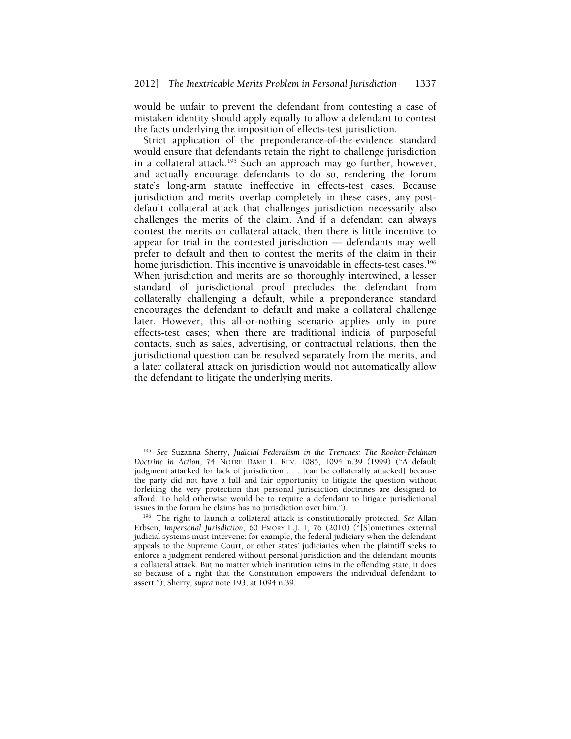would be unfair to prevent the defendant from contesting a case of mistaken identity should apply equally to allow a defendant to contest the facts underlying the imposition of effects-test jurisdiction.

Strict application of the preponderance-of-the-evidence standard would ensure that defendants retain the right to challenge jurisdiction in a collateral attack.[195] Such an approach may go further, however, and actually encourage defendants to do so, rendering the forum state's long-arm statute ineffective in effects-test cases. Because jurisdiction and merits overlap completely in these cases, any post-default collateral attack that challenges jurisdiction necessarily also challenges the merits of the claim. And if a defendant can always contest the merits on collateral attack, then there is little incentive to appear for trial in the contested jurisdiction — defendants may well prefer to default and then to contest the merits of the claim in their home jurisdiction. This incentive is unavoidable in effects-test cases.[196] When jurisdiction and merits are so thoroughly intertwined, a lesser standard of jurisdictional proof precludes the defendant from collaterally challenging a default, while a preponderance standard encourages the defendant to default and make a collateral challenge later. However, this all-or-nothing scenario applies only in pure effects-test cases; when there are traditional indicia of purposeful contacts, such as sales, advertising, or contractual relations, then the jurisdictional question can be resolved separately from the merits, and a later collateral attack on jurisdiction would not automatically allow the defendant to litigate the underlying merits.

---

[195] *See* Suzanna Sherry, *Judicial Federalism in the Trenches: The Rooker-Feldman Doctrine in Action*, 74 NOTRE DAME L. REV. 1085, 1094 n.39 (1999) ("A default judgment attacked for lack of jurisdiction . . . [can be collaterally attacked] because the party did not have a full and fair opportunity to litigate the question without forfeiting the very protection that personal jurisdiction doctrines are designed to afford. To hold otherwise would be to require a defendant to litigate jurisdictional issues in the forum he claims has no jurisdiction over him.").

[196] The right to launch a collateral attack is constitutionally protected. *See* Allan Erbsen, *Impersonal Jurisdiction*, 60 EMORY L.J. 1, 76 (2010) ("[S]ometimes external judicial systems must intervene: for example, the federal judiciary when the defendant appeals to the Supreme Court, or other states' judiciaries when the plaintiff seeks to enforce a judgment rendered without personal jurisdiction and the defendant mounts a collateral attack. But no matter which institution reins in the offending state, it does so because of a right that the Constitution empowers the individual defendant to assert."); Sherry, *supra* note 193, at 1094 n.39.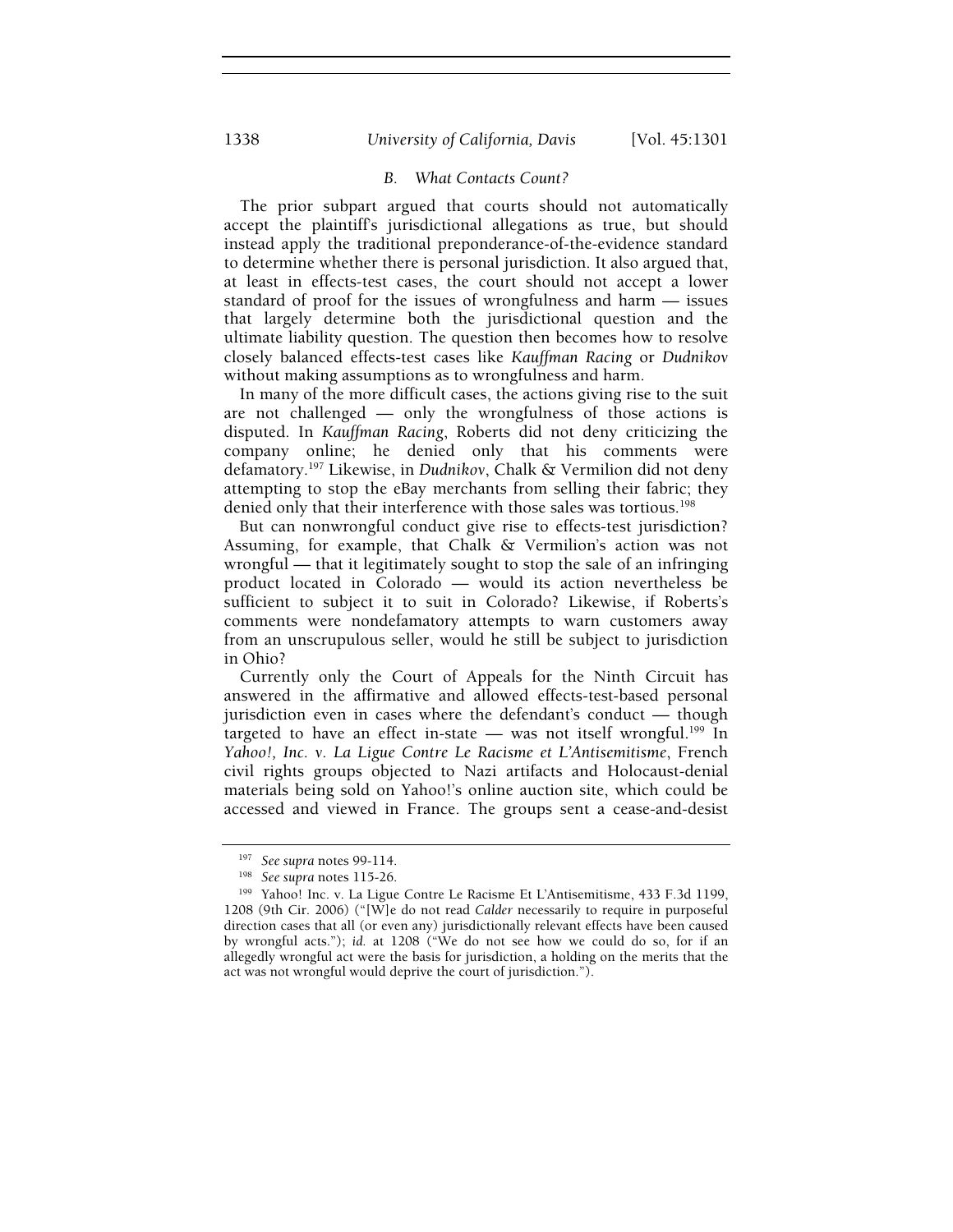### *B. What Contacts Count?*

The prior subpart argued that courts should not automatically accept the plaintiff's jurisdictional allegations as true, but should instead apply the traditional preponderance-of-the-evidence standard to determine whether there is personal jurisdiction. It also argued that, at least in effects-test cases, the court should not accept a lower standard of proof for the issues of wrongfulness and harm — issues that largely determine both the jurisdictional question and the ultimate liability question. The question then becomes how to resolve closely balanced effects-test cases like *Kauffman Racing* or *Dudnikov* without making assumptions as to wrongfulness and harm.

In many of the more difficult cases, the actions giving rise to the suit are not challenged — only the wrongfulness of those actions is disputed. In *Kauffman Racing*, Roberts did not deny criticizing the company online; he denied only that his comments were defamatory.[197] Likewise, in *Dudnikov*, Chalk & Vermilion did not deny attempting to stop the eBay merchants from selling their fabric; they denied only that their interference with those sales was tortious.[198]

But can nonwrongful conduct give rise to effects-test jurisdiction? Assuming, for example, that Chalk & Vermilion's action was not wrongful — that it legitimately sought to stop the sale of an infringing product located in Colorado — would its action nevertheless be sufficient to subject it to suit in Colorado? Likewise, if Roberts's comments were nondefamatory attempts to warn customers away from an unscrupulous seller, would he still be subject to jurisdiction in Ohio?

Currently only the Court of Appeals for the Ninth Circuit has answered in the affirmative and allowed effects-test-based personal jurisdiction even in cases where the defendant's conduct — though targeted to have an effect in-state — was not itself wrongful.[199] In *Yahoo!, Inc. v. La Ligue Contre Le Racisme et L'Antisemitisme*, French civil rights groups objected to Nazi artifacts and Holocaust-denial materials being sold on Yahoo!'s online auction site, which could be accessed and viewed in France. The groups sent a cease-and-desist

---

[197] *See supra* notes 99-114.

[198] *See supra* notes 115-26.

[199] Yahoo! Inc. v. La Ligue Contre Le Racisme Et L'Antisemitisme, 433 F.3d 1199, 1208 (9th Cir. 2006) ("[W]e do not read *Calder* necessarily to require in purposeful direction cases that all (or even any) jurisdictionally relevant effects have been caused by wrongful acts."); *id.* at 1208 ("We do not see how we could do so, for if an allegedly wrongful act were the basis for jurisdiction, a holding on the merits that the act was not wrongful would deprive the court of jurisdiction.").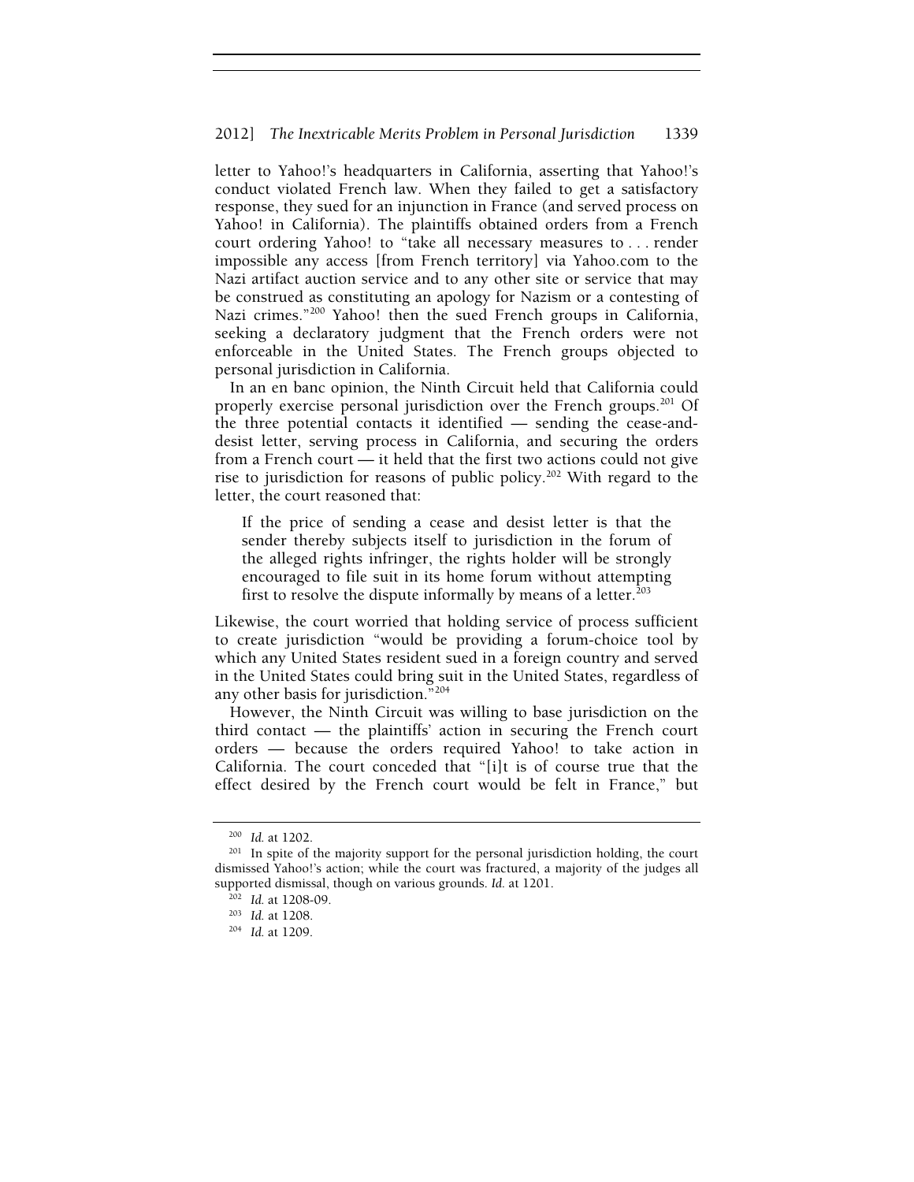letter to Yahoo!'s headquarters in California, asserting that Yahoo!'s conduct violated French law. When they failed to get a satisfactory response, they sued for an injunction in France (and served process on Yahoo! in California). The plaintiffs obtained orders from a French court ordering Yahoo! to "take all necessary measures to . . . render impossible any access [from French territory] via Yahoo.com to the Nazi artifact auction service and to any other site or service that may be construed as constituting an apology for Nazism or a contesting of Nazi crimes."[200] Yahoo! then the sued French groups in California, seeking a declaratory judgment that the French orders were not enforceable in the United States. The French groups objected to personal jurisdiction in California.

In an en banc opinion, the Ninth Circuit held that California could properly exercise personal jurisdiction over the French groups.[201] Of the three potential contacts it identified — sending the cease-and-desist letter, serving process in California, and securing the orders from a French court — it held that the first two actions could not give rise to jurisdiction for reasons of public policy.[202] With regard to the letter, the court reasoned that:

> If the price of sending a cease and desist letter is that the sender thereby subjects itself to jurisdiction in the forum of the alleged rights infringer, the rights holder will be strongly encouraged to file suit in its home forum without attempting first to resolve the dispute informally by means of a letter.[203]

Likewise, the court worried that holding service of process sufficient to create jurisdiction "would be providing a forum-choice tool by which any United States resident sued in a foreign country and served in the United States could bring suit in the United States, regardless of any other basis for jurisdiction."[204]

However, the Ninth Circuit was willing to base jurisdiction on the third contact — the plaintiffs' action in securing the French court orders — because the orders required Yahoo! to take action in California. The court conceded that "[i]t is of course true that the effect desired by the French court would be felt in France," but

---

[200] *Id.* at 1202.

[201] In spite of the majority support for the personal jurisdiction holding, the court dismissed Yahoo!'s action; while the court was fractured, a majority of the judges all supported dismissal, though on various grounds. *Id.* at 1201.

[202] *Id.* at 1208-09.

[203] *Id.* at 1208.

[204] *Id.* at 1209.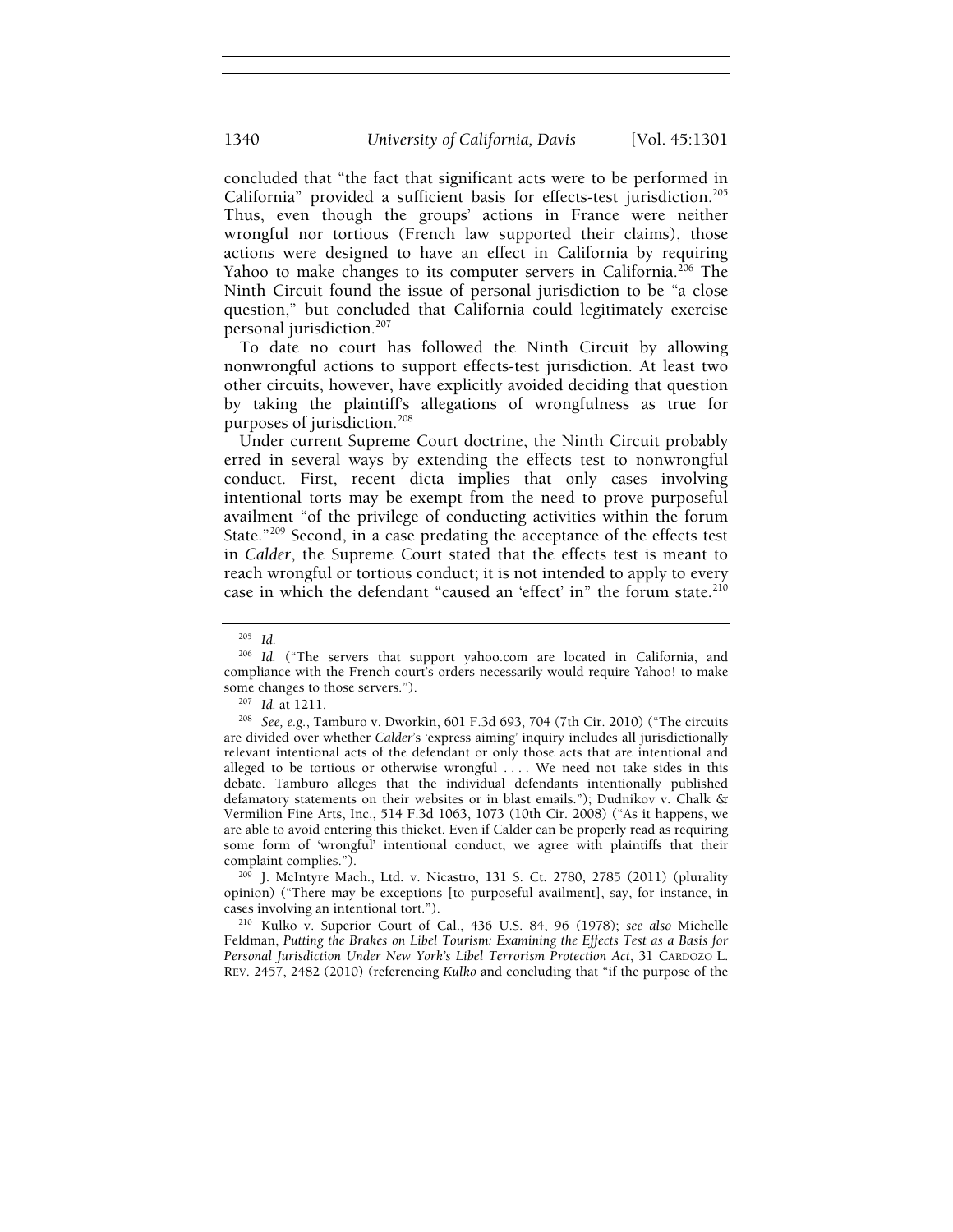concluded that "the fact that significant acts were to be performed in California" provided a sufficient basis for effects-test jurisdiction.[205] Thus, even though the groups' actions in France were neither wrongful nor tortious (French law supported their claims), those actions were designed to have an effect in California by requiring Yahoo to make changes to its computer servers in California.[206] The Ninth Circuit found the issue of personal jurisdiction to be "a close question," but concluded that California could legitimately exercise personal jurisdiction.[207]

To date no court has followed the Ninth Circuit by allowing nonwrongful actions to support effects-test jurisdiction. At least two other circuits, however, have explicitly avoided deciding that question by taking the plaintiff's allegations of wrongfulness as true for purposes of jurisdiction.[208]

Under current Supreme Court doctrine, the Ninth Circuit probably erred in several ways by extending the effects test to nonwrongful conduct. First, recent dicta implies that only cases involving intentional torts may be exempt from the need to prove purposeful availment "of the privilege of conducting activities within the forum State."[209] Second, in a case predating the acceptance of the effects test in *Calder*, the Supreme Court stated that the effects test is meant to reach wrongful or tortious conduct; it is not intended to apply to every case in which the defendant "caused an 'effect' in" the forum state.[210]

---

[205] *Id.*

[206] *Id.* ("The servers that support yahoo.com are located in California, and compliance with the French court's orders necessarily would require Yahoo! to make some changes to those servers.").

[207] *Id.* at 1211.

[208] *See, e.g.*, Tamburo v. Dworkin, 601 F.3d 693, 704 (7th Cir. 2010) ("The circuits are divided over whether *Calder*'s 'express aiming' inquiry includes all jurisdictionally relevant intentional acts of the defendant or only those acts that are intentional and alleged to be tortious or otherwise wrongful . . . . We need not take sides in this debate. Tamburo alleges that the individual defendants intentionally published defamatory statements on their websites or in blast emails."); Dudnikov v. Chalk & Vermilion Fine Arts, Inc., 514 F.3d 1063, 1073 (10th Cir. 2008) ("As it happens, we are able to avoid entering this thicket. Even if Calder can be properly read as requiring some form of 'wrongful' intentional conduct, we agree with plaintiffs that their complaint complies.").

[209] J. McIntyre Mach., Ltd. v. Nicastro, 131 S. Ct. 2780, 2785 (2011) (plurality opinion) ("There may be exceptions [to purposeful availment], say, for instance, in cases involving an intentional tort.").

[210] Kulko v. Superior Court of Cal., 436 U.S. 84, 96 (1978); *see also* Michelle Feldman, *Putting the Brakes on Libel Tourism: Examining the Effects Test as a Basis for Personal Jurisdiction Under New York's Libel Terrorism Protection Act*, 31 CARDOZO L. REV. 2457, 2482 (2010) (referencing *Kulko* and concluding that "if the purpose of the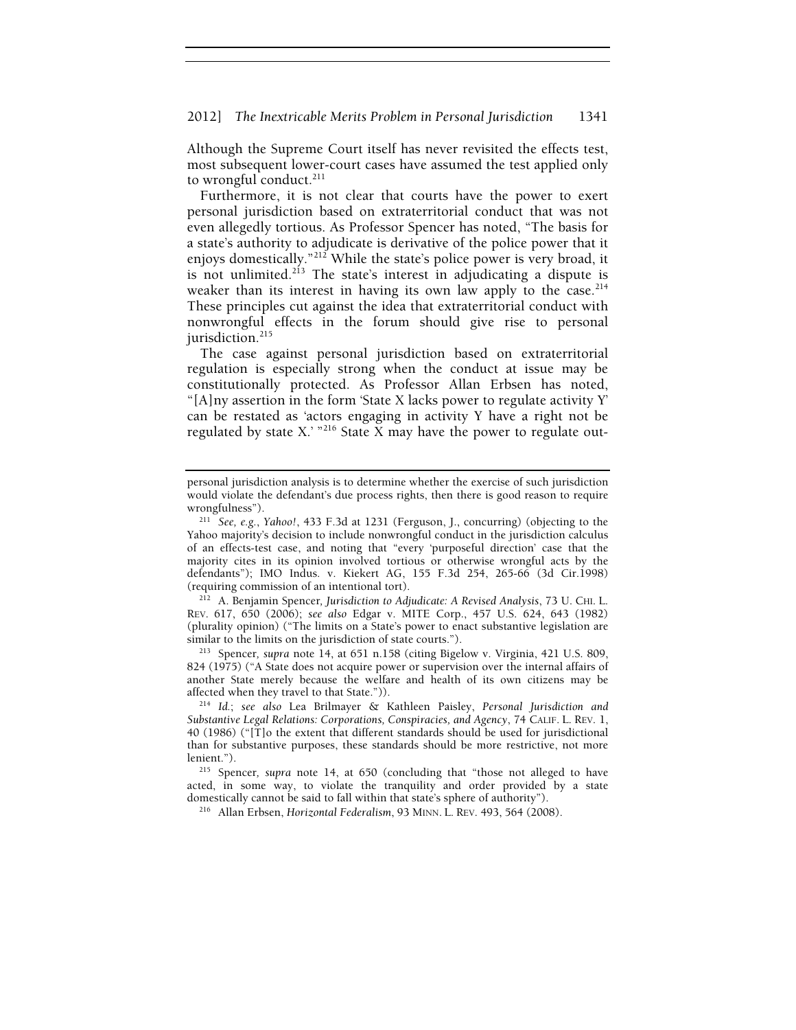Although the Supreme Court itself has never revisited the effects test, most subsequent lower-court cases have assumed the test applied only to wrongful conduct.[211]

Furthermore, it is not clear that courts have the power to exert personal jurisdiction based on extraterritorial conduct that was not even allegedly tortious. As Professor Spencer has noted, "The basis for a state's authority to adjudicate is derivative of the police power that it enjoys domestically."[212] While the state's police power is very broad, it is not unlimited.[213] The state's interest in adjudicating a dispute is weaker than its interest in having its own law apply to the case.[214] These principles cut against the idea that extraterritorial conduct with nonwrongful effects in the forum should give rise to personal jurisdiction.[215]

The case against personal jurisdiction based on extraterritorial regulation is especially strong when the conduct at issue may be constitutionally protected. As Professor Allan Erbsen has noted, "[A]ny assertion in the form 'State X lacks power to regulate activity Y' can be restated as 'actors engaging in activity Y have a right not be regulated by state X.' "[216] State X may have the power to regulate out-

---

personal jurisdiction analysis is to determine whether the exercise of such jurisdiction would violate the defendant's due process rights, then there is good reason to require wrongfulness").

[211] *See, e.g.*, *Yahoo!*, 433 F.3d at 1231 (Ferguson, J., concurring) (objecting to the Yahoo majority's decision to include nonwrongful conduct in the jurisdiction calculus of an effects-test case, and noting that "every 'purposeful direction' case that the majority cites in its opinion involved tortious or otherwise wrongful acts by the defendants"); IMO Indus. v. Kiekert AG, 155 F.3d 254, 265-66 (3d Cir.1998) (requiring commission of an intentional tort).

[212] A. Benjamin Spencer, *Jurisdiction to Adjudicate: A Revised Analysis*, 73 U. CHI. L. REV. 617, 650 (2006); *see also* Edgar v. MITE Corp., 457 U.S. 624, 643 (1982) (plurality opinion) ("The limits on a State's power to enact substantive legislation are similar to the limits on the jurisdiction of state courts.").

[213] Spencer, *supra* note 14, at 651 n.158 (citing Bigelow v. Virginia, 421 U.S. 809, 824 (1975) ("A State does not acquire power or supervision over the internal affairs of another State merely because the welfare and health of its own citizens may be affected when they travel to that State.")).

[214] *Id.*; *see also* Lea Brilmayer & Kathleen Paisley, *Personal Jurisdiction and Substantive Legal Relations: Corporations, Conspiracies, and Agency*, 74 CALIF. L. REV. 1, 40 (1986) ("[T]o the extent that different standards should be used for jurisdictional than for substantive purposes, these standards should be more restrictive, not more lenient.").

[215] Spencer, *supra* note 14, at 650 (concluding that "those not alleged to have acted, in some way, to violate the tranquility and order provided by a state domestically cannot be said to fall within that state's sphere of authority").

[216] Allan Erbsen, *Horizontal Federalism*, 93 MINN. L. REV. 493, 564 (2008).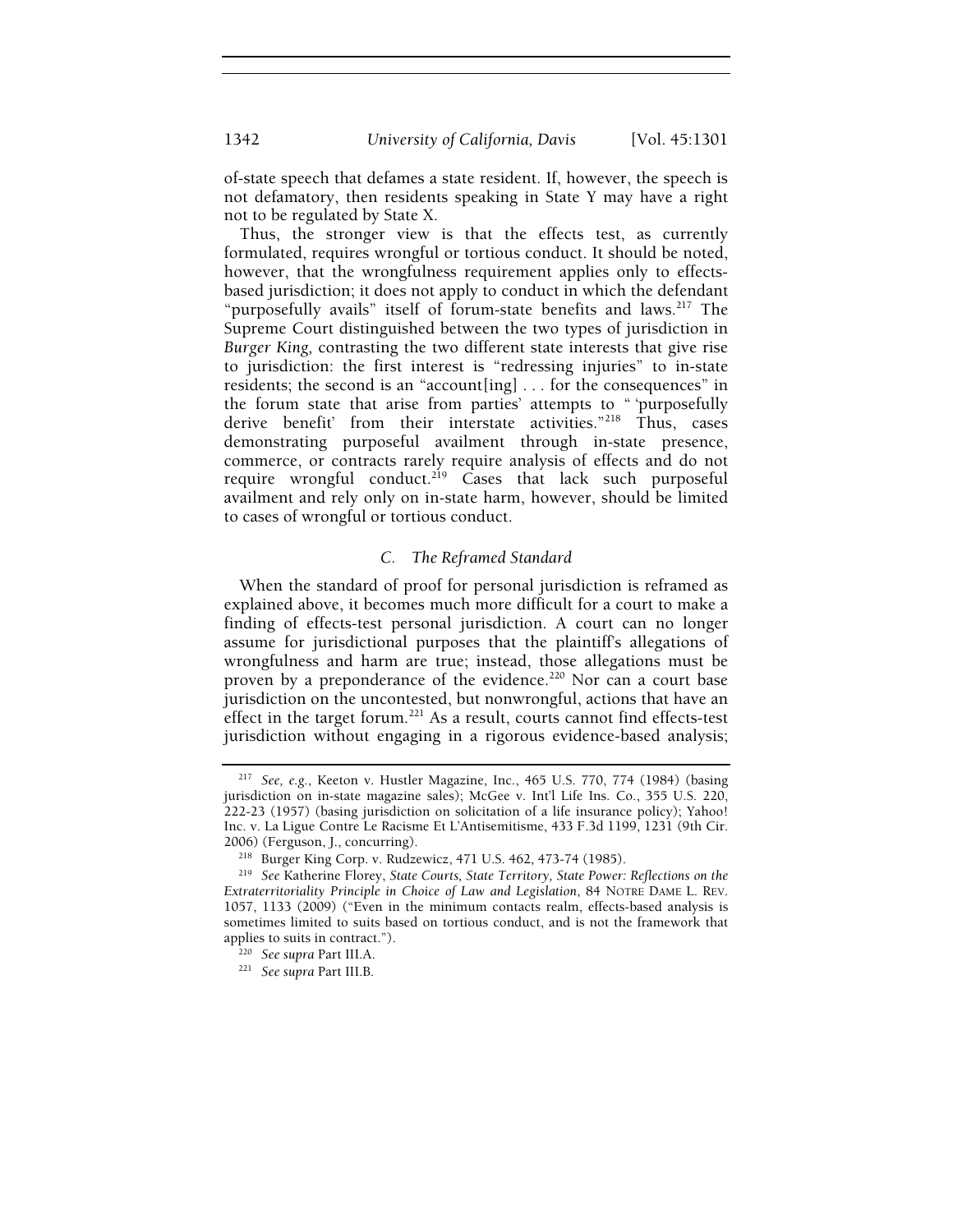of-state speech that defames a state resident. If, however, the speech is not defamatory, then residents speaking in State Y may have a right not to be regulated by State X.

Thus, the stronger view is that the effects test, as currently formulated, requires wrongful or tortious conduct. It should be noted, however, that the wrongfulness requirement applies only to effects-based jurisdiction; it does not apply to conduct in which the defendant "purposefully avails" itself of forum-state benefits and laws.[217] The Supreme Court distinguished between the two types of jurisdiction in *Burger King,* contrasting the two different state interests that give rise to jurisdiction: the first interest is "redressing injuries" to in-state residents; the second is an "account[ing] . . . for the consequences" in the forum state that arise from parties' attempts to " 'purposefully derive benefit' from their interstate activities."[218] Thus, cases demonstrating purposeful availment through in-state presence, commerce, or contracts rarely require analysis of effects and do not require wrongful conduct.[219] Cases that lack such purposeful availment and rely only on in-state harm, however, should be limited to cases of wrongful or tortious conduct.

### C. *The Reframed Standard*

When the standard of proof for personal jurisdiction is reframed as explained above, it becomes much more difficult for a court to make a finding of effects-test personal jurisdiction. A court can no longer assume for jurisdictional purposes that the plaintiff's allegations of wrongfulness and harm are true; instead, those allegations must be proven by a preponderance of the evidence.[220] Nor can a court base jurisdiction on the uncontested, but nonwrongful, actions that have an effect in the target forum.[221] As a result, courts cannot find effects-test jurisdiction without engaging in a rigorous evidence-based analysis;

---

[217] *See, e.g.*, Keeton v. Hustler Magazine, Inc., 465 U.S. 770, 774 (1984) (basing jurisdiction on in-state magazine sales); McGee v. Int'l Life Ins. Co., 355 U.S. 220, 222-23 (1957) (basing jurisdiction on solicitation of a life insurance policy); Yahoo! Inc. v. La Ligue Contre Le Racisme Et L'Antisemitisme, 433 F.3d 1199, 1231 (9th Cir. 2006) (Ferguson, J., concurring).

[218] Burger King Corp. v. Rudzewicz, 471 U.S. 462, 473-74 (1985).

[219] *See* Katherine Florey, *State Courts, State Territory, State Power: Reflections on the Extraterritoriality Principle in Choice of Law and Legislation*, 84 NOTRE DAME L. REV. 1057, 1133 (2009) ("Even in the minimum contacts realm, effects-based analysis is sometimes limited to suits based on tortious conduct, and is not the framework that applies to suits in contract.").

[220] *See supra* Part III.A.

[221] *See supra* Part III.B.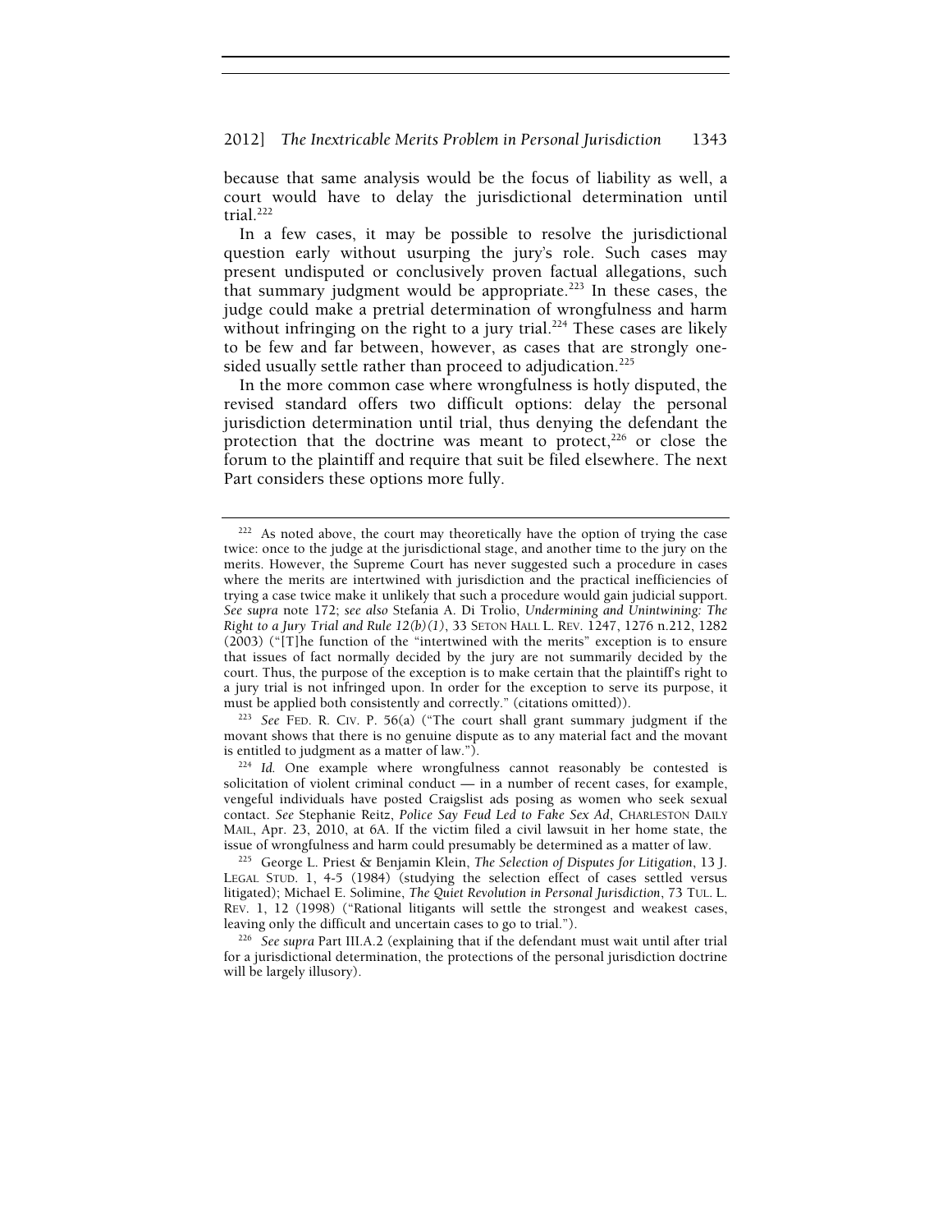because that same analysis would be the focus of liability as well, a court would have to delay the jurisdictional determination until trial.[222]

In a few cases, it may be possible to resolve the jurisdictional question early without usurping the jury's role. Such cases may present undisputed or conclusively proven factual allegations, such that summary judgment would be appropriate.[223] In these cases, the judge could make a pretrial determination of wrongfulness and harm without infringing on the right to a jury trial.[224] These cases are likely to be few and far between, however, as cases that are strongly one-sided usually settle rather than proceed to adjudication.[225]

In the more common case where wrongfulness is hotly disputed, the revised standard offers two difficult options: delay the personal jurisdiction determination until trial, thus denying the defendant the protection that the doctrine was meant to protect,[226] or close the forum to the plaintiff and require that suit be filed elsewhere. The next Part considers these options more fully.

---

[222] As noted above, the court may theoretically have the option of trying the case twice: once to the judge at the jurisdictional stage, and another time to the jury on the merits. However, the Supreme Court has never suggested such a procedure in cases where the merits are intertwined with jurisdiction and the practical inefficiencies of trying a case twice make it unlikely that such a procedure would gain judicial support. *See supra* note 172; *see also* Stefania A. Di Trolio, *Undermining and Unintwining: The Right to a Jury Trial and Rule 12(b)(1)*, 33 SETON HALL L. REV. 1247, 1276 n.212, 1282 (2003) ("[T]he function of the "intertwined with the merits" exception is to ensure that issues of fact normally decided by the jury are not summarily decided by the court. Thus, the purpose of the exception is to make certain that the plaintiff's right to a jury trial is not infringed upon. In order for the exception to serve its purpose, it must be applied both consistently and correctly." (citations omitted)).

[223] *See* FED. R. CIV. P. 56(a) ("The court shall grant summary judgment if the movant shows that there is no genuine dispute as to any material fact and the movant is entitled to judgment as a matter of law.").

[224] *Id.* One example where wrongfulness cannot reasonably be contested is solicitation of violent criminal conduct — in a number of recent cases, for example, vengeful individuals have posted Craigslist ads posing as women who seek sexual contact. *See* Stephanie Reitz, *Police Say Feud Led to Fake Sex Ad*, CHARLESTON DAILY MAIL, Apr. 23, 2010, at 6A. If the victim filed a civil lawsuit in her home state, the issue of wrongfulness and harm could presumably be determined as a matter of law.

[225] George L. Priest & Benjamin Klein, *The Selection of Disputes for Litigation*, 13 J. LEGAL STUD. 1, 4-5 (1984) (studying the selection effect of cases settled versus litigated); Michael E. Solimine, *The Quiet Revolution in Personal Jurisdiction*, 73 TUL. L. REV. 1, 12 (1998) ("Rational litigants will settle the strongest and weakest cases, leaving only the difficult and uncertain cases to go to trial.").

[226] *See supra* Part III.A.2 (explaining that if the defendant must wait until after trial for a jurisdictional determination, the protections of the personal jurisdiction doctrine will be largely illusory).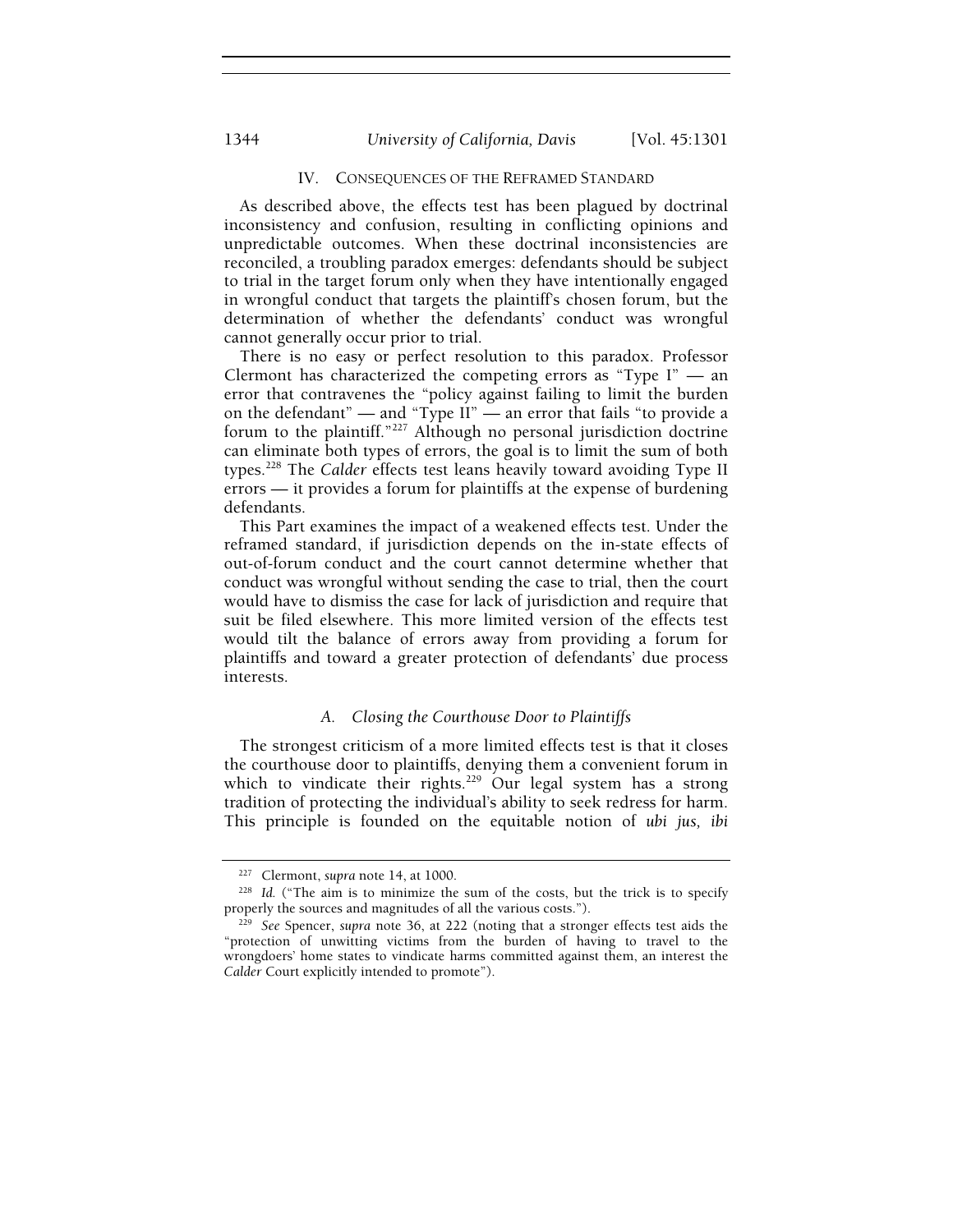## IV. CONSEQUENCES OF THE REFRAMED STANDARD

As described above, the effects test has been plagued by doctrinal inconsistency and confusion, resulting in conflicting opinions and unpredictable outcomes. When these doctrinal inconsistencies are reconciled, a troubling paradox emerges: defendants should be subject to trial in the target forum only when they have intentionally engaged in wrongful conduct that targets the plaintiff's chosen forum, but the determination of whether the defendants' conduct was wrongful cannot generally occur prior to trial.

There is no easy or perfect resolution to this paradox. Professor Clermont has characterized the competing errors as "Type I" — an error that contravenes the "policy against failing to limit the burden on the defendant" — and "Type II" — an error that fails "to provide a forum to the plaintiff."[227] Although no personal jurisdiction doctrine can eliminate both types of errors, the goal is to limit the sum of both types.[228] The *Calder* effects test leans heavily toward avoiding Type II errors — it provides a forum for plaintiffs at the expense of burdening defendants.

This Part examines the impact of a weakened effects test. Under the reframed standard, if jurisdiction depends on the in-state effects of out-of-forum conduct and the court cannot determine whether that conduct was wrongful without sending the case to trial, then the court would have to dismiss the case for lack of jurisdiction and require that suit be filed elsewhere. This more limited version of the effects test would tilt the balance of errors away from providing a forum for plaintiffs and toward a greater protection of defendants' due process interests.

### *A. Closing the Courthouse Door to Plaintiffs*

The strongest criticism of a more limited effects test is that it closes the courthouse door to plaintiffs, denying them a convenient forum in which to vindicate their rights.[229] Our legal system has a strong tradition of protecting the individual's ability to seek redress for harm. This principle is founded on the equitable notion of *ubi jus, ibi*

---

[227] Clermont, *supra* note 14, at 1000.

[228] *Id.* ("The aim is to minimize the sum of the costs, but the trick is to specify properly the sources and magnitudes of all the various costs.").

[229] *See* Spencer, *supra* note 36, at 222 (noting that a stronger effects test aids the "protection of unwitting victims from the burden of having to travel to the wrongdoers' home states to vindicate harms committed against them, an interest the *Calder* Court explicitly intended to promote").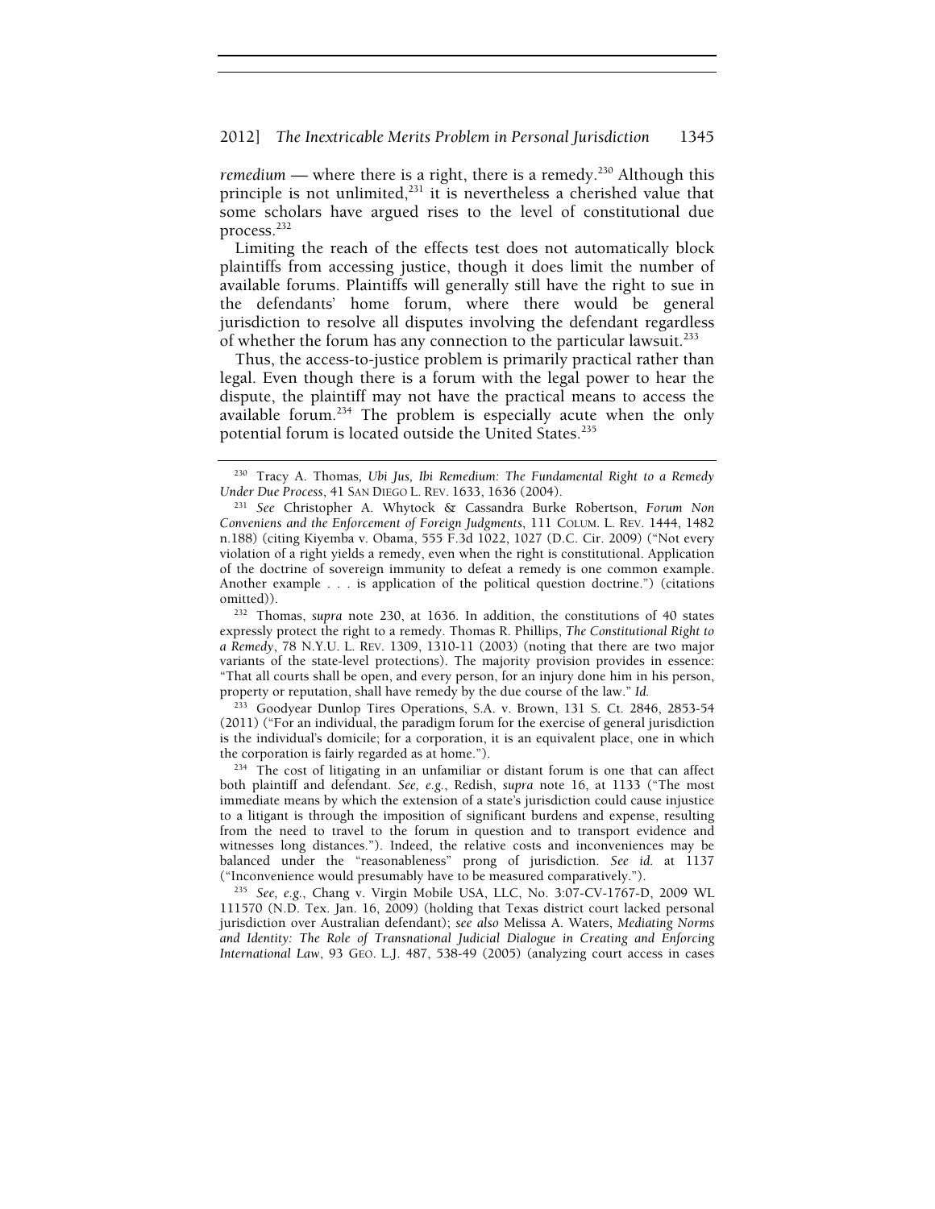*remedium* — where there is a right, there is a remedy.[230] Although this principle is not unlimited,[231] it is nevertheless a cherished value that some scholars have argued rises to the level of constitutional due process.[232]

Limiting the reach of the effects test does not automatically block plaintiffs from accessing justice, though it does limit the number of available forums. Plaintiffs will generally still have the right to sue in the defendants' home forum, where there would be general jurisdiction to resolve all disputes involving the defendant regardless of whether the forum has any connection to the particular lawsuit.[233]

Thus, the access-to-justice problem is primarily practical rather than legal. Even though there is a forum with the legal power to hear the dispute, the plaintiff may not have the practical means to access the available forum.[234] The problem is especially acute when the only potential forum is located outside the United States.[235]

---

[230] Tracy A. Thomas, *Ubi Jus, Ibi Remedium: The Fundamental Right to a Remedy Under Due Process*, 41 SAN DIEGO L. REV. 1633, 1636 (2004).

[231] *See* Christopher A. Whytock & Cassandra Burke Robertson, *Forum Non Conveniens and the Enforcement of Foreign Judgments*, 111 COLUM. L. REV. 1444, 1482 n.188) (citing Kiyemba v. Obama, 555 F.3d 1022, 1027 (D.C. Cir. 2009) ("Not every violation of a right yields a remedy, even when the right is constitutional. Application of the doctrine of sovereign immunity to defeat a remedy is one common example. Another example . . . is application of the political question doctrine.") (citations omitted)).

[232] Thomas, *supra* note 230, at 1636. In addition, the constitutions of 40 states expressly protect the right to a remedy. Thomas R. Phillips, *The Constitutional Right to a Remedy*, 78 N.Y.U. L. REV. 1309, 1310-11 (2003) (noting that there are two major variants of the state-level protections). The majority provision provides in essence: "That all courts shall be open, and every person, for an injury done him in his person, property or reputation, shall have remedy by the due course of the law." *Id.*

[233] Goodyear Dunlop Tires Operations, S.A. v. Brown, 131 S. Ct. 2846, 2853-54 (2011) ("For an individual, the paradigm forum for the exercise of general jurisdiction is the individual's domicile; for a corporation, it is an equivalent place, one in which the corporation is fairly regarded as at home.").

[234] The cost of litigating in an unfamiliar or distant forum is one that can affect both plaintiff and defendant. *See, e.g.*, Redish, *supra* note 16, at 1133 ("The most immediate means by which the extension of a state's jurisdiction could cause injustice to a litigant is through the imposition of significant burdens and expense, resulting from the need to travel to the forum in question and to transport evidence and witnesses long distances."). Indeed, the relative costs and inconveniences may be balanced under the "reasonableness" prong of jurisdiction. *See id.* at 1137 ("Inconvenience would presumably have to be measured comparatively.").

[235] *See, e.g.*, Chang v. Virgin Mobile USA, LLC, No. 3:07-CV-1767-D, 2009 WL 111570 (N.D. Tex. Jan. 16, 2009) (holding that Texas district court lacked personal jurisdiction over Australian defendant); *see also* Melissa A. Waters, *Mediating Norms and Identity: The Role of Transnational Judicial Dialogue in Creating and Enforcing International Law*, 93 GEO. L.J. 487, 538-49 (2005) (analyzing court access in cases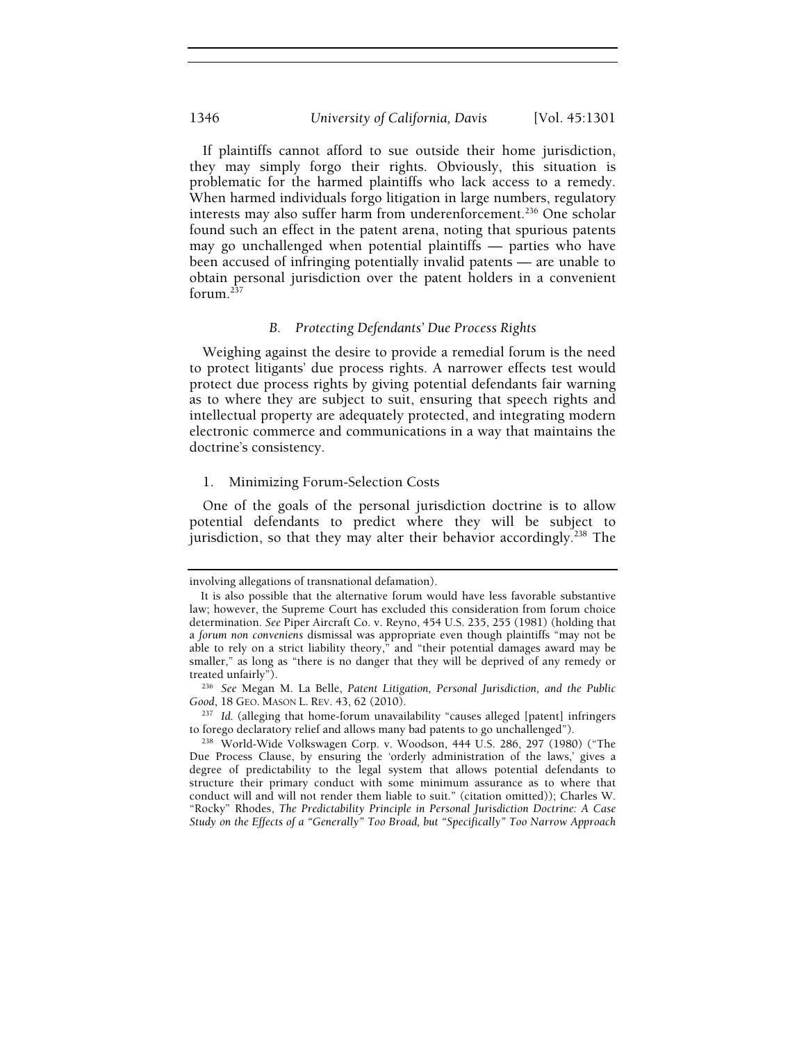If plaintiffs cannot afford to sue outside their home jurisdiction, they may simply forgo their rights. Obviously, this situation is problematic for the harmed plaintiffs who lack access to a remedy. When harmed individuals forgo litigation in large numbers, regulatory interests may also suffer harm from underenforcement.[236] One scholar found such an effect in the patent arena, noting that spurious patents may go unchallenged when potential plaintiffs — parties who have been accused of infringing potentially invalid patents — are unable to obtain personal jurisdiction over the patent holders in a convenient forum.[237]

### *B. Protecting Defendants' Due Process Rights*

Weighing against the desire to provide a remedial forum is the need to protect litigants' due process rights. A narrower effects test would protect due process rights by giving potential defendants fair warning as to where they are subject to suit, ensuring that speech rights and intellectual property are adequately protected, and integrating modern electronic commerce and communications in a way that maintains the doctrine's consistency.

#### 1. Minimizing Forum-Selection Costs

One of the goals of the personal jurisdiction doctrine is to allow potential defendants to predict where they will be subject to jurisdiction, so that they may alter their behavior accordingly.[238] The

---

involving allegations of transnational defamation).

It is also possible that the alternative forum would have less favorable substantive law; however, the Supreme Court has excluded this consideration from forum choice determination. *See* Piper Aircraft Co. v. Reyno, 454 U.S. 235, 255 (1981) (holding that a *forum non conveniens* dismissal was appropriate even though plaintiffs "may not be able to rely on a strict liability theory," and "their potential damages award may be smaller," as long as "there is no danger that they will be deprived of any remedy or treated unfairly").

[236] *See* Megan M. La Belle, *Patent Litigation, Personal Jurisdiction, and the Public Good*, 18 GEO. MASON L. REV. 43, 62 (2010).

[237] *Id.* (alleging that home-forum unavailability "causes alleged [patent] infringers to forego declaratory relief and allows many bad patents to go unchallenged").

[238] World-Wide Volkswagen Corp. v. Woodson, 444 U.S. 286, 297 (1980) ("The Due Process Clause, by ensuring the 'orderly administration of the laws,' gives a degree of predictability to the legal system that allows potential defendants to structure their primary conduct with some minimum assurance as to where that conduct will and will not render them liable to suit." (citation omitted)); Charles W. "Rocky" Rhodes, *The Predictability Principle in Personal Jurisdiction Doctrine: A Case Study on the Effects of a "Generally" Too Broad, but "Specifically" Too Narrow Approach*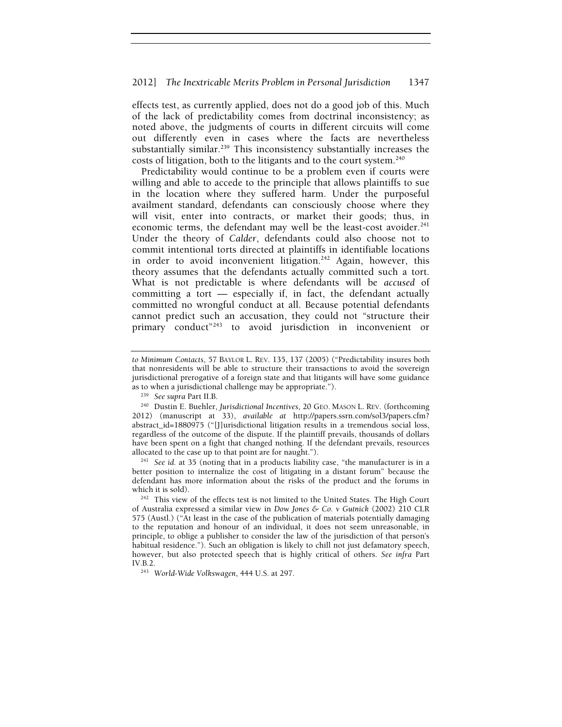effects test, as currently applied, does not do a good job of this. Much of the lack of predictability comes from doctrinal inconsistency; as noted above, the judgments of courts in different circuits will come out differently even in cases where the facts are nevertheless substantially similar.[239] This inconsistency substantially increases the costs of litigation, both to the litigants and to the court system.[240]

Predictability would continue to be a problem even if courts were willing and able to accede to the principle that allows plaintiffs to sue in the location where they suffered harm. Under the purposeful availment standard, defendants can consciously choose where they will visit, enter into contracts, or market their goods; thus, in economic terms, the defendant may well be the least-cost avoider.[241] Under the theory of *Calder*, defendants could also choose not to commit intentional torts directed at plaintiffs in identifiable locations in order to avoid inconvenient litigation.[242] Again, however, this theory assumes that the defendants actually committed such a tort. What is not predictable is where defendants will be *accused* of committing a tort — especially if, in fact, the defendant actually committed no wrongful conduct at all. Because potential defendants cannot predict such an accusation, they could not "structure their primary conduct"[243] to avoid jurisdiction in inconvenient or

---

*to Minimum Contacts*, 57 BAYLOR L. REV. 135, 137 (2005) ("Predictability insures both that nonresidents will be able to structure their transactions to avoid the sovereign jurisdictional prerogative of a foreign state and that litigants will have some guidance as to when a jurisdictional challenge may be appropriate.").

[239] *See supra* Part II.B.

[240] Dustin E. Buehler, *Jurisdictional Incentives*, 20 GEO. MASON L. REV. (forthcoming 2012) (manuscript at 33), *available at* http://papers.ssrn.com/sol3/papers.cfm?abstract_id=1880975 ("[J]urisdictional litigation results in a tremendous social loss, regardless of the outcome of the dispute. If the plaintiff prevails, thousands of dollars have been spent on a fight that changed nothing. If the defendant prevails, resources allocated to the case up to that point are for naught.").

[241] *See id.* at 35 (noting that in a products liability case, "the manufacturer is in a better position to internalize the cost of litigating in a distant forum" because the defendant has more information about the risks of the product and the forums in which it is sold).

[242] This view of the effects test is not limited to the United States. The High Court of Australia expressed a similar view in *Dow Jones & Co. v Gutnick* (2002) 210 CLR 575 (Austl.) ("At least in the case of the publication of materials potentially damaging to the reputation and honour of an individual, it does not seem unreasonable, in principle, to oblige a publisher to consider the law of the jurisdiction of that person's habitual residence."). Such an obligation is likely to chill not just defamatory speech, however, but also protected speech that is highly critical of others. *See infra* Part IV.B.2.

[243] *World-Wide Volkswagen*, 444 U.S. at 297.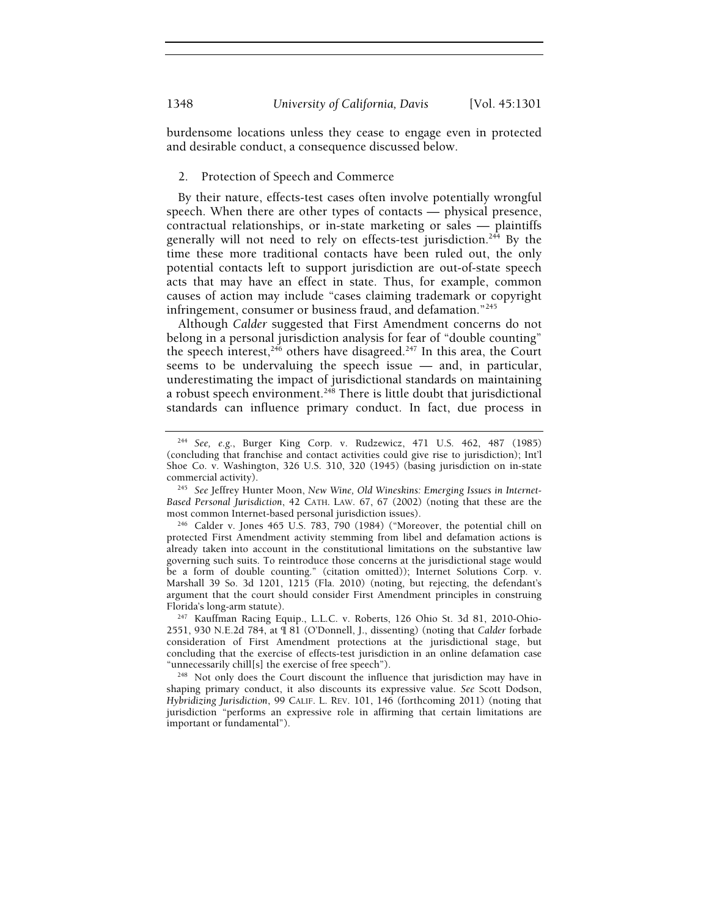burdensome locations unless they cease to engage even in protected and desirable conduct, a consequence discussed below.

### 2. Protection of Speech and Commerce

By their nature, effects-test cases often involve potentially wrongful speech. When there are other types of contacts — physical presence, contractual relationships, or in-state marketing or sales — plaintiffs generally will not need to rely on effects-test jurisdiction.[244] By the time these more traditional contacts have been ruled out, the only potential contacts left to support jurisdiction are out-of-state speech acts that may have an effect in state. Thus, for example, common causes of action may include "cases claiming trademark or copyright infringement, consumer or business fraud, and defamation."[245]

Although *Calder* suggested that First Amendment concerns do not belong in a personal jurisdiction analysis for fear of "double counting" the speech interest,[246] others have disagreed.[247] In this area, the Court seems to be undervaluing the speech issue — and, in particular, underestimating the impact of jurisdictional standards on maintaining a robust speech environment.[248] There is little doubt that jurisdictional standards can influence primary conduct. In fact, due process in

---

[244] *See, e.g.*, Burger King Corp. v. Rudzewicz, 471 U.S. 462, 487 (1985) (concluding that franchise and contact activities could give rise to jurisdiction); Int'l Shoe Co. v. Washington, 326 U.S. 310, 320 (1945) (basing jurisdiction on in-state commercial activity).

[245] *See* Jeffrey Hunter Moon, *New Wine, Old Wineskins: Emerging Issues in Internet-Based Personal Jurisdiction*, 42 CATH. LAW. 67, 67 (2002) (noting that these are the most common Internet-based personal jurisdiction issues).

[246] Calder v. Jones 465 U.S. 783, 790 (1984) ("Moreover, the potential chill on protected First Amendment activity stemming from libel and defamation actions is already taken into account in the constitutional limitations on the substantive law governing such suits. To reintroduce those concerns at the jurisdictional stage would be a form of double counting." (citation omitted)); Internet Solutions Corp. v. Marshall 39 So. 3d 1201, 1215 (Fla. 2010) (noting, but rejecting, the defendant's argument that the court should consider First Amendment principles in construing Florida's long-arm statute).

[247] Kauffman Racing Equip., L.L.C. v. Roberts, 126 Ohio St. 3d 81, 2010-Ohio-2551, 930 N.E.2d 784, at ¶ 81 (O'Donnell, J., dissenting) (noting that *Calder* forbade consideration of First Amendment protections at the jurisdictional stage, but concluding that the exercise of effects-test jurisdiction in an online defamation case "unnecessarily chill[s] the exercise of free speech").

[248] Not only does the Court discount the influence that jurisdiction may have in shaping primary conduct, it also discounts its expressive value. *See* Scott Dodson, *Hybridizing Jurisdiction*, 99 CALIF. L. REV. 101, 146 (forthcoming 2011) (noting that jurisdiction "performs an expressive role in affirming that certain limitations are important or fundamental").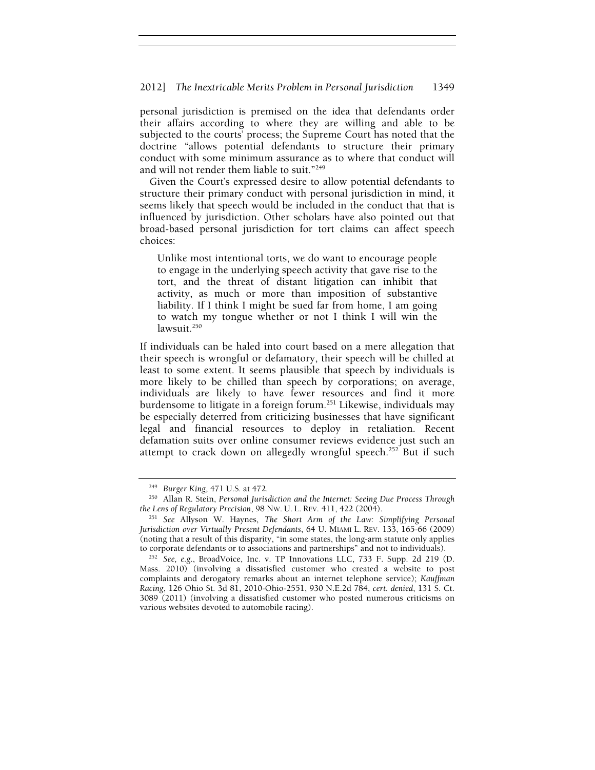personal jurisdiction is premised on the idea that defendants order their affairs according to where they are willing and able to be subjected to the courts' process; the Supreme Court has noted that the doctrine "allows potential defendants to structure their primary conduct with some minimum assurance as to where that conduct will and will not render them liable to suit."[249]

Given the Court's expressed desire to allow potential defendants to structure their primary conduct with personal jurisdiction in mind, it seems likely that speech would be included in the conduct that that is influenced by jurisdiction. Other scholars have also pointed out that broad-based personal jurisdiction for tort claims can affect speech choices:

> Unlike most intentional torts, we do want to encourage people to engage in the underlying speech activity that gave rise to the tort, and the threat of distant litigation can inhibit that activity, as much or more than imposition of substantive liability. If I think I might be sued far from home, I am going to watch my tongue whether or not I think I will win the lawsuit.[250]

If individuals can be haled into court based on a mere allegation that their speech is wrongful or defamatory, their speech will be chilled at least to some extent. It seems plausible that speech by individuals is more likely to be chilled than speech by corporations; on average, individuals are likely to have fewer resources and find it more burdensome to litigate in a foreign forum.[251] Likewise, individuals may be especially deterred from criticizing businesses that have significant legal and financial resources to deploy in retaliation. Recent defamation suits over online consumer reviews evidence just such an attempt to crack down on allegedly wrongful speech.[252] But if such

---

[249] *Burger King*, 471 U.S. at 472.

[250] Allan R. Stein, *Personal Jurisdiction and the Internet: Seeing Due Process Through the Lens of Regulatory Precision*, 98 NW. U. L. REV. 411, 422 (2004).

[251] *See* Allyson W. Haynes, *The Short Arm of the Law: Simplifying Personal Jurisdiction over Virtually Present Defendants*, 64 U. MIAMI L. REV. 133, 165-66 (2009) (noting that a result of this disparity, "in some states, the long-arm statute only applies to corporate defendants or to associations and partnerships" and not to individuals).

[252] *See, e.g.*, BroadVoice, Inc. v. TP Innovations LLC, 733 F. Supp. 2d 219 (D. Mass. 2010) (involving a dissatisfied customer who created a website to post complaints and derogatory remarks about an internet telephone service); *Kauffman Racing*, 126 Ohio St. 3d 81, 2010-Ohio-2551, 930 N.E.2d 784, *cert. denied*, 131 S. Ct. 3089 (2011) (involving a dissatisfied customer who posted numerous criticisms on various websites devoted to automobile racing).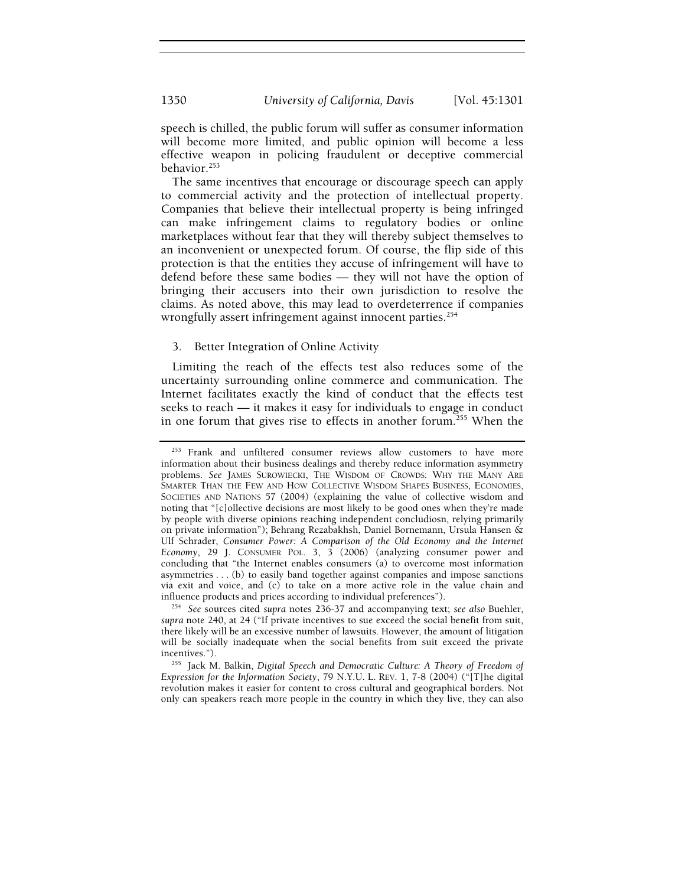speech is chilled, the public forum will suffer as consumer information will become more limited, and public opinion will become a less effective weapon in policing fraudulent or deceptive commercial behavior.[253]

The same incentives that encourage or discourage speech can apply to commercial activity and the protection of intellectual property. Companies that believe their intellectual property is being infringed can make infringement claims to regulatory bodies or online marketplaces without fear that they will thereby subject themselves to an inconvenient or unexpected forum. Of course, the flip side of this protection is that the entities they accuse of infringement will have to defend before these same bodies — they will not have the option of bringing their accusers into their own jurisdiction to resolve the claims. As noted above, this may lead to overdeterrence if companies wrongfully assert infringement against innocent parties.[254]

### 3. Better Integration of Online Activity

Limiting the reach of the effects test also reduces some of the uncertainty surrounding online commerce and communication. The Internet facilitates exactly the kind of conduct that the effects test seeks to reach — it makes it easy for individuals to engage in conduct in one forum that gives rise to effects in another forum.[255] When the

---

[253] Frank and unfiltered consumer reviews allow customers to have more information about their business dealings and thereby reduce information asymmetry problems. *See* JAMES SUROWIECKI, THE WISDOM OF CROWDS: WHY THE MANY ARE SMARTER THAN THE FEW AND HOW COLLECTIVE WISDOM SHAPES BUSINESS, ECONOMIES, SOCIETIES AND NATIONS 57 (2004) (explaining the value of collective wisdom and noting that "[c]ollective decisions are most likely to be good ones when they're made by people with diverse opinions reaching independent concludiosn, relying primarily on private information"); Behrang Rezabakhsh, Daniel Bornemann, Ursula Hansen & Ulf Schrader, *Consumer Power: A Comparison of the Old Economy and the Internet Economy*, 29 J. CONSUMER POL. 3, 3 (2006) (analyzing consumer power and concluding that "the Internet enables consumers (a) to overcome most information asymmetries . . . (b) to easily band together against companies and impose sanctions via exit and voice, and (c) to take on a more active role in the value chain and influence products and prices according to individual preferences").

[254] *See* sources cited *supra* notes 236-37 and accompanying text; *see also* Buehler, *supra* note 240, at 24 ("If private incentives to sue exceed the social benefit from suit, there likely will be an excessive number of lawsuits. However, the amount of litigation will be socially inadequate when the social benefits from suit exceed the private incentives.").

[255] Jack M. Balkin, *Digital Speech and Democratic Culture: A Theory of Freedom of Expression for the Information Society*, 79 N.Y.U. L. REV. 1, 7-8 (2004) ("[T]he digital revolution makes it easier for content to cross cultural and geographical borders. Not only can speakers reach more people in the country in which they live, they can also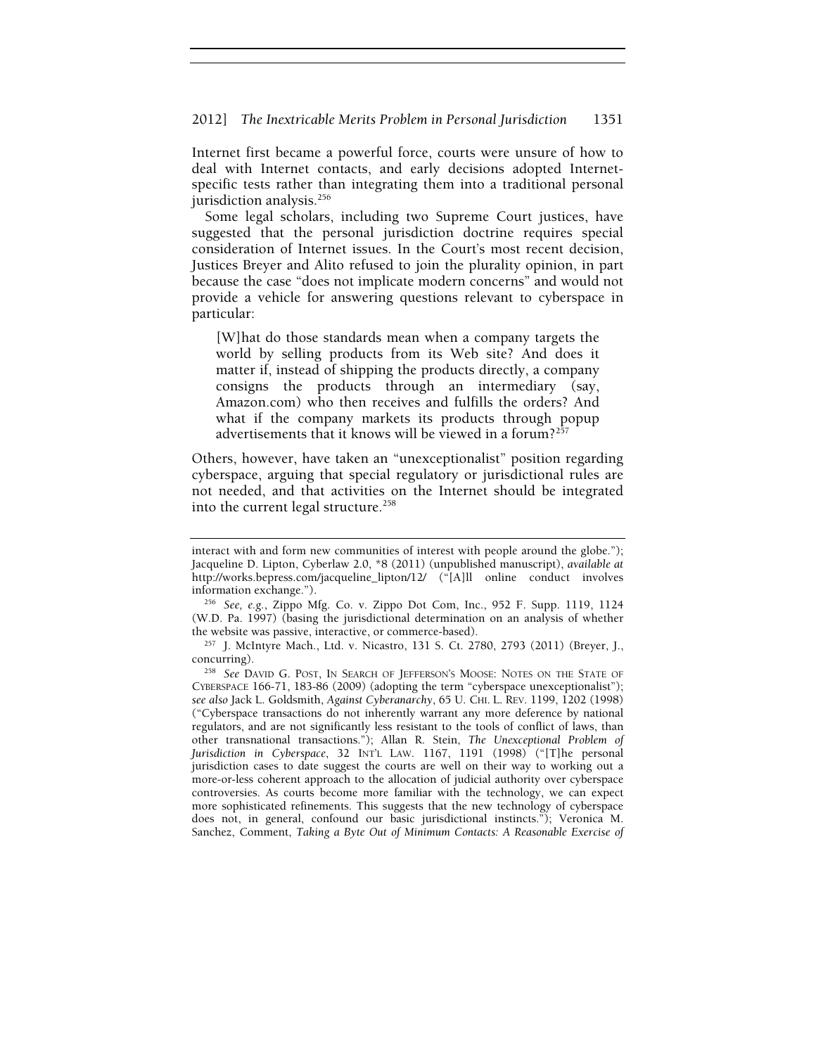Internet first became a powerful force, courts were unsure of how to deal with Internet contacts, and early decisions adopted Internet-specific tests rather than integrating them into a traditional personal jurisdiction analysis.[256]

Some legal scholars, including two Supreme Court justices, have suggested that the personal jurisdiction doctrine requires special consideration of Internet issues. In the Court's most recent decision, Justices Breyer and Alito refused to join the plurality opinion, in part because the case "does not implicate modern concerns" and would not provide a vehicle for answering questions relevant to cyberspace in particular:

> [W]hat do those standards mean when a company targets the world by selling products from its Web site? And does it matter if, instead of shipping the products directly, a company consigns the products through an intermediary (say, Amazon.com) who then receives and fulfills the orders? And what if the company markets its products through popup advertisements that it knows will be viewed in a forum?[257]

Others, however, have taken an "unexceptionalist" position regarding cyberspace, arguing that special regulatory or jurisdictional rules are not needed, and that activities on the Internet should be integrated into the current legal structure.[258]

---

interact with and form new communities of interest with people around the globe."); Jacqueline D. Lipton, Cyberlaw 2.0, *8 (2011) (unpublished manuscript), *available at* http://works.bepress.com/jacqueline_lipton/12/ ("[A]ll online conduct involves information exchange.").

[256] *See, e.g.*, Zippo Mfg. Co. v. Zippo Dot Com, Inc., 952 F. Supp. 1119, 1124 (W.D. Pa. 1997) (basing the jurisdictional determination on an analysis of whether the website was passive, interactive, or commerce-based).

[257] J. McIntyre Mach., Ltd. v. Nicastro, 131 S. Ct. 2780, 2793 (2011) (Breyer, J., concurring).

[258] *See* DAVID G. POST, IN SEARCH OF JEFFERSON'S MOOSE: NOTES ON THE STATE OF CYBERSPACE 166-71, 183-86 (2009) (adopting the term "cyberspace unexceptionalist"); *see also* Jack L. Goldsmith, *Against Cyberanarchy*, 65 U. CHI. L. REV. 1199, 1202 (1998) ("Cyberspace transactions do not inherently warrant any more deference by national regulators, and are not significantly less resistant to the tools of conflict of laws, than other transnational transactions."); Allan R. Stein, *The Unexceptional Problem of Jurisdiction in Cyberspace*, 32 INT'L LAW. 1167, 1191 (1998) ("[T]he personal jurisdiction cases to date suggest the courts are well on their way to working out a more-or-less coherent approach to the allocation of judicial authority over cyberspace controversies. As courts become more familiar with the technology, we can expect more sophisticated refinements. This suggests that the new technology of cyberspace does not, in general, confound our basic jurisdictional instincts."); Veronica M. Sanchez, Comment, *Taking a Byte Out of Minimum Contacts: A Reasonable Exercise of*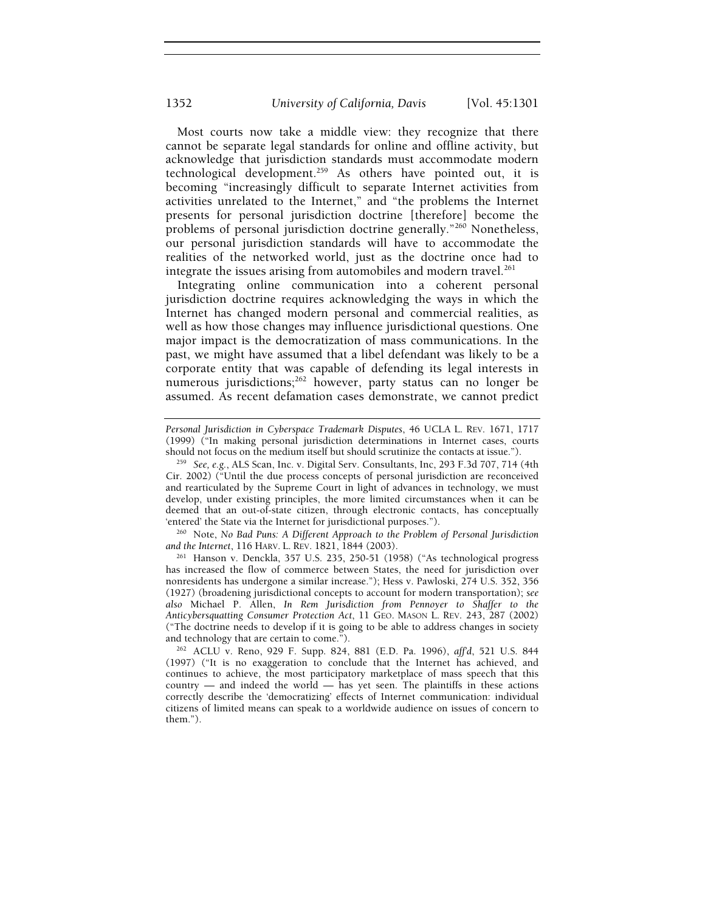Most courts now take a middle view: they recognize that there cannot be separate legal standards for online and offline activity, but acknowledge that jurisdiction standards must accommodate modern technological development.[259] As others have pointed out, it is becoming "increasingly difficult to separate Internet activities from activities unrelated to the Internet," and "the problems the Internet presents for personal jurisdiction doctrine [therefore] become the problems of personal jurisdiction doctrine generally."[260] Nonetheless, our personal jurisdiction standards will have to accommodate the realities of the networked world, just as the doctrine once had to integrate the issues arising from automobiles and modern travel.[261]

Integrating online communication into a coherent personal jurisdiction doctrine requires acknowledging the ways in which the Internet has changed modern personal and commercial realities, as well as how those changes may influence jurisdictional questions. One major impact is the democratization of mass communications. In the past, we might have assumed that a libel defendant was likely to be a corporate entity that was capable of defending its legal interests in numerous jurisdictions;[262] however, party status can no longer be assumed. As recent defamation cases demonstrate, we cannot predict

---

*Personal Jurisdiction in Cyberspace Trademark Disputes*, 46 UCLA L. REV. 1671, 1717 (1999) ("In making personal jurisdiction determinations in Internet cases, courts should not focus on the medium itself but should scrutinize the contacts at issue.").

[259] *See, e.g.*, ALS Scan, Inc. v. Digital Serv. Consultants, Inc, 293 F.3d 707, 714 (4th Cir. 2002) ("Until the due process concepts of personal jurisdiction are reconceived and rearticulated by the Supreme Court in light of advances in technology, we must develop, under existing principles, the more limited circumstances when it can be deemed that an out-of-state citizen, through electronic contacts, has conceptually 'entered' the State via the Internet for jurisdictional purposes.").

[260] Note, *No Bad Puns: A Different Approach to the Problem of Personal Jurisdiction and the Internet*, 116 HARV. L. REV. 1821, 1844 (2003).

[261] Hanson v. Denckla, 357 U.S. 235, 250-51 (1958) ("As technological progress has increased the flow of commerce between States, the need for jurisdiction over nonresidents has undergone a similar increase."); Hess v. Pawloski, 274 U.S. 352, 356 (1927) (broadening jurisdictional concepts to account for modern transportation); *see also* Michael P. Allen, *In Rem Jurisdiction from Pennoyer to Shaffer to the Anticybersquatting Consumer Protection Act*, 11 GEO. MASON L. REV. 243, 287 (2002) ("The doctrine needs to develop if it is going to be able to address changes in society and technology that are certain to come.").

[262] ACLU v. Reno, 929 F. Supp. 824, 881 (E.D. Pa. 1996), *aff'd*, 521 U.S. 844 (1997) ("It is no exaggeration to conclude that the Internet has achieved, and continues to achieve, the most participatory marketplace of mass speech that this country — and indeed the world — has yet seen. The plaintiffs in these actions correctly describe the 'democratizing' effects of Internet communication: individual citizens of limited means can speak to a worldwide audience on issues of concern to them.").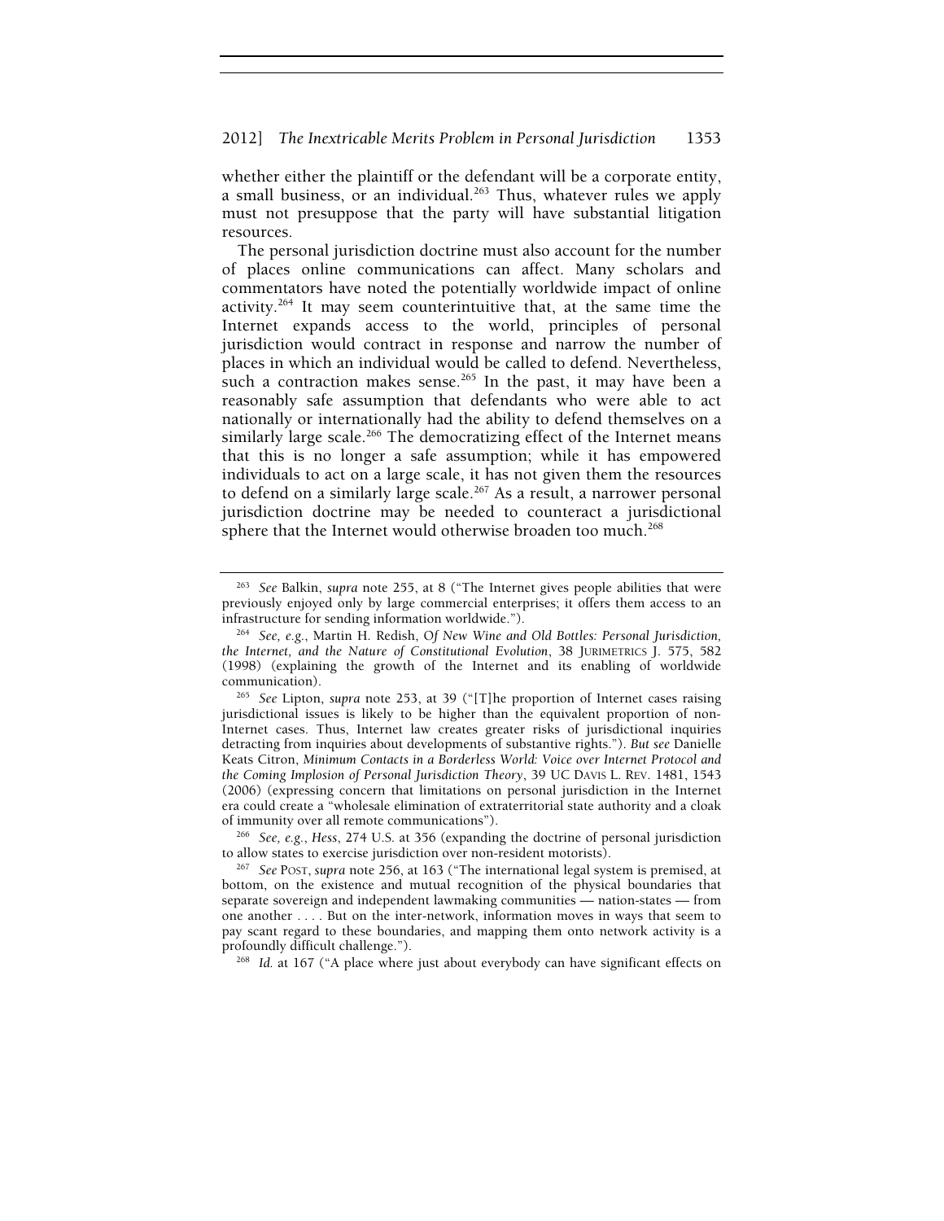whether either the plaintiff or the defendant will be a corporate entity, a small business, or an individual.[263] Thus, whatever rules we apply must not presuppose that the party will have substantial litigation resources.

The personal jurisdiction doctrine must also account for the number of places online communications can affect. Many scholars and commentators have noted the potentially worldwide impact of online activity.[264] It may seem counterintuitive that, at the same time the Internet expands access to the world, principles of personal jurisdiction would contract in response and narrow the number of places in which an individual would be called to defend. Nevertheless, such a contraction makes sense.[265] In the past, it may have been a reasonably safe assumption that defendants who were able to act nationally or internationally had the ability to defend themselves on a similarly large scale.[266] The democratizing effect of the Internet means that this is no longer a safe assumption; while it has empowered individuals to act on a large scale, it has not given them the resources to defend on a similarly large scale.[267] As a result, a narrower personal jurisdiction doctrine may be needed to counteract a jurisdictional sphere that the Internet would otherwise broaden too much.[268]

---

[263] *See* Balkin, *supra* note 255, at 8 ("The Internet gives people abilities that were previously enjoyed only by large commercial enterprises; it offers them access to an infrastructure for sending information worldwide.").

[264] *See, e.g.*, Martin H. Redish, *Of New Wine and Old Bottles: Personal Jurisdiction, the Internet, and the Nature of Constitutional Evolution*, 38 JURIMETRICS J. 575, 582 (1998) (explaining the growth of the Internet and its enabling of worldwide communication).

[265] *See* Lipton, *supra* note 253, at 39 ("[T]he proportion of Internet cases raising jurisdictional issues is likely to be higher than the equivalent proportion of non-Internet cases. Thus, Internet law creates greater risks of jurisdictional inquiries detracting from inquiries about developments of substantive rights."). *But see* Danielle Keats Citron, *Minimum Contacts in a Borderless World: Voice over Internet Protocol and the Coming Implosion of Personal Jurisdiction Theory*, 39 UC DAVIS L. REV. 1481, 1543 (2006) (expressing concern that limitations on personal jurisdiction in the Internet era could create a "wholesale elimination of extraterritorial state authority and a cloak of immunity over all remote communications").

[266] *See, e.g.*, *Hess*, 274 U.S. at 356 (expanding the doctrine of personal jurisdiction to allow states to exercise jurisdiction over non-resident motorists).

[267] *See* POST, *supra* note 256, at 163 ("The international legal system is premised, at bottom, on the existence and mutual recognition of the physical boundaries that separate sovereign and independent lawmaking communities — nation-states — from one another . . . . But on the inter-network, information moves in ways that seem to pay scant regard to these boundaries, and mapping them onto network activity is a profoundly difficult challenge.").

[268] *Id.* at 167 ("A place where just about everybody can have significant effects on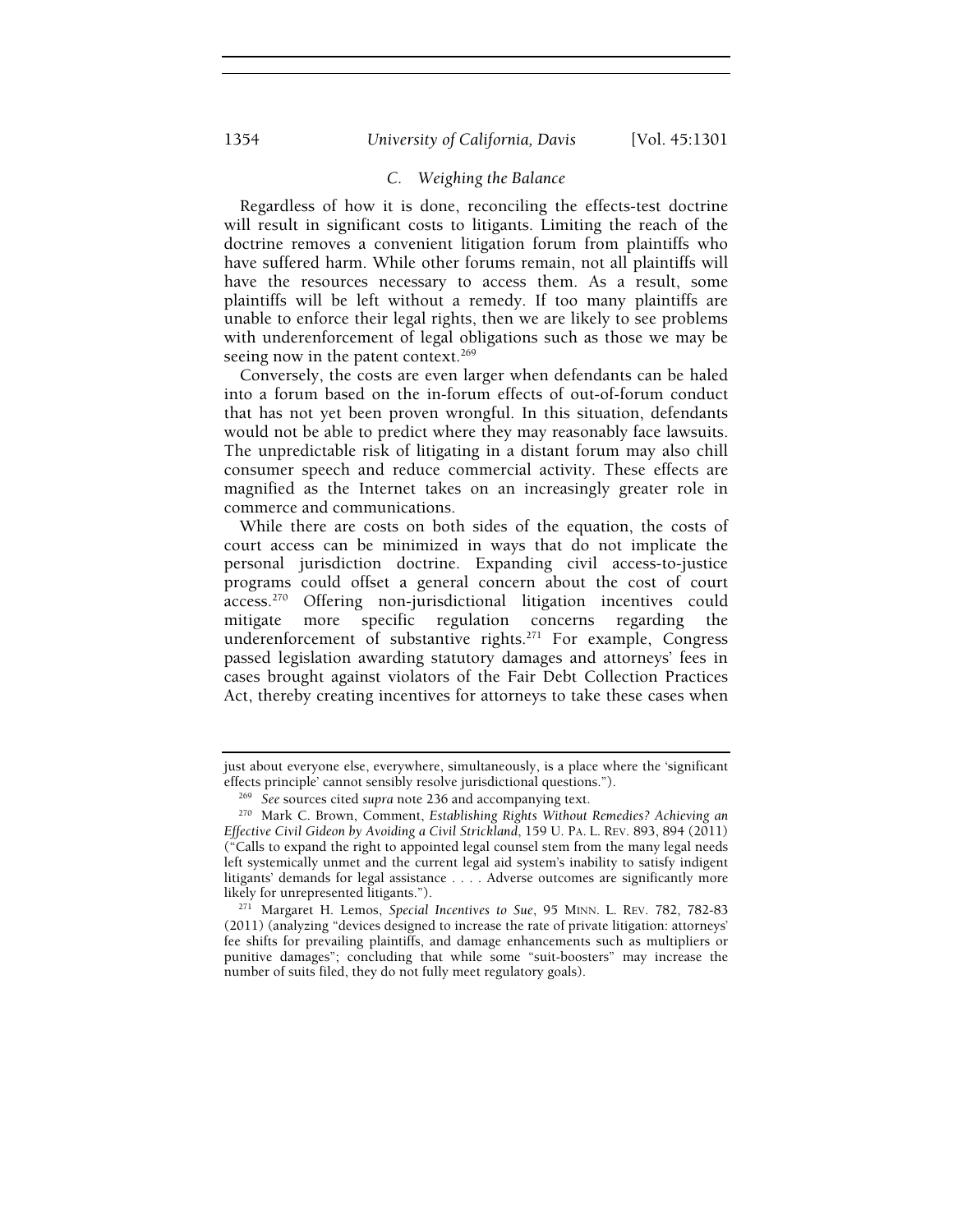### C. Weighing the Balance

Regardless of how it is done, reconciling the effects-test doctrine will result in significant costs to litigants. Limiting the reach of the doctrine removes a convenient litigation forum from plaintiffs who have suffered harm. While other forums remain, not all plaintiffs will have the resources necessary to access them. As a result, some plaintiffs will be left without a remedy. If too many plaintiffs are unable to enforce their legal rights, then we are likely to see problems with underenforcement of legal obligations such as those we may be seeing now in the patent context.[269]

Conversely, the costs are even larger when defendants can be haled into a forum based on the in-forum effects of out-of-forum conduct that has not yet been proven wrongful. In this situation, defendants would not be able to predict where they may reasonably face lawsuits. The unpredictable risk of litigating in a distant forum may also chill consumer speech and reduce commercial activity. These effects are magnified as the Internet takes on an increasingly greater role in commerce and communications.

While there are costs on both sides of the equation, the costs of court access can be minimized in ways that do not implicate the personal jurisdiction doctrine. Expanding civil access-to-justice programs could offset a general concern about the cost of court access.[270] Offering non-jurisdictional litigation incentives could mitigate more specific regulation concerns regarding the underenforcement of substantive rights.[271] For example, Congress passed legislation awarding statutory damages and attorneys' fees in cases brought against violators of the Fair Debt Collection Practices Act, thereby creating incentives for attorneys to take these cases when

---

just about everyone else, everywhere, simultaneously, is a place where the 'significant effects principle' cannot sensibly resolve jurisdictional questions.").

[269] *See* sources cited *supra* note 236 and accompanying text.

[270] Mark C. Brown, Comment, *Establishing Rights Without Remedies? Achieving an Effective Civil Gideon by Avoiding a Civil Strickland*, 159 U. PA. L. REV. 893, 894 (2011) ("Calls to expand the right to appointed legal counsel stem from the many legal needs left systemically unmet and the current legal aid system's inability to satisfy indigent litigants' demands for legal assistance . . . . Adverse outcomes are significantly more likely for unrepresented litigants.").

[271] Margaret H. Lemos, *Special Incentives to Sue*, 95 MINN. L. REV. 782, 782-83 (2011) (analyzing "devices designed to increase the rate of private litigation: attorneys' fee shifts for prevailing plaintiffs, and damage enhancements such as multipliers or punitive damages"; concluding that while some "suit-boosters" may increase the number of suits filed, they do not fully meet regulatory goals).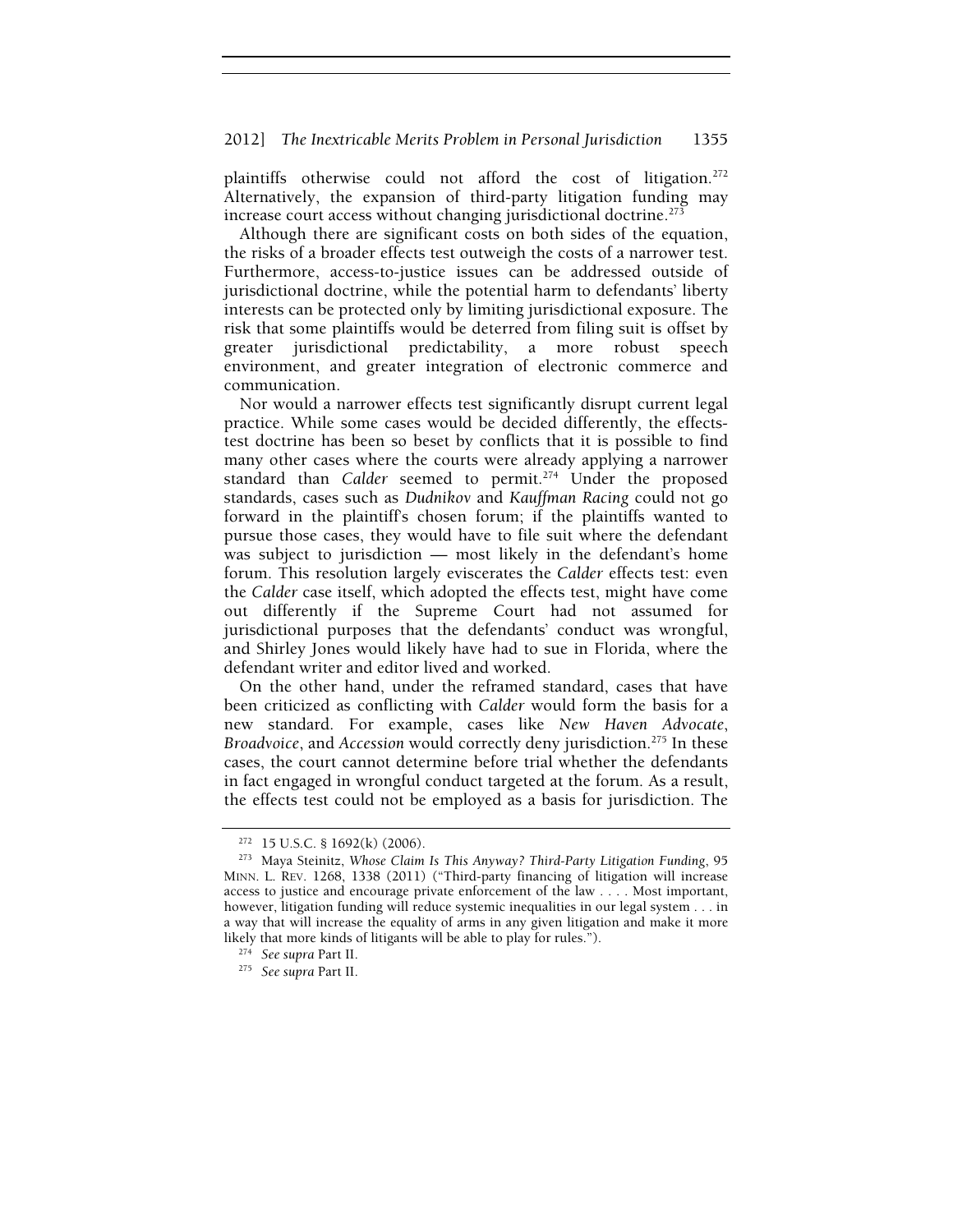plaintiffs otherwise could not afford the cost of litigation.[272] Alternatively, the expansion of third-party litigation funding may increase court access without changing jurisdictional doctrine.[273]

Although there are significant costs on both sides of the equation, the risks of a broader effects test outweigh the costs of a narrower test. Furthermore, access-to-justice issues can be addressed outside of jurisdictional doctrine, while the potential harm to defendants' liberty interests can be protected only by limiting jurisdictional exposure. The risk that some plaintiffs would be deterred from filing suit is offset by greater jurisdictional predictability, a more robust speech environment, and greater integration of electronic commerce and communication.

Nor would a narrower effects test significantly disrupt current legal practice. While some cases would be decided differently, the effects-test doctrine has been so beset by conflicts that it is possible to find many other cases where the courts were already applying a narrower standard than *Calder* seemed to permit.[274] Under the proposed standards, cases such as *Dudnikov* and *Kauffman Racing* could not go forward in the plaintiff's chosen forum; if the plaintiffs wanted to pursue those cases, they would have to file suit where the defendant was subject to jurisdiction — most likely in the defendant's home forum. This resolution largely eviscerates the *Calder* effects test: even the *Calder* case itself, which adopted the effects test, might have come out differently if the Supreme Court had not assumed for jurisdictional purposes that the defendants' conduct was wrongful, and Shirley Jones would likely have had to sue in Florida, where the defendant writer and editor lived and worked.

On the other hand, under the reframed standard, cases that have been criticized as conflicting with *Calder* would form the basis for a new standard. For example, cases like *New Haven Advocate*, *Broadvoice*, and *Accession* would correctly deny jurisdiction.[275] In these cases, the court cannot determine before trial whether the defendants in fact engaged in wrongful conduct targeted at the forum. As a result, the effects test could not be employed as a basis for jurisdiction. The

---

[272] 15 U.S.C. § 1692(k) (2006).

[273] Maya Steinitz, *Whose Claim Is This Anyway? Third-Party Litigation Funding*, 95 MINN. L. REV. 1268, 1338 (2011) ("Third-party financing of litigation will increase access to justice and encourage private enforcement of the law . . . . Most important, however, litigation funding will reduce systemic inequalities in our legal system . . . in a way that will increase the equality of arms in any given litigation and make it more likely that more kinds of litigants will be able to play for rules.").

[274] *See supra* Part II.

[275] *See supra* Part II.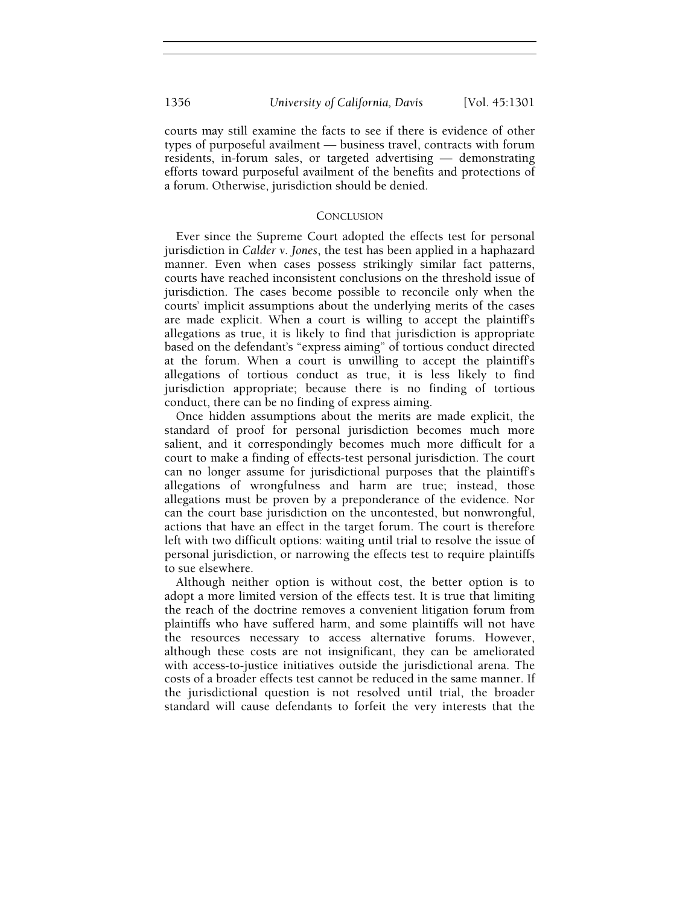courts may still examine the facts to see if there is evidence of other types of purposeful availment — business travel, contracts with forum residents, in-forum sales, or targeted advertising — demonstrating efforts toward purposeful availment of the benefits and protections of a forum. Otherwise, jurisdiction should be denied.

## CONCLUSION

Ever since the Supreme Court adopted the effects test for personal jurisdiction in *Calder v. Jones*, the test has been applied in a haphazard manner. Even when cases possess strikingly similar fact patterns, courts have reached inconsistent conclusions on the threshold issue of jurisdiction. The cases become possible to reconcile only when the courts' implicit assumptions about the underlying merits of the cases are made explicit. When a court is willing to accept the plaintiff's allegations as true, it is likely to find that jurisdiction is appropriate based on the defendant's "express aiming" of tortious conduct directed at the forum. When a court is unwilling to accept the plaintiff's allegations of tortious conduct as true, it is less likely to find jurisdiction appropriate; because there is no finding of tortious conduct, there can be no finding of express aiming.

Once hidden assumptions about the merits are made explicit, the standard of proof for personal jurisdiction becomes much more salient, and it correspondingly becomes much more difficult for a court to make a finding of effects-test personal jurisdiction. The court can no longer assume for jurisdictional purposes that the plaintiff's allegations of wrongfulness and harm are true; instead, those allegations must be proven by a preponderance of the evidence. Nor can the court base jurisdiction on the uncontested, but nonwrongful, actions that have an effect in the target forum. The court is therefore left with two difficult options: waiting until trial to resolve the issue of personal jurisdiction, or narrowing the effects test to require plaintiffs to sue elsewhere.

Although neither option is without cost, the better option is to adopt a more limited version of the effects test. It is true that limiting the reach of the doctrine removes a convenient litigation forum from plaintiffs who have suffered harm, and some plaintiffs will not have the resources necessary to access alternative forums. However, although these costs are not insignificant, they can be ameliorated with access-to-justice initiatives outside the jurisdictional arena. The costs of a broader effects test cannot be reduced in the same manner. If the jurisdictional question is not resolved until trial, the broader standard will cause defendants to forfeit the very interests that the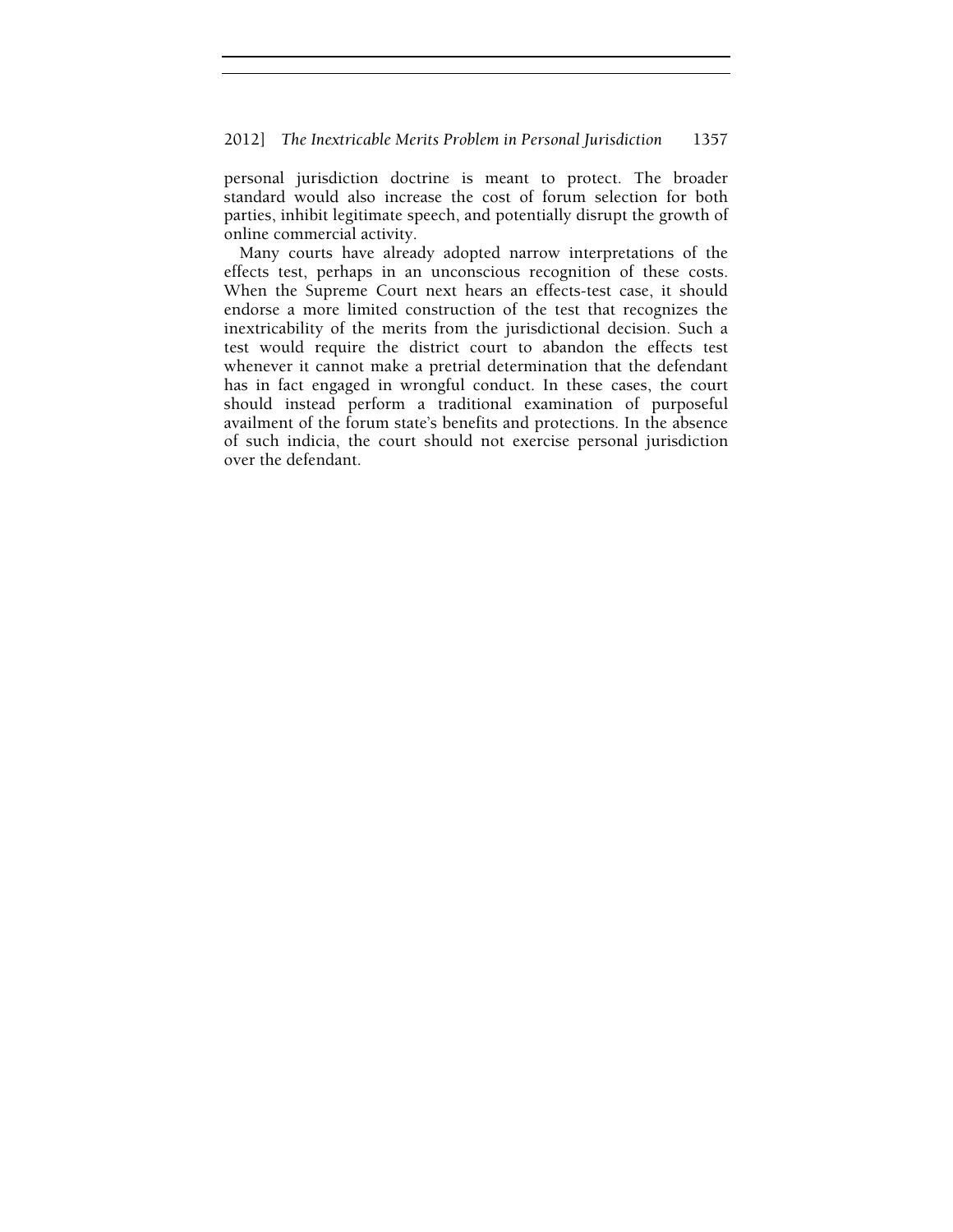personal jurisdiction doctrine is meant to protect. The broader standard would also increase the cost of forum selection for both parties, inhibit legitimate speech, and potentially disrupt the growth of online commercial activity.

Many courts have already adopted narrow interpretations of the effects test, perhaps in an unconscious recognition of these costs. When the Supreme Court next hears an effects-test case, it should endorse a more limited construction of the test that recognizes the inextricability of the merits from the jurisdictional decision. Such a test would require the district court to abandon the effects test whenever it cannot make a pretrial determination that the defendant has in fact engaged in wrongful conduct. In these cases, the court should instead perform a traditional examination of purposeful availment of the forum state's benefits and protections. In the absence of such indicia, the court should not exercise personal jurisdiction over the defendant.